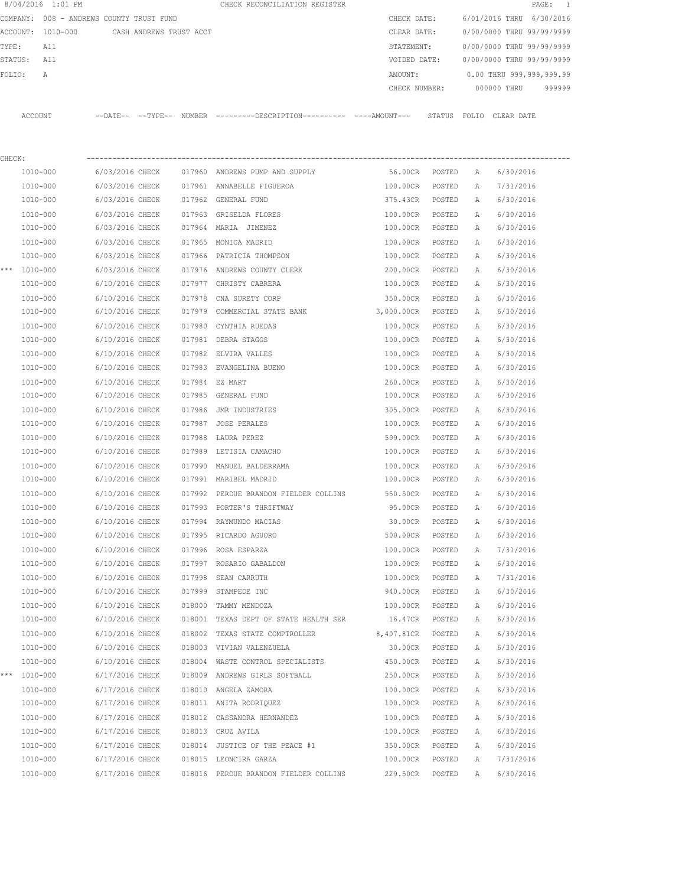8/04/2016 1:01 PM CHECK RECONCILIATION REGISTER

COMPANY: 008 - ANDREWS COUNTY TRUST FUND
ACCOUNT: 1010-000 CASH ANDREWS TRUST ACCT
TYPE: All
STATUS: All
FOLIO: A

CHECK DATE: 6/01/2016 THRU 6/30/2016
CLEAR DATE: 0/00/0000 THRU 99/99/9999
STATEMENT: 0/00/0000 THRU 99/99/9999
VOIDED DATE: 0/00/0000 THRU 99/99/9999
AMOUNT: 0.00 THRU 999,999,999.99
CHECK NUMBER: 000000 THRU 999999

CHECK:

| | ACCOUNT | DATE | TYPE | NUMBER | DESCRIPTION | AMOUNT | STATUS | FOLIO | CLEAR DATE |
|---|---|---|---|---|---|---|---|---|---|
| | 1010-000 | 6/03/2016 | CHECK | 017960 | ANDREWS PUMP AND SUPPLY | 56.00CR | POSTED | A | 6/30/2016 |
| | 1010-000 | 6/03/2016 | CHECK | 017961 | ANNABELLE FIGUEROA | 100.00CR | POSTED | A | 7/31/2016 |
| | 1010-000 | 6/03/2016 | CHECK | 017962 | GENERAL FUND | 375.43CR | POSTED | A | 6/30/2016 |
| | 1010-000 | 6/03/2016 | CHECK | 017963 | GRISELDA FLORES | 100.00CR | POSTED | A | 6/30/2016 |
| | 1010-000 | 6/03/2016 | CHECK | 017964 | MARIA JIMENEZ | 100.00CR | POSTED | A | 6/30/2016 |
| | 1010-000 | 6/03/2016 | CHECK | 017965 | MONICA MADRID | 100.00CR | POSTED | A | 6/30/2016 |
| | 1010-000 | 6/03/2016 | CHECK | 017966 | PATRICIA THOMPSON | 100.00CR | POSTED | A | 6/30/2016 |
| *** | 1010-000 | 6/03/2016 | CHECK | 017976 | ANDREWS COUNTY CLERK | 200.00CR | POSTED | A | 6/30/2016 |
| | 1010-000 | 6/10/2016 | CHECK | 017977 | CHRISTY CABRERA | 100.00CR | POSTED | A | 6/30/2016 |
| | 1010-000 | 6/10/2016 | CHECK | 017978 | CNA SURETY CORP | 350.00CR | POSTED | A | 6/30/2016 |
| | 1010-000 | 6/10/2016 | CHECK | 017979 | COMMERCIAL STATE BANK | 3,000.00CR | POSTED | A | 6/30/2016 |
| | 1010-000 | 6/10/2016 | CHECK | 017980 | CYNTHIA RUEDAS | 100.00CR | POSTED | A | 6/30/2016 |
| | 1010-000 | 6/10/2016 | CHECK | 017981 | DEBRA STAGGS | 100.00CR | POSTED | A | 6/30/2016 |
| | 1010-000 | 6/10/2016 | CHECK | 017982 | ELVIRA VALLES | 100.00CR | POSTED | A | 6/30/2016 |
| | 1010-000 | 6/10/2016 | CHECK | 017983 | EVANGELINA BUENO | 100.00CR | POSTED | A | 6/30/2016 |
| | 1010-000 | 6/10/2016 | CHECK | 017984 | EZ MART | 260.00CR | POSTED | A | 6/30/2016 |
| | 1010-000 | 6/10/2016 | CHECK | 017985 | GENERAL FUND | 100.00CR | POSTED | A | 6/30/2016 |
| | 1010-000 | 6/10/2016 | CHECK | 017986 | JMR INDUSTRIES | 305.00CR | POSTED | A | 6/30/2016 |
| | 1010-000 | 6/10/2016 | CHECK | 017987 | JOSE PERALES | 100.00CR | POSTED | A | 6/30/2016 |
| | 1010-000 | 6/10/2016 | CHECK | 017988 | LAURA PEREZ | 599.00CR | POSTED | A | 6/30/2016 |
| | 1010-000 | 6/10/2016 | CHECK | 017989 | LETISIA CAMACHO | 100.00CR | POSTED | A | 6/30/2016 |
| | 1010-000 | 6/10/2016 | CHECK | 017990 | MANUEL BALDERRAMA | 100.00CR | POSTED | A | 6/30/2016 |
| | 1010-000 | 6/10/2016 | CHECK | 017991 | MARIBEL MADRID | 100.00CR | POSTED | A | 6/30/2016 |
| | 1010-000 | 6/10/2016 | CHECK | 017992 | PERDUE BRANDON FIELDER COLLINS | 550.50CR | POSTED | A | 6/30/2016 |
| | 1010-000 | 6/10/2016 | CHECK | 017993 | PORTER'S THRIFTWAY | 95.00CR | POSTED | A | 6/30/2016 |
| | 1010-000 | 6/10/2016 | CHECK | 017994 | RAYMUNDO MACIAS | 30.00CR | POSTED | A | 6/30/2016 |
| | 1010-000 | 6/10/2016 | CHECK | 017995 | RICARDO AGUORO | 500.00CR | POSTED | A | 6/30/2016 |
| | 1010-000 | 6/10/2016 | CHECK | 017996 | ROSA ESPARZA | 100.00CR | POSTED | A | 7/31/2016 |
| | 1010-000 | 6/10/2016 | CHECK | 017997 | ROSARIO GABALDON | 100.00CR | POSTED | A | 6/30/2016 |
| | 1010-000 | 6/10/2016 | CHECK | 017998 | SEAN CARRUTH | 100.00CR | POSTED | A | 7/31/2016 |
| | 1010-000 | 6/10/2016 | CHECK | 017999 | STAMPEDE INC | 940.00CR | POSTED | A | 6/30/2016 |
| | 1010-000 | 6/10/2016 | CHECK | 018000 | TAMMY MENDOZA | 100.00CR | POSTED | A | 6/30/2016 |
| | 1010-000 | 6/10/2016 | CHECK | 018001 | TEXAS DEPT OF STATE HEALTH SER | 16.47CR | POSTED | A | 6/30/2016 |
| | 1010-000 | 6/10/2016 | CHECK | 018002 | TEXAS STATE COMPTROLLER | 8,407.81CR | POSTED | A | 6/30/2016 |
| | 1010-000 | 6/10/2016 | CHECK | 018003 | VIVIAN VALENZUELA | 30.00CR | POSTED | A | 6/30/2016 |
| | 1010-000 | 6/10/2016 | CHECK | 018004 | WASTE CONTROL SPECIALISTS | 450.00CR | POSTED | A | 6/30/2016 |
| *** | 1010-000 | 6/17/2016 | CHECK | 018009 | ANDREWS GIRLS SOFTBALL | 250.00CR | POSTED | A | 6/30/2016 |
| | 1010-000 | 6/17/2016 | CHECK | 018010 | ANGELA ZAMORA | 100.00CR | POSTED | A | 6/30/2016 |
| | 1010-000 | 6/17/2016 | CHECK | 018011 | ANITA RODRIQUEZ | 100.00CR | POSTED | A | 6/30/2016 |
| | 1010-000 | 6/17/2016 | CHECK | 018012 | CASSANDRA HERNANDEZ | 100.00CR | POSTED | A | 6/30/2016 |
| | 1010-000 | 6/17/2016 | CHECK | 018013 | CRUZ AVILA | 100.00CR | POSTED | A | 6/30/2016 |
| | 1010-000 | 6/17/2016 | CHECK | 018014 | JUSTICE OF THE PEACE #1 | 350.00CR | POSTED | A | 6/30/2016 |
| | 1010-000 | 6/17/2016 | CHECK | 018015 | LEONCIRA GARZA | 100.00CR | POSTED | A | 7/31/2016 |
| | 1010-000 | 6/17/2016 | CHECK | 018016 | PERDUE BRANDON FIELDER COLLINS | 229.50CR | POSTED | A | 6/30/2016 |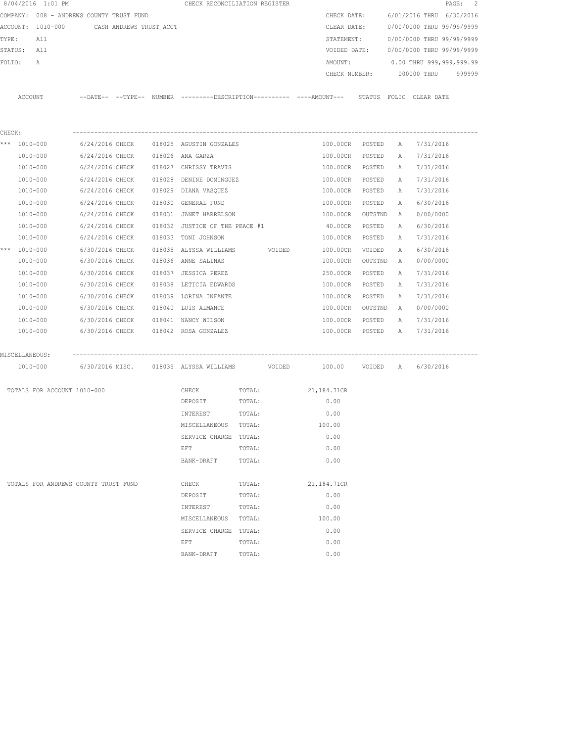8/04/2016 1:01 PM — CHECK RECONCILIATION REGISTER

COMPANY: 008 - ANDREWS COUNTY TRUST FUND
ACCOUNT: 1010-000 CASH ANDREWS TRUST ACCT
TYPE: All
STATUS: All
FOLIO: A

CHECK DATE: 6/01/2016 THRU 6/30/2016
CLEAR DATE: 0/00/0000 THRU 99/99/9999
STATEMENT: 0/00/0000 THRU 99/99/9999
VOIDED DATE: 0/00/0000 THRU 99/99/9999
AMOUNT: 0.00 THRU 999,999,999.99
CHECK NUMBER: 000000 THRU 999999

| | ACCOUNT | DATE | TYPE | NUMBER | DESCRIPTION | AMOUNT | STATUS | FOLIO | CLEAR DATE |
|---|---|---|---|---|---|---|---|---|---|
| **CHECK:** | | | | | | | | | |
| *** | 1010-000 | 6/24/2016 | CHECK | 018025 | AGUSTIN GONZALES | 100.00CR | POSTED | A | 7/31/2016 |
| | 1010-000 | 6/24/2016 | CHECK | 018026 | ANA GARZA | 100.00CR | POSTED | A | 7/31/2016 |
| | 1010-000 | 6/24/2016 | CHECK | 018027 | CHRISSY TRAVIS | 100.00CR | POSTED | A | 7/31/2016 |
| | 1010-000 | 6/24/2016 | CHECK | 018028 | DENINE DOMINGUEZ | 100.00CR | POSTED | A | 7/31/2016 |
| | 1010-000 | 6/24/2016 | CHECK | 018029 | DIANA VASQUEZ | 100.00CR | POSTED | A | 7/31/2016 |
| | 1010-000 | 6/24/2016 | CHECK | 018030 | GENERAL FUND | 100.00CR | POSTED | A | 6/30/2016 |
| | 1010-000 | 6/24/2016 | CHECK | 018031 | JANET HARRELSON | 100.00CR | OUTSTND | A | 0/00/0000 |
| | 1010-000 | 6/24/2016 | CHECK | 018032 | JUSTICE OF THE PEACE #1 | 40.00CR | POSTED | A | 6/30/2016 |
| | 1010-000 | 6/24/2016 | CHECK | 018033 | TONI JOHNSON | 100.00CR | POSTED | A | 7/31/2016 |
| *** | 1010-000 | 6/30/2016 | CHECK | 018035 | ALYSSA WILLIAMS VOIDED | 100.00CR | VOIDED | A | 6/30/2016 |
| | 1010-000 | 6/30/2016 | CHECK | 018036 | ANNE SALINAS | 100.00CR | OUTSTND | A | 0/00/0000 |
| | 1010-000 | 6/30/2016 | CHECK | 018037 | JESSICA PEREZ | 250.00CR | POSTED | A | 7/31/2016 |
| | 1010-000 | 6/30/2016 | CHECK | 018038 | LETICIA EDWARDS | 100.00CR | POSTED | A | 7/31/2016 |
| | 1010-000 | 6/30/2016 | CHECK | 018039 | LORINA INFANTE | 100.00CR | POSTED | A | 7/31/2016 |
| | 1010-000 | 6/30/2016 | CHECK | 018040 | LUIS ALMANCE | 100.00CR | OUTSTND | A | 0/00/0000 |
| | 1010-000 | 6/30/2016 | CHECK | 018041 | NANCY WILSON | 100.00CR | POSTED | A | 7/31/2016 |
| | 1010-000 | 6/30/2016 | CHECK | 018042 | ROSA GONZALEZ | 100.00CR | POSTED | A | 7/31/2016 |
| **MISCELLANEOUS:** | | | | | | | | | |
| | 1010-000 | 6/30/2016 | MISC. | 018035 | ALYSSA WILLIAMS VOIDED | 100.00 | VOIDED | A | 6/30/2016 |

**TOTALS FOR ACCOUNT 1010-000**

| Type | | Total |
|---|---|---|
| CHECK | TOTAL: | 21,184.71CR |
| DEPOSIT | TOTAL: | 0.00 |
| INTEREST | TOTAL: | 0.00 |
| MISCELLANEOUS | TOTAL: | 100.00 |
| SERVICE CHARGE | TOTAL: | 0.00 |
| EFT | TOTAL: | 0.00 |
| BANK-DRAFT | TOTAL: | 0.00 |

**TOTALS FOR ANDREWS COUNTY TRUST FUND**

| Type | | Total |
|---|---|---|
| CHECK | TOTAL: | 21,184.71CR |
| DEPOSIT | TOTAL: | 0.00 |
| INTEREST | TOTAL: | 0.00 |
| MISCELLANEOUS | TOTAL: | 100.00 |
| SERVICE CHARGE | TOTAL: | 0.00 |
| EFT | TOTAL: | 0.00 |
| BANK-DRAFT | TOTAL: | 0.00 |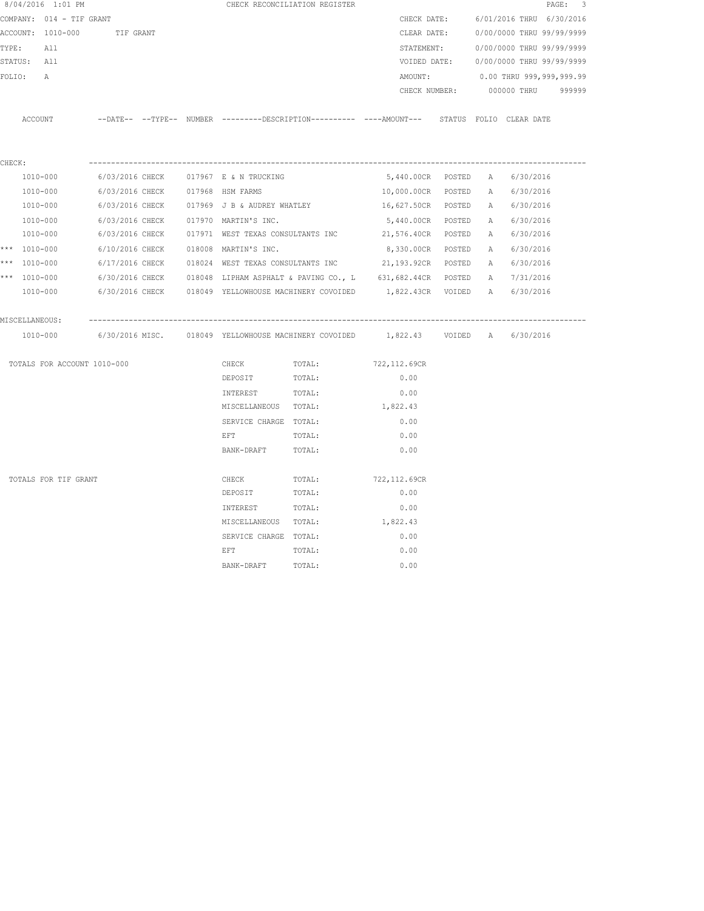8/04/2016 1:01 PM CHECK RECONCILIATION REGISTER

COMPANY: 014 - TIF GRANT
ACCOUNT: 1010-000 TIF GRANT
TYPE: All
STATUS: All
FOLIO: A

CHECK DATE: 6/01/2016 THRU 6/30/2016
CLEAR DATE: 0/00/0000 THRU 99/99/9999
STATEMENT: 0/00/0000 THRU 99/99/9999
VOIDED DATE: 0/00/0000 THRU 99/99/9999
AMOUNT: 0.00 THRU 999,999,999.99
CHECK NUMBER: 000000 THRU 999999

| | ACCOUNT | DATE | TYPE | NUMBER | DESCRIPTION | AMOUNT | STATUS | FOLIO | CLEAR DATE |
|---|---|---|---|---|---|---|---|---|---|
| CHECK: | | | | | | | | | |
| | 1010-000 | 6/03/2016 | CHECK | 017967 | E & N TRUCKING | 5,440.00CR | POSTED | A | 6/30/2016 |
| | 1010-000 | 6/03/2016 | CHECK | 017968 | HSM FARMS | 10,000.00CR | POSTED | A | 6/30/2016 |
| | 1010-000 | 6/03/2016 | CHECK | 017969 | J B & AUDREY WHATLEY | 16,627.50CR | POSTED | A | 6/30/2016 |
| | 1010-000 | 6/03/2016 | CHECK | 017970 | MARTIN'S INC. | 5,440.00CR | POSTED | A | 6/30/2016 |
| | 1010-000 | 6/03/2016 | CHECK | 017971 | WEST TEXAS CONSULTANTS INC | 21,576.40CR | POSTED | A | 6/30/2016 |
| *** | 1010-000 | 6/10/2016 | CHECK | 018008 | MARTIN'S INC. | 8,330.00CR | POSTED | A | 6/30/2016 |
| *** | 1010-000 | 6/17/2016 | CHECK | 018024 | WEST TEXAS CONSULTANTS INC | 21,193.92CR | POSTED | A | 6/30/2016 |
| *** | 1010-000 | 6/30/2016 | CHECK | 018048 | LIPHAM ASPHALT & PAVING CO., L | 631,682.44CR | POSTED | A | 7/31/2016 |
| | 1010-000 | 6/30/2016 | CHECK | 018049 | YELLOWHOUSE MACHINERY COVOIDED | 1,822.43CR | VOIDED | A | 6/30/2016 |
| MISCELLANEOUS: | | | | | | | | | |
| | 1010-000 | 6/30/2016 | MISC. | 018049 | YELLOWHOUSE MACHINERY COVOIDED | 1,822.43 | VOIDED | A | 6/30/2016 |

| TOTALS FOR ACCOUNT 1010-000 | | | |
|---|---|---|---|
| | CHECK | TOTAL: | 722,112.69CR |
| | DEPOSIT | TOTAL: | 0.00 |
| | INTEREST | TOTAL: | 0.00 |
| | MISCELLANEOUS | TOTAL: | 1,822.43 |
| | SERVICE CHARGE | TOTAL: | 0.00 |
| | EFT | TOTAL: | 0.00 |
| | BANK-DRAFT | TOTAL: | 0.00 |

| TOTALS FOR TIF GRANT | | | |
|---|---|---|---|
| | CHECK | TOTAL: | 722,112.69CR |
| | DEPOSIT | TOTAL: | 0.00 |
| | INTEREST | TOTAL: | 0.00 |
| | MISCELLANEOUS | TOTAL: | 1,822.43 |
| | SERVICE CHARGE | TOTAL: | 0.00 |
| | EFT | TOTAL: | 0.00 |
| | BANK-DRAFT | TOTAL: | 0.00 |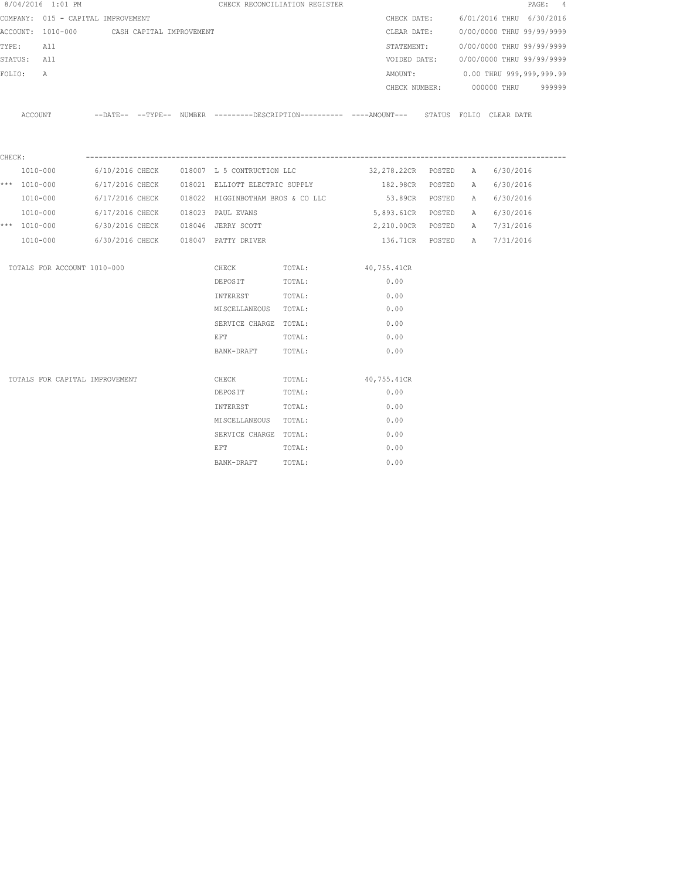8/04/2016 1:01 PM CHECK RECONCILIATION REGISTER

COMPANY: 015 - CAPITAL IMPROVEMENT

ACCOUNT: 1010-000 CASH CAPITAL IMPROVEMENT

TYPE: All

STATUS: All

FOLIO: A

CHECK DATE: 6/01/2016 THRU 6/30/2016

CLEAR DATE: 0/00/0000 THRU 99/99/9999

STATEMENT: 0/00/0000 THRU 99/99/9999

VOIDED DATE: 0/00/0000 THRU 99/99/9999

AMOUNT: 0.00 THRU 999,999,999.99

CHECK NUMBER: 000000 THRU 999999

CHECK:

| | ACCOUNT | --DATE-- | --TYPE-- | NUMBER | ---------DESCRIPTION---------- | ----AMOUNT--- | STATUS | FOLIO | CLEAR DATE |
|---|---|---|---|---|---|---|---|---|---|
| | 1010-000 | 6/10/2016 | CHECK | 018007 | L 5 CONTRUCTION LLC | 32,278.22CR | POSTED | A | 6/30/2016 |
| *** | 1010-000 | 6/17/2016 | CHECK | 018021 | ELLIOTT ELECTRIC SUPPLY | 182.98CR | POSTED | A | 6/30/2016 |
| | 1010-000 | 6/17/2016 | CHECK | 018022 | HIGGINBOTHAM BROS & CO LLC | 53.89CR | POSTED | A | 6/30/2016 |
| | 1010-000 | 6/17/2016 | CHECK | 018023 | PAUL EVANS | 5,893.61CR | POSTED | A | 6/30/2016 |
| *** | 1010-000 | 6/30/2016 | CHECK | 018046 | JERRY SCOTT | 2,210.00CR | POSTED | A | 7/31/2016 |
| | 1010-000 | 6/30/2016 | CHECK | 018047 | PATTY DRIVER | 136.71CR | POSTED | A | 7/31/2016 |

| | | | |
|---|---|---|---|
| TOTALS FOR ACCOUNT 1010-000 | CHECK | TOTAL: | 40,755.41CR |
| | DEPOSIT | TOTAL: | 0.00 |
| | INTEREST | TOTAL: | 0.00 |
| | MISCELLANEOUS | TOTAL: | 0.00 |
| | SERVICE CHARGE | TOTAL: | 0.00 |
| | EFT | TOTAL: | 0.00 |
| | BANK-DRAFT | TOTAL: | 0.00 |
| TOTALS FOR CAPITAL IMPROVEMENT | CHECK | TOTAL: | 40,755.41CR |
| | DEPOSIT | TOTAL: | 0.00 |
| | INTEREST | TOTAL: | 0.00 |
| | MISCELLANEOUS | TOTAL: | 0.00 |
| | SERVICE CHARGE | TOTAL: | 0.00 |
| | EFT | TOTAL: | 0.00 |
| | BANK-DRAFT | TOTAL: | 0.00 |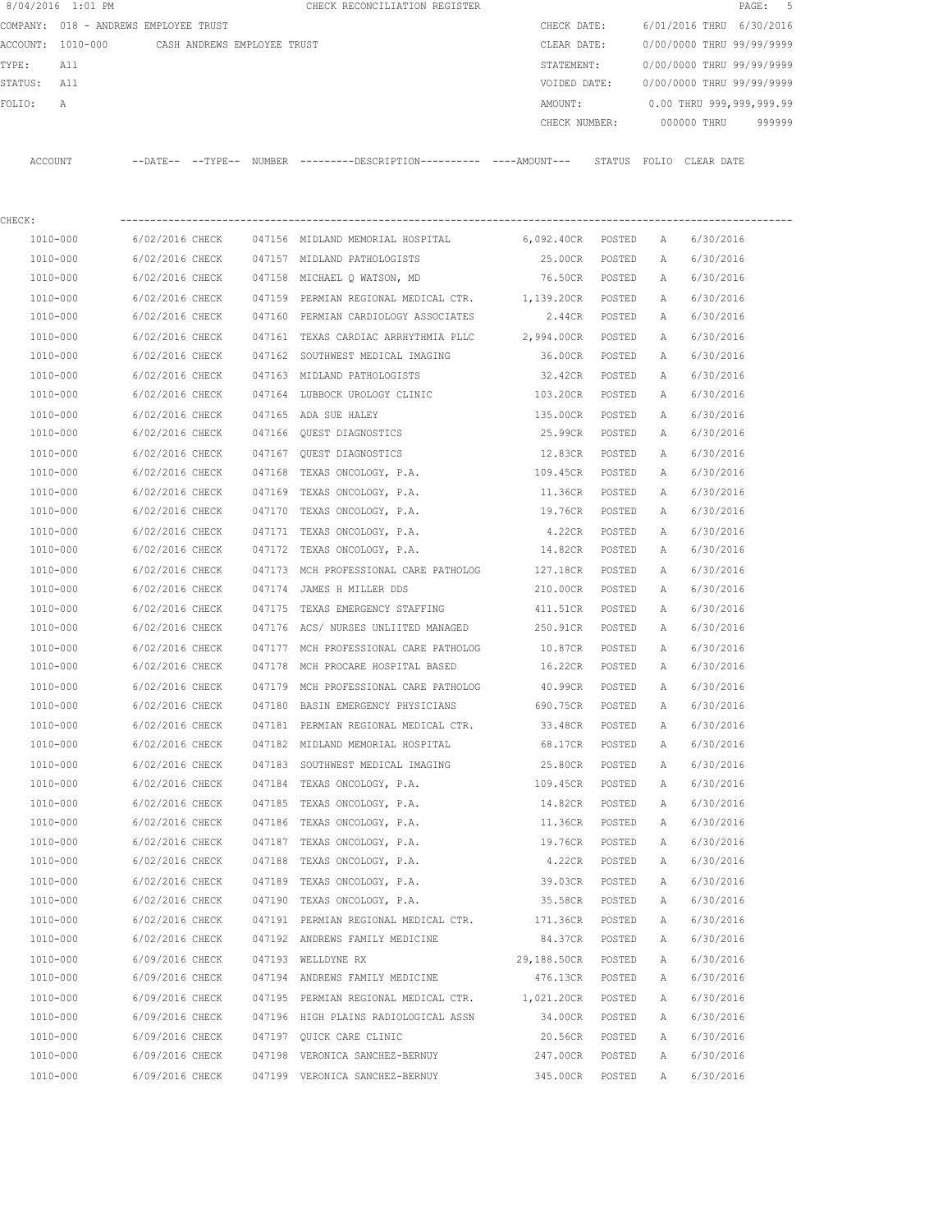8/04/2016 1:01 PM CHECK RECONCILIATION REGISTER

COMPANY: 018 - ANDREWS EMPLOYEE TRUST

ACCOUNT: 1010-000 CASH ANDREWS EMPLOYEE TRUST

TYPE: All

STATUS: All

FOLIO: A

CHECK DATE: 6/01/2016 THRU 6/30/2016

CLEAR DATE: 0/00/0000 THRU 99/99/9999

STATEMENT: 0/00/0000 THRU 99/99/9999

VOIDED DATE: 0/00/0000 THRU 99/99/9999

AMOUNT: 0.00 THRU 999,999,999.99

CHECK NUMBER: 000000 THRU 999999

CHECK:

| ACCOUNT | --DATE-- | --TYPE-- | NUMBER | ---------DESCRIPTION---------- | ----AMOUNT--- | STATUS | FOLIO | CLEAR DATE |
|---|---|---|---|---|---|---|---|---|
| 1010-000 | 6/02/2016 | CHECK | 047156 | MIDLAND MEMORIAL HOSPITAL | 6,092.40CR | POSTED | A | 6/30/2016 |
| 1010-000 | 6/02/2016 | CHECK | 047157 | MIDLAND PATHOLOGISTS | 25.00CR | POSTED | A | 6/30/2016 |
| 1010-000 | 6/02/2016 | CHECK | 047158 | MICHAEL Q WATSON, MD | 76.50CR | POSTED | A | 6/30/2016 |
| 1010-000 | 6/02/2016 | CHECK | 047159 | PERMIAN REGIONAL MEDICAL CTR. | 1,139.20CR | POSTED | A | 6/30/2016 |
| 1010-000 | 6/02/2016 | CHECK | 047160 | PERMIAN CARDIOLOGY ASSOCIATES | 2.44CR | POSTED | A | 6/30/2016 |
| 1010-000 | 6/02/2016 | CHECK | 047161 | TEXAS CARDIAC ARRHYTHMIA PLLC | 2,994.00CR | POSTED | A | 6/30/2016 |
| 1010-000 | 6/02/2016 | CHECK | 047162 | SOUTHWEST MEDICAL IMAGING | 36.00CR | POSTED | A | 6/30/2016 |
| 1010-000 | 6/02/2016 | CHECK | 047163 | MIDLAND PATHOLOGISTS | 32.42CR | POSTED | A | 6/30/2016 |
| 1010-000 | 6/02/2016 | CHECK | 047164 | LUBBOCK UROLOGY CLINIC | 103.20CR | POSTED | A | 6/30/2016 |
| 1010-000 | 6/02/2016 | CHECK | 047165 | ADA SUE HALEY | 135.00CR | POSTED | A | 6/30/2016 |
| 1010-000 | 6/02/2016 | CHECK | 047166 | QUEST DIAGNOSTICS | 25.99CR | POSTED | A | 6/30/2016 |
| 1010-000 | 6/02/2016 | CHECK | 047167 | QUEST DIAGNOSTICS | 12.83CR | POSTED | A | 6/30/2016 |
| 1010-000 | 6/02/2016 | CHECK | 047168 | TEXAS ONCOLOGY, P.A. | 109.45CR | POSTED | A | 6/30/2016 |
| 1010-000 | 6/02/2016 | CHECK | 047169 | TEXAS ONCOLOGY, P.A. | 11.36CR | POSTED | A | 6/30/2016 |
| 1010-000 | 6/02/2016 | CHECK | 047170 | TEXAS ONCOLOGY, P.A. | 19.76CR | POSTED | A | 6/30/2016 |
| 1010-000 | 6/02/2016 | CHECK | 047171 | TEXAS ONCOLOGY, P.A. | 4.22CR | POSTED | A | 6/30/2016 |
| 1010-000 | 6/02/2016 | CHECK | 047172 | TEXAS ONCOLOGY, P.A. | 14.82CR | POSTED | A | 6/30/2016 |
| 1010-000 | 6/02/2016 | CHECK | 047173 | MCH PROFESSIONAL CARE PATHOLOG | 127.18CR | POSTED | A | 6/30/2016 |
| 1010-000 | 6/02/2016 | CHECK | 047174 | JAMES H MILLER DDS | 210.00CR | POSTED | A | 6/30/2016 |
| 1010-000 | 6/02/2016 | CHECK | 047175 | TEXAS EMERGENCY STAFFING | 411.51CR | POSTED | A | 6/30/2016 |
| 1010-000 | 6/02/2016 | CHECK | 047176 | ACS/ NURSES UNLIITED MANAGED | 250.91CR | POSTED | A | 6/30/2016 |
| 1010-000 | 6/02/2016 | CHECK | 047177 | MCH PROFESSIONAL CARE PATHOLOG | 10.87CR | POSTED | A | 6/30/2016 |
| 1010-000 | 6/02/2016 | CHECK | 047178 | MCH PROCARE HOSPITAL BASED | 16.22CR | POSTED | A | 6/30/2016 |
| 1010-000 | 6/02/2016 | CHECK | 047179 | MCH PROFESSIONAL CARE PATHOLOG | 40.99CR | POSTED | A | 6/30/2016 |
| 1010-000 | 6/02/2016 | CHECK | 047180 | BASIN EMERGENCY PHYSICIANS | 690.75CR | POSTED | A | 6/30/2016 |
| 1010-000 | 6/02/2016 | CHECK | 047181 | PERMIAN REGIONAL MEDICAL CTR. | 33.48CR | POSTED | A | 6/30/2016 |
| 1010-000 | 6/02/2016 | CHECK | 047182 | MIDLAND MEMORIAL HOSPITAL | 68.17CR | POSTED | A | 6/30/2016 |
| 1010-000 | 6/02/2016 | CHECK | 047183 | SOUTHWEST MEDICAL IMAGING | 25.80CR | POSTED | A | 6/30/2016 |
| 1010-000 | 6/02/2016 | CHECK | 047184 | TEXAS ONCOLOGY, P.A. | 109.45CR | POSTED | A | 6/30/2016 |
| 1010-000 | 6/02/2016 | CHECK | 047185 | TEXAS ONCOLOGY, P.A. | 14.82CR | POSTED | A | 6/30/2016 |
| 1010-000 | 6/02/2016 | CHECK | 047186 | TEXAS ONCOLOGY, P.A. | 11.36CR | POSTED | A | 6/30/2016 |
| 1010-000 | 6/02/2016 | CHECK | 047187 | TEXAS ONCOLOGY, P.A. | 19.76CR | POSTED | A | 6/30/2016 |
| 1010-000 | 6/02/2016 | CHECK | 047188 | TEXAS ONCOLOGY, P.A. | 4.22CR | POSTED | A | 6/30/2016 |
| 1010-000 | 6/02/2016 | CHECK | 047189 | TEXAS ONCOLOGY, P.A. | 39.03CR | POSTED | A | 6/30/2016 |
| 1010-000 | 6/02/2016 | CHECK | 047190 | TEXAS ONCOLOGY, P.A. | 35.58CR | POSTED | A | 6/30/2016 |
| 1010-000 | 6/02/2016 | CHECK | 047191 | PERMIAN REGIONAL MEDICAL CTR. | 171.36CR | POSTED | A | 6/30/2016 |
| 1010-000 | 6/02/2016 | CHECK | 047192 | ANDREWS FAMILY MEDICINE | 84.37CR | POSTED | A | 6/30/2016 |
| 1010-000 | 6/09/2016 | CHECK | 047193 | WELLDYNE RX | 29,188.50CR | POSTED | A | 6/30/2016 |
| 1010-000 | 6/09/2016 | CHECK | 047194 | ANDREWS FAMILY MEDICINE | 476.13CR | POSTED | A | 6/30/2016 |
| 1010-000 | 6/09/2016 | CHECK | 047195 | PERMIAN REGIONAL MEDICAL CTR. | 1,021.20CR | POSTED | A | 6/30/2016 |
| 1010-000 | 6/09/2016 | CHECK | 047196 | HIGH PLAINS RADIOLOGICAL ASSN | 34.00CR | POSTED | A | 6/30/2016 |
| 1010-000 | 6/09/2016 | CHECK | 047197 | QUICK CARE CLINIC | 20.56CR | POSTED | A | 6/30/2016 |
| 1010-000 | 6/09/2016 | CHECK | 047198 | VERONICA SANCHEZ-BERNUY | 247.00CR | POSTED | A | 6/30/2016 |
| 1010-000 | 6/09/2016 | CHECK | 047199 | VERONICA SANCHEZ-BERNUY | 345.00CR | POSTED | A | 6/30/2016 |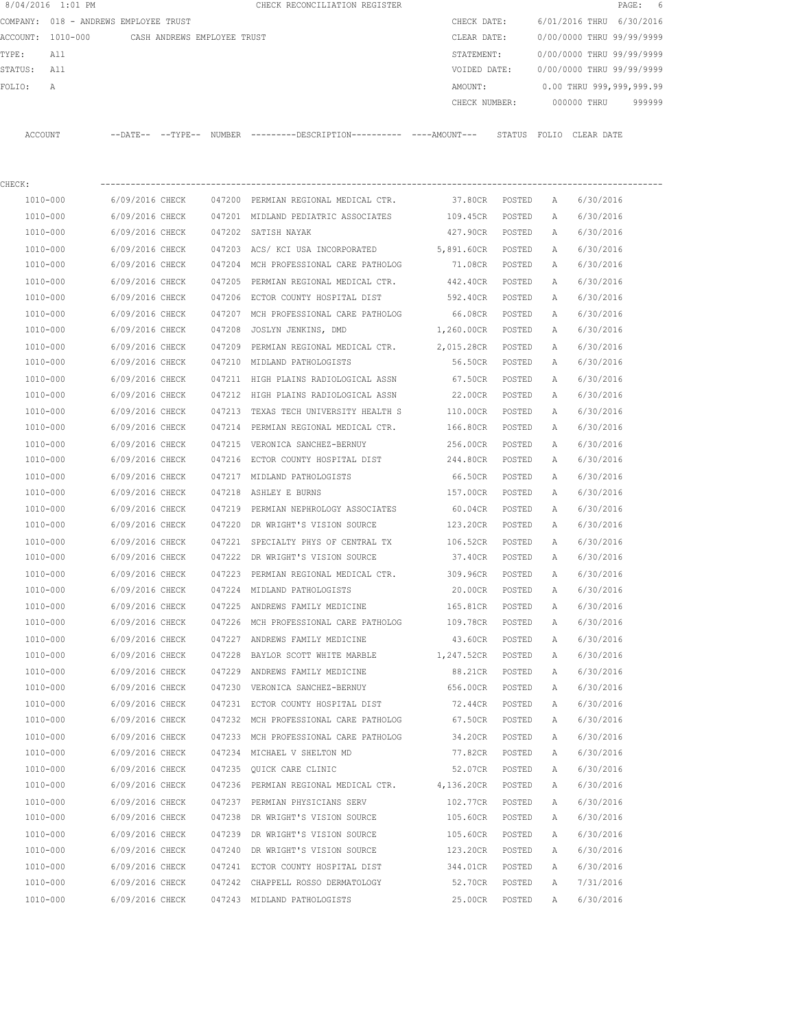8/04/2016 1:01 PM CHECK RECONCILIATION REGISTER

COMPANY: 018 - ANDREWS EMPLOYEE TRUST
ACCOUNT: 1010-000 CASH ANDREWS EMPLOYEE TRUST
TYPE: All
STATUS: All
FOLIO: A

CHECK DATE: 6/01/2016 THRU 6/30/2016
CLEAR DATE: 0/00/0000 THRU 99/99/9999
STATEMENT: 0/00/0000 THRU 99/99/9999
VOIDED DATE: 0/00/0000 THRU 99/99/9999
AMOUNT: 0.00 THRU 999,999,999.99
CHECK NUMBER: 000000 THRU 999999

CHECK:

| ACCOUNT | --DATE-- | --TYPE-- | NUMBER | ---------DESCRIPTION---------- | ----AMOUNT--- | STATUS | FOLIO | CLEAR DATE |
|---|---|---|---|---|---|---|---|---|
| 1010-000 | 6/09/2016 | CHECK | 047200 | PERMIAN REGIONAL MEDICAL CTR. | 37.80CR | POSTED | A | 6/30/2016 |
| 1010-000 | 6/09/2016 | CHECK | 047201 | MIDLAND PEDIATRIC ASSOCIATES | 109.45CR | POSTED | A | 6/30/2016 |
| 1010-000 | 6/09/2016 | CHECK | 047202 | SATISH NAYAK | 427.90CR | POSTED | A | 6/30/2016 |
| 1010-000 | 6/09/2016 | CHECK | 047203 | ACS/ KCI USA INCORPORATED | 5,891.60CR | POSTED | A | 6/30/2016 |
| 1010-000 | 6/09/2016 | CHECK | 047204 | MCH PROFESSIONAL CARE PATHOLOG | 71.08CR | POSTED | A | 6/30/2016 |
| 1010-000 | 6/09/2016 | CHECK | 047205 | PERMIAN REGIONAL MEDICAL CTR. | 442.40CR | POSTED | A | 6/30/2016 |
| 1010-000 | 6/09/2016 | CHECK | 047206 | ECTOR COUNTY HOSPITAL DIST | 592.40CR | POSTED | A | 6/30/2016 |
| 1010-000 | 6/09/2016 | CHECK | 047207 | MCH PROFESSIONAL CARE PATHOLOG | 66.08CR | POSTED | A | 6/30/2016 |
| 1010-000 | 6/09/2016 | CHECK | 047208 | JOSLYN JENKINS, DMD | 1,260.00CR | POSTED | A | 6/30/2016 |
| 1010-000 | 6/09/2016 | CHECK | 047209 | PERMIAN REGIONAL MEDICAL CTR. | 2,015.28CR | POSTED | A | 6/30/2016 |
| 1010-000 | 6/09/2016 | CHECK | 047210 | MIDLAND PATHOLOGISTS | 56.50CR | POSTED | A | 6/30/2016 |
| 1010-000 | 6/09/2016 | CHECK | 047211 | HIGH PLAINS RADIOLOGICAL ASSN | 67.50CR | POSTED | A | 6/30/2016 |
| 1010-000 | 6/09/2016 | CHECK | 047212 | HIGH PLAINS RADIOLOGICAL ASSN | 22.00CR | POSTED | A | 6/30/2016 |
| 1010-000 | 6/09/2016 | CHECK | 047213 | TEXAS TECH UNIVERSITY HEALTH S | 110.00CR | POSTED | A | 6/30/2016 |
| 1010-000 | 6/09/2016 | CHECK | 047214 | PERMIAN REGIONAL MEDICAL CTR. | 166.80CR | POSTED | A | 6/30/2016 |
| 1010-000 | 6/09/2016 | CHECK | 047215 | VERONICA SANCHEZ-BERNUY | 256.00CR | POSTED | A | 6/30/2016 |
| 1010-000 | 6/09/2016 | CHECK | 047216 | ECTOR COUNTY HOSPITAL DIST | 244.80CR | POSTED | A | 6/30/2016 |
| 1010-000 | 6/09/2016 | CHECK | 047217 | MIDLAND PATHOLOGISTS | 66.50CR | POSTED | A | 6/30/2016 |
| 1010-000 | 6/09/2016 | CHECK | 047218 | ASHLEY E BURNS | 157.00CR | POSTED | A | 6/30/2016 |
| 1010-000 | 6/09/2016 | CHECK | 047219 | PERMIAN NEPHROLOGY ASSOCIATES | 60.04CR | POSTED | A | 6/30/2016 |
| 1010-000 | 6/09/2016 | CHECK | 047220 | DR WRIGHT'S VISION SOURCE | 123.20CR | POSTED | A | 6/30/2016 |
| 1010-000 | 6/09/2016 | CHECK | 047221 | SPECIALTY PHYS OF CENTRAL TX | 106.52CR | POSTED | A | 6/30/2016 |
| 1010-000 | 6/09/2016 | CHECK | 047222 | DR WRIGHT'S VISION SOURCE | 37.40CR | POSTED | A | 6/30/2016 |
| 1010-000 | 6/09/2016 | CHECK | 047223 | PERMIAN REGIONAL MEDICAL CTR. | 309.96CR | POSTED | A | 6/30/2016 |
| 1010-000 | 6/09/2016 | CHECK | 047224 | MIDLAND PATHOLOGISTS | 20.00CR | POSTED | A | 6/30/2016 |
| 1010-000 | 6/09/2016 | CHECK | 047225 | ANDREWS FAMILY MEDICINE | 165.81CR | POSTED | A | 6/30/2016 |
| 1010-000 | 6/09/2016 | CHECK | 047226 | MCH PROFESSIONAL CARE PATHOLOG | 109.78CR | POSTED | A | 6/30/2016 |
| 1010-000 | 6/09/2016 | CHECK | 047227 | ANDREWS FAMILY MEDICINE | 43.60CR | POSTED | A | 6/30/2016 |
| 1010-000 | 6/09/2016 | CHECK | 047228 | BAYLOR SCOTT WHITE MARBLE | 1,247.52CR | POSTED | A | 6/30/2016 |
| 1010-000 | 6/09/2016 | CHECK | 047229 | ANDREWS FAMILY MEDICINE | 88.21CR | POSTED | A | 6/30/2016 |
| 1010-000 | 6/09/2016 | CHECK | 047230 | VERONICA SANCHEZ-BERNUY | 656.00CR | POSTED | A | 6/30/2016 |
| 1010-000 | 6/09/2016 | CHECK | 047231 | ECTOR COUNTY HOSPITAL DIST | 72.44CR | POSTED | A | 6/30/2016 |
| 1010-000 | 6/09/2016 | CHECK | 047232 | MCH PROFESSIONAL CARE PATHOLOG | 67.50CR | POSTED | A | 6/30/2016 |
| 1010-000 | 6/09/2016 | CHECK | 047233 | MCH PROFESSIONAL CARE PATHOLOG | 34.20CR | POSTED | A | 6/30/2016 |
| 1010-000 | 6/09/2016 | CHECK | 047234 | MICHAEL V SHELTON MD | 77.82CR | POSTED | A | 6/30/2016 |
| 1010-000 | 6/09/2016 | CHECK | 047235 | QUICK CARE CLINIC | 52.07CR | POSTED | A | 6/30/2016 |
| 1010-000 | 6/09/2016 | CHECK | 047236 | PERMIAN REGIONAL MEDICAL CTR. | 4,136.20CR | POSTED | A | 6/30/2016 |
| 1010-000 | 6/09/2016 | CHECK | 047237 | PERMIAN PHYSICIANS SERV | 102.77CR | POSTED | A | 6/30/2016 |
| 1010-000 | 6/09/2016 | CHECK | 047238 | DR WRIGHT'S VISION SOURCE | 105.60CR | POSTED | A | 6/30/2016 |
| 1010-000 | 6/09/2016 | CHECK | 047239 | DR WRIGHT'S VISION SOURCE | 105.60CR | POSTED | A | 6/30/2016 |
| 1010-000 | 6/09/2016 | CHECK | 047240 | DR WRIGHT'S VISION SOURCE | 123.20CR | POSTED | A | 6/30/2016 |
| 1010-000 | 6/09/2016 | CHECK | 047241 | ECTOR COUNTY HOSPITAL DIST | 344.01CR | POSTED | A | 6/30/2016 |
| 1010-000 | 6/09/2016 | CHECK | 047242 | CHAPPELL ROSSO DERMATOLOGY | 52.70CR | POSTED | A | 7/31/2016 |
| 1010-000 | 6/09/2016 | CHECK | 047243 | MIDLAND PATHOLOGISTS | 25.00CR | POSTED | A | 6/30/2016 |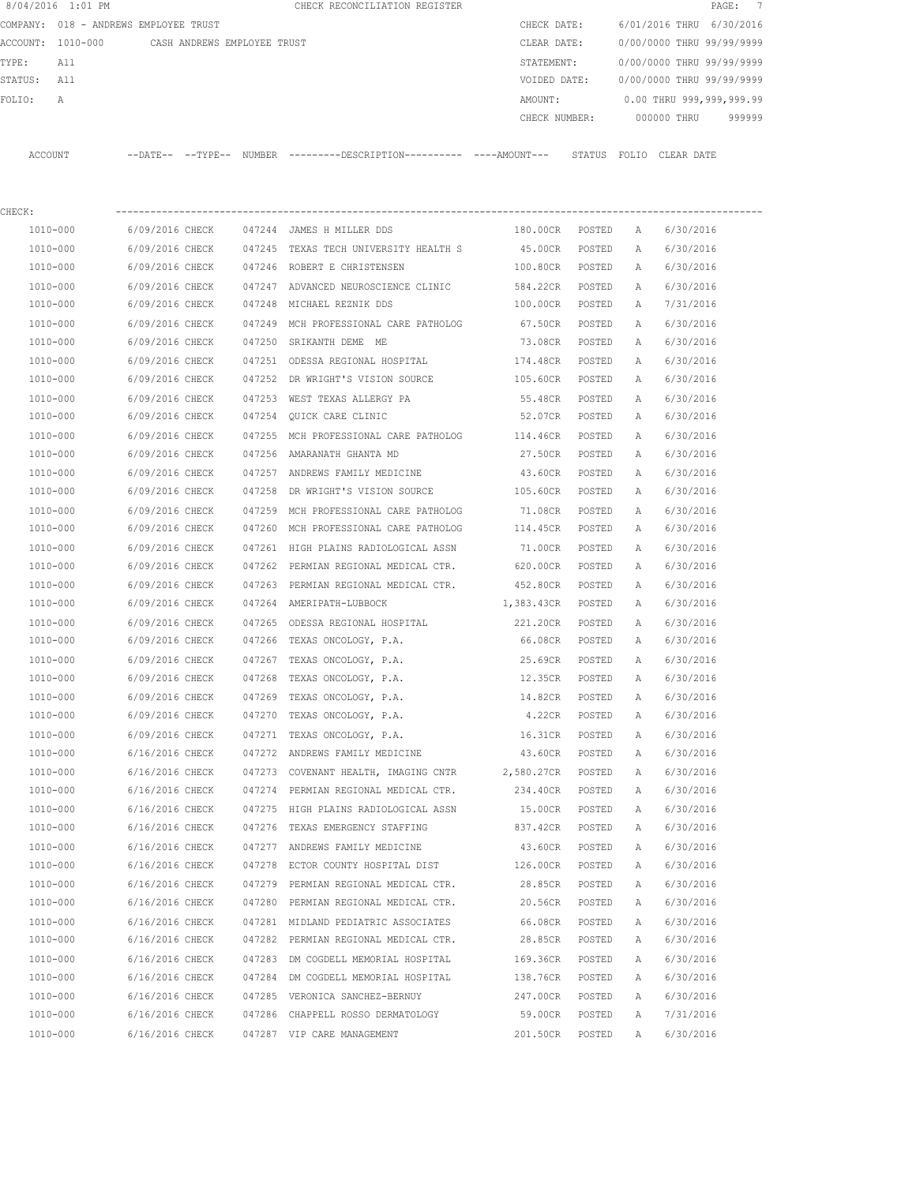8/04/2016 1:01 PM CHECK RECONCILIATION REGISTER

COMPANY: 018 - ANDREWS EMPLOYEE TRUST — CHECK DATE: 6/01/2016 THRU 6/30/2016

ACCOUNT: 1010-000 CASH ANDREWS EMPLOYEE TRUST — CLEAR DATE: 0/00/0000 THRU 99/99/9999

TYPE: All — STATEMENT: 0/00/0000 THRU 99/99/9999

STATUS: All — VOIDED DATE: 0/00/0000 THRU 99/99/9999

FOLIO: A — AMOUNT: 0.00 THRU 999,999,999.99

CHECK NUMBER: 000000 THRU 999999

CHECK:

| ACCOUNT | DATE | TYPE | NUMBER | DESCRIPTION | AMOUNT | STATUS | FOLIO | CLEAR DATE |
|---|---|---|---|---|---|---|---|---|
| 1010-000 | 6/09/2016 | CHECK | 047244 | JAMES H MILLER DDS | 180.00CR | POSTED | A | 6/30/2016 |
| 1010-000 | 6/09/2016 | CHECK | 047245 | TEXAS TECH UNIVERSITY HEALTH S | 45.00CR | POSTED | A | 6/30/2016 |
| 1010-000 | 6/09/2016 | CHECK | 047246 | ROBERT E CHRISTENSEN | 100.80CR | POSTED | A | 6/30/2016 |
| 1010-000 | 6/09/2016 | CHECK | 047247 | ADVANCED NEUROSCIENCE CLINIC | 584.22CR | POSTED | A | 6/30/2016 |
| 1010-000 | 6/09/2016 | CHECK | 047248 | MICHAEL REZNIK DDS | 100.00CR | POSTED | A | 7/31/2016 |
| 1010-000 | 6/09/2016 | CHECK | 047249 | MCH PROFESSIONAL CARE PATHOLOG | 67.50CR | POSTED | A | 6/30/2016 |
| 1010-000 | 6/09/2016 | CHECK | 047250 | SRIKANTH DEME ME | 73.08CR | POSTED | A | 6/30/2016 |
| 1010-000 | 6/09/2016 | CHECK | 047251 | ODESSA REGIONAL HOSPITAL | 174.48CR | POSTED | A | 6/30/2016 |
| 1010-000 | 6/09/2016 | CHECK | 047252 | DR WRIGHT'S VISION SOURCE | 105.60CR | POSTED | A | 6/30/2016 |
| 1010-000 | 6/09/2016 | CHECK | 047253 | WEST TEXAS ALLERGY PA | 55.48CR | POSTED | A | 6/30/2016 |
| 1010-000 | 6/09/2016 | CHECK | 047254 | QUICK CARE CLINIC | 52.07CR | POSTED | A | 6/30/2016 |
| 1010-000 | 6/09/2016 | CHECK | 047255 | MCH PROFESSIONAL CARE PATHOLOG | 114.46CR | POSTED | A | 6/30/2016 |
| 1010-000 | 6/09/2016 | CHECK | 047256 | AMARANATH GHANTA MD | 27.50CR | POSTED | A | 6/30/2016 |
| 1010-000 | 6/09/2016 | CHECK | 047257 | ANDREWS FAMILY MEDICINE | 43.60CR | POSTED | A | 6/30/2016 |
| 1010-000 | 6/09/2016 | CHECK | 047258 | DR WRIGHT'S VISION SOURCE | 105.60CR | POSTED | A | 6/30/2016 |
| 1010-000 | 6/09/2016 | CHECK | 047259 | MCH PROFESSIONAL CARE PATHOLOG | 71.08CR | POSTED | A | 6/30/2016 |
| 1010-000 | 6/09/2016 | CHECK | 047260 | MCH PROFESSIONAL CARE PATHOLOG | 114.45CR | POSTED | A | 6/30/2016 |
| 1010-000 | 6/09/2016 | CHECK | 047261 | HIGH PLAINS RADIOLOGICAL ASSN | 71.00CR | POSTED | A | 6/30/2016 |
| 1010-000 | 6/09/2016 | CHECK | 047262 | PERMIAN REGIONAL MEDICAL CTR. | 620.00CR | POSTED | A | 6/30/2016 |
| 1010-000 | 6/09/2016 | CHECK | 047263 | PERMIAN REGIONAL MEDICAL CTR. | 452.80CR | POSTED | A | 6/30/2016 |
| 1010-000 | 6/09/2016 | CHECK | 047264 | AMERIPATH-LUBBOCK | 1,383.43CR | POSTED | A | 6/30/2016 |
| 1010-000 | 6/09/2016 | CHECK | 047265 | ODESSA REGIONAL HOSPITAL | 221.20CR | POSTED | A | 6/30/2016 |
| 1010-000 | 6/09/2016 | CHECK | 047266 | TEXAS ONCOLOGY, P.A. | 66.08CR | POSTED | A | 6/30/2016 |
| 1010-000 | 6/09/2016 | CHECK | 047267 | TEXAS ONCOLOGY, P.A. | 25.69CR | POSTED | A | 6/30/2016 |
| 1010-000 | 6/09/2016 | CHECK | 047268 | TEXAS ONCOLOGY, P.A. | 12.35CR | POSTED | A | 6/30/2016 |
| 1010-000 | 6/09/2016 | CHECK | 047269 | TEXAS ONCOLOGY, P.A. | 14.82CR | POSTED | A | 6/30/2016 |
| 1010-000 | 6/09/2016 | CHECK | 047270 | TEXAS ONCOLOGY, P.A. | 4.22CR | POSTED | A | 6/30/2016 |
| 1010-000 | 6/09/2016 | CHECK | 047271 | TEXAS ONCOLOGY, P.A. | 16.31CR | POSTED | A | 6/30/2016 |
| 1010-000 | 6/16/2016 | CHECK | 047272 | ANDREWS FAMILY MEDICINE | 43.60CR | POSTED | A | 6/30/2016 |
| 1010-000 | 6/16/2016 | CHECK | 047273 | COVENANT HEALTH, IMAGING CNTR | 2,580.27CR | POSTED | A | 6/30/2016 |
| 1010-000 | 6/16/2016 | CHECK | 047274 | PERMIAN REGIONAL MEDICAL CTR. | 234.40CR | POSTED | A | 6/30/2016 |
| 1010-000 | 6/16/2016 | CHECK | 047275 | HIGH PLAINS RADIOLOGICAL ASSN | 15.00CR | POSTED | A | 6/30/2016 |
| 1010-000 | 6/16/2016 | CHECK | 047276 | TEXAS EMERGENCY STAFFING | 837.42CR | POSTED | A | 6/30/2016 |
| 1010-000 | 6/16/2016 | CHECK | 047277 | ANDREWS FAMILY MEDICINE | 43.60CR | POSTED | A | 6/30/2016 |
| 1010-000 | 6/16/2016 | CHECK | 047278 | ECTOR COUNTY HOSPITAL DIST | 126.00CR | POSTED | A | 6/30/2016 |
| 1010-000 | 6/16/2016 | CHECK | 047279 | PERMIAN REGIONAL MEDICAL CTR. | 28.85CR | POSTED | A | 6/30/2016 |
| 1010-000 | 6/16/2016 | CHECK | 047280 | PERMIAN REGIONAL MEDICAL CTR. | 20.56CR | POSTED | A | 6/30/2016 |
| 1010-000 | 6/16/2016 | CHECK | 047281 | MIDLAND PEDIATRIC ASSOCIATES | 66.08CR | POSTED | A | 6/30/2016 |
| 1010-000 | 6/16/2016 | CHECK | 047282 | PERMIAN REGIONAL MEDICAL CTR. | 28.85CR | POSTED | A | 6/30/2016 |
| 1010-000 | 6/16/2016 | CHECK | 047283 | DM COGDELL MEMORIAL HOSPITAL | 169.36CR | POSTED | A | 6/30/2016 |
| 1010-000 | 6/16/2016 | CHECK | 047284 | DM COGDELL MEMORIAL HOSPITAL | 138.76CR | POSTED | A | 6/30/2016 |
| 1010-000 | 6/16/2016 | CHECK | 047285 | VERONICA SANCHEZ-BERNUY | 247.00CR | POSTED | A | 6/30/2016 |
| 1010-000 | 6/16/2016 | CHECK | 047286 | CHAPPELL ROSSO DERMATOLOGY | 59.00CR | POSTED | A | 7/31/2016 |
| 1010-000 | 6/16/2016 | CHECK | 047287 | VIP CARE MANAGEMENT | 201.50CR | POSTED | A | 6/30/2016 |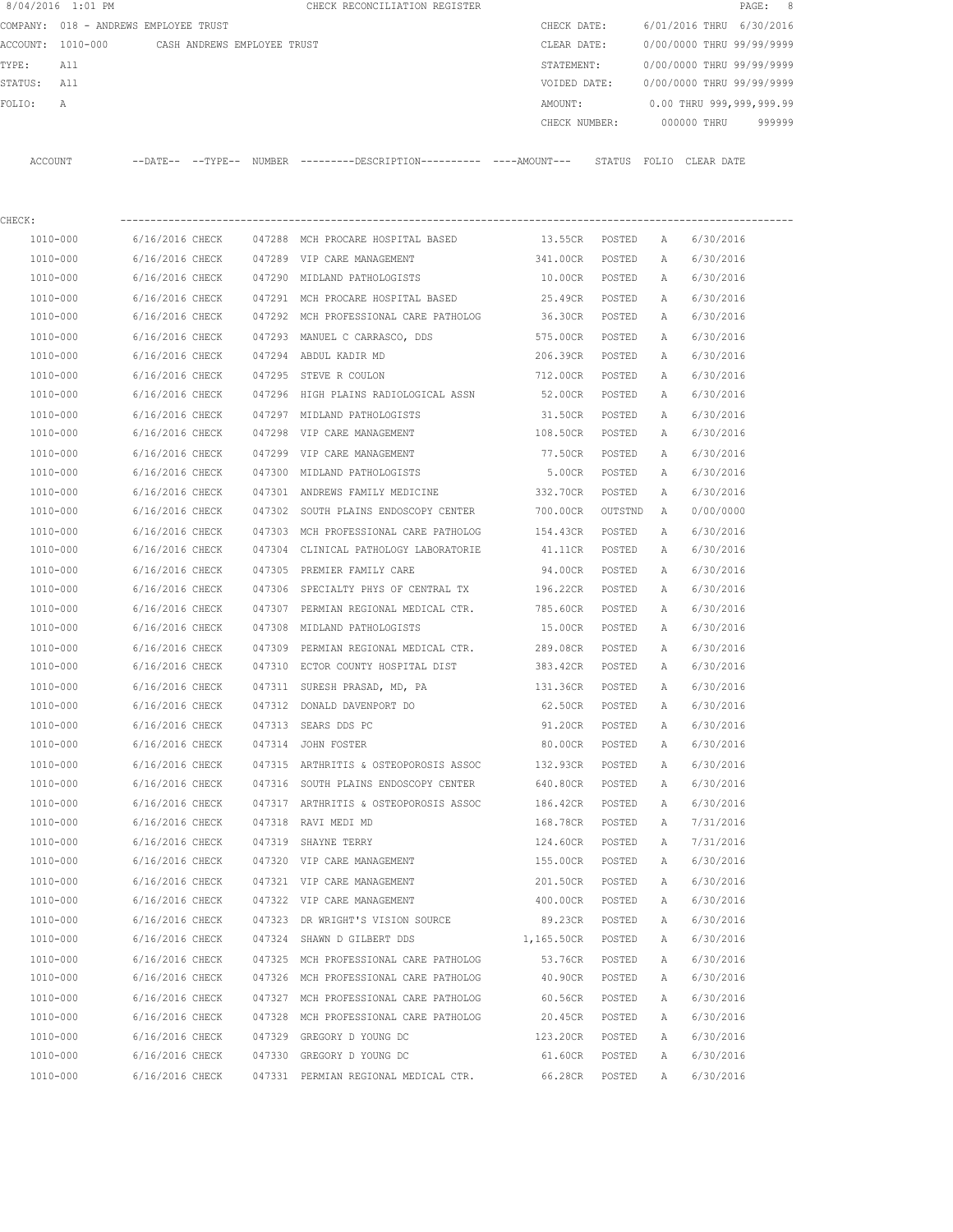8/04/2016 1:01 PM CHECK RECONCILIATION REGISTER

COMPANY: 018 - ANDREWS EMPLOYEE TRUST

ACCOUNT: 1010-000 CASH ANDREWS EMPLOYEE TRUST

TYPE: All

STATUS: All

FOLIO: A

CHECK DATE: 6/01/2016 THRU 6/30/2016

CLEAR DATE: 0/00/0000 THRU 99/99/9999

STATEMENT: 0/00/0000 THRU 99/99/9999

VOIDED DATE: 0/00/0000 THRU 99/99/9999

AMOUNT: 0.00 THRU 999,999,999.99

CHECK NUMBER: 000000 THRU 999999

CHECK:

| ACCOUNT | --DATE-- | --TYPE-- | NUMBER | ---------DESCRIPTION---------- | ----AMOUNT--- | STATUS | FOLIO | CLEAR DATE |
|---|---|---|---|---|---|---|---|---|
| 1010-000 | 6/16/2016 | CHECK | 047288 | MCH PROCARE HOSPITAL BASED | 13.55CR | POSTED | A | 6/30/2016 |
| 1010-000 | 6/16/2016 | CHECK | 047289 | VIP CARE MANAGEMENT | 341.00CR | POSTED | A | 6/30/2016 |
| 1010-000 | 6/16/2016 | CHECK | 047290 | MIDLAND PATHOLOGISTS | 10.00CR | POSTED | A | 6/30/2016 |
| 1010-000 | 6/16/2016 | CHECK | 047291 | MCH PROCARE HOSPITAL BASED | 25.49CR | POSTED | A | 6/30/2016 |
| 1010-000 | 6/16/2016 | CHECK | 047292 | MCH PROFESSIONAL CARE PATHOLOG | 36.30CR | POSTED | A | 6/30/2016 |
| 1010-000 | 6/16/2016 | CHECK | 047293 | MANUEL C CARRASCO, DDS | 575.00CR | POSTED | A | 6/30/2016 |
| 1010-000 | 6/16/2016 | CHECK | 047294 | ABDUL KADIR MD | 206.39CR | POSTED | A | 6/30/2016 |
| 1010-000 | 6/16/2016 | CHECK | 047295 | STEVE R COULON | 712.00CR | POSTED | A | 6/30/2016 |
| 1010-000 | 6/16/2016 | CHECK | 047296 | HIGH PLAINS RADIOLOGICAL ASSN | 52.00CR | POSTED | A | 6/30/2016 |
| 1010-000 | 6/16/2016 | CHECK | 047297 | MIDLAND PATHOLOGISTS | 31.50CR | POSTED | A | 6/30/2016 |
| 1010-000 | 6/16/2016 | CHECK | 047298 | VIP CARE MANAGEMENT | 108.50CR | POSTED | A | 6/30/2016 |
| 1010-000 | 6/16/2016 | CHECK | 047299 | VIP CARE MANAGEMENT | 77.50CR | POSTED | A | 6/30/2016 |
| 1010-000 | 6/16/2016 | CHECK | 047300 | MIDLAND PATHOLOGISTS | 5.00CR | POSTED | A | 6/30/2016 |
| 1010-000 | 6/16/2016 | CHECK | 047301 | ANDREWS FAMILY MEDICINE | 332.70CR | POSTED | A | 6/30/2016 |
| 1010-000 | 6/16/2016 | CHECK | 047302 | SOUTH PLAINS ENDOSCOPY CENTER | 700.00CR | OUTSTND | A | 0/00/0000 |
| 1010-000 | 6/16/2016 | CHECK | 047303 | MCH PROFESSIONAL CARE PATHOLOG | 154.43CR | POSTED | A | 6/30/2016 |
| 1010-000 | 6/16/2016 | CHECK | 047304 | CLINICAL PATHOLOGY LABORATORIE | 41.11CR | POSTED | A | 6/30/2016 |
| 1010-000 | 6/16/2016 | CHECK | 047305 | PREMIER FAMILY CARE | 94.00CR | POSTED | A | 6/30/2016 |
| 1010-000 | 6/16/2016 | CHECK | 047306 | SPECIALTY PHYS OF CENTRAL TX | 196.22CR | POSTED | A | 6/30/2016 |
| 1010-000 | 6/16/2016 | CHECK | 047307 | PERMIAN REGIONAL MEDICAL CTR. | 785.60CR | POSTED | A | 6/30/2016 |
| 1010-000 | 6/16/2016 | CHECK | 047308 | MIDLAND PATHOLOGISTS | 15.00CR | POSTED | A | 6/30/2016 |
| 1010-000 | 6/16/2016 | CHECK | 047309 | PERMIAN REGIONAL MEDICAL CTR. | 289.08CR | POSTED | A | 6/30/2016 |
| 1010-000 | 6/16/2016 | CHECK | 047310 | ECTOR COUNTY HOSPITAL DIST | 383.42CR | POSTED | A | 6/30/2016 |
| 1010-000 | 6/16/2016 | CHECK | 047311 | SURESH PRASAD, MD, PA | 131.36CR | POSTED | A | 6/30/2016 |
| 1010-000 | 6/16/2016 | CHECK | 047312 | DONALD DAVENPORT DO | 62.50CR | POSTED | A | 6/30/2016 |
| 1010-000 | 6/16/2016 | CHECK | 047313 | SEARS DDS PC | 91.20CR | POSTED | A | 6/30/2016 |
| 1010-000 | 6/16/2016 | CHECK | 047314 | JOHN FOSTER | 80.00CR | POSTED | A | 6/30/2016 |
| 1010-000 | 6/16/2016 | CHECK | 047315 | ARTHRITIS & OSTEOPOROSIS ASSOC | 132.93CR | POSTED | A | 6/30/2016 |
| 1010-000 | 6/16/2016 | CHECK | 047316 | SOUTH PLAINS ENDOSCOPY CENTER | 640.80CR | POSTED | A | 6/30/2016 |
| 1010-000 | 6/16/2016 | CHECK | 047317 | ARTHRITIS & OSTEOPOROSIS ASSOC | 186.42CR | POSTED | A | 6/30/2016 |
| 1010-000 | 6/16/2016 | CHECK | 047318 | RAVI MEDI MD | 168.78CR | POSTED | A | 7/31/2016 |
| 1010-000 | 6/16/2016 | CHECK | 047319 | SHAYNE TERRY | 124.60CR | POSTED | A | 7/31/2016 |
| 1010-000 | 6/16/2016 | CHECK | 047320 | VIP CARE MANAGEMENT | 155.00CR | POSTED | A | 6/30/2016 |
| 1010-000 | 6/16/2016 | CHECK | 047321 | VIP CARE MANAGEMENT | 201.50CR | POSTED | A | 6/30/2016 |
| 1010-000 | 6/16/2016 | CHECK | 047322 | VIP CARE MANAGEMENT | 400.00CR | POSTED | A | 6/30/2016 |
| 1010-000 | 6/16/2016 | CHECK | 047323 | DR WRIGHT'S VISION SOURCE | 89.23CR | POSTED | A | 6/30/2016 |
| 1010-000 | 6/16/2016 | CHECK | 047324 | SHAWN D GILBERT DDS | 1,165.50CR | POSTED | A | 6/30/2016 |
| 1010-000 | 6/16/2016 | CHECK | 047325 | MCH PROFESSIONAL CARE PATHOLOG | 53.76CR | POSTED | A | 6/30/2016 |
| 1010-000 | 6/16/2016 | CHECK | 047326 | MCH PROFESSIONAL CARE PATHOLOG | 40.90CR | POSTED | A | 6/30/2016 |
| 1010-000 | 6/16/2016 | CHECK | 047327 | MCH PROFESSIONAL CARE PATHOLOG | 60.56CR | POSTED | A | 6/30/2016 |
| 1010-000 | 6/16/2016 | CHECK | 047328 | MCH PROFESSIONAL CARE PATHOLOG | 20.45CR | POSTED | A | 6/30/2016 |
| 1010-000 | 6/16/2016 | CHECK | 047329 | GREGORY D YOUNG DC | 123.20CR | POSTED | A | 6/30/2016 |
| 1010-000 | 6/16/2016 | CHECK | 047330 | GREGORY D YOUNG DC | 61.60CR | POSTED | A | 6/30/2016 |
| 1010-000 | 6/16/2016 | CHECK | 047331 | PERMIAN REGIONAL MEDICAL CTR. | 66.28CR | POSTED | A | 6/30/2016 |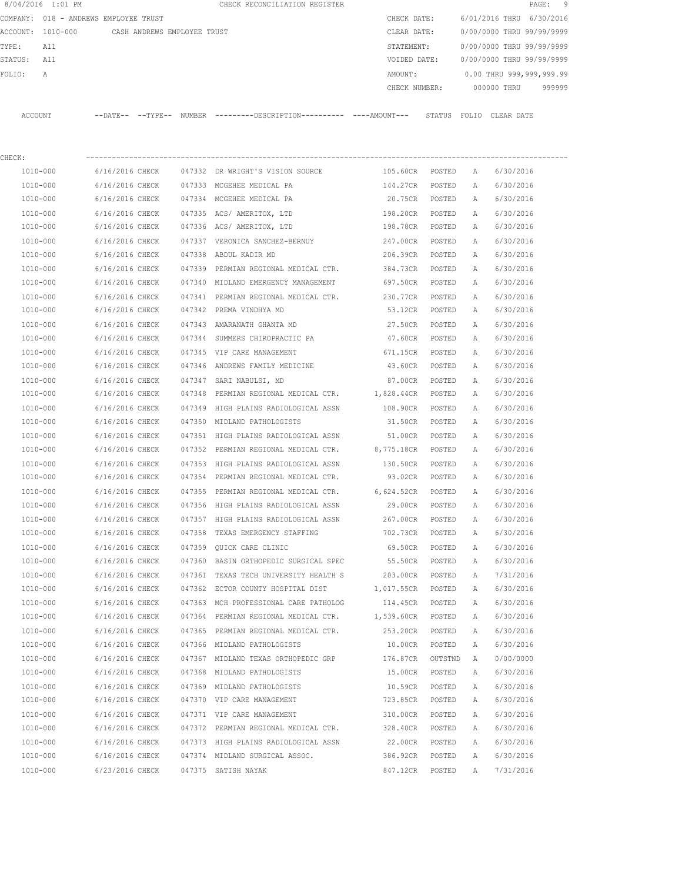8/04/2016 1:01 PM CHECK RECONCILIATION REGISTER

COMPANY: 018 - ANDREWS EMPLOYEE TRUST

ACCOUNT: 1010-000 CASH ANDREWS EMPLOYEE TRUST

TYPE: All

STATUS: All

FOLIO: A

CHECK DATE: 6/01/2016 THRU 6/30/2016

CLEAR DATE: 0/00/0000 THRU 99/99/9999

STATEMENT: 0/00/0000 THRU 99/99/9999

VOIDED DATE: 0/00/0000 THRU 99/99/9999

AMOUNT: 0.00 THRU 999,999,999.99

CHECK NUMBER: 000000 THRU 999999

CHECK:

| ACCOUNT | --DATE-- | --TYPE-- | NUMBER | ---------DESCRIPTION---------- | ----AMOUNT--- | STATUS | FOLIO | CLEAR DATE |
|---|---|---|---|---|---|---|---|---|
| 1010-000 | 6/16/2016 | CHECK | 047332 | DR WRIGHT'S VISION SOURCE | 105.60CR | POSTED | A | 6/30/2016 |
| 1010-000 | 6/16/2016 | CHECK | 047333 | MCGEHEE MEDICAL PA | 144.27CR | POSTED | A | 6/30/2016 |
| 1010-000 | 6/16/2016 | CHECK | 047334 | MCGEHEE MEDICAL PA | 20.75CR | POSTED | A | 6/30/2016 |
| 1010-000 | 6/16/2016 | CHECK | 047335 | ACS/ AMERITOX, LTD | 198.20CR | POSTED | A | 6/30/2016 |
| 1010-000 | 6/16/2016 | CHECK | 047336 | ACS/ AMERITOX, LTD | 198.78CR | POSTED | A | 6/30/2016 |
| 1010-000 | 6/16/2016 | CHECK | 047337 | VERONICA SANCHEZ-BERNUY | 247.00CR | POSTED | A | 6/30/2016 |
| 1010-000 | 6/16/2016 | CHECK | 047338 | ABDUL KADIR MD | 206.39CR | POSTED | A | 6/30/2016 |
| 1010-000 | 6/16/2016 | CHECK | 047339 | PERMIAN REGIONAL MEDICAL CTR. | 384.73CR | POSTED | A | 6/30/2016 |
| 1010-000 | 6/16/2016 | CHECK | 047340 | MIDLAND EMERGENCY MANAGEMENT | 697.50CR | POSTED | A | 6/30/2016 |
| 1010-000 | 6/16/2016 | CHECK | 047341 | PERMIAN REGIONAL MEDICAL CTR. | 230.77CR | POSTED | A | 6/30/2016 |
| 1010-000 | 6/16/2016 | CHECK | 047342 | PREMA VINDHYA MD | 53.12CR | POSTED | A | 6/30/2016 |
| 1010-000 | 6/16/2016 | CHECK | 047343 | AMARANATH GHANTA MD | 27.50CR | POSTED | A | 6/30/2016 |
| 1010-000 | 6/16/2016 | CHECK | 047344 | SUMMERS CHIROPRACTIC PA | 47.60CR | POSTED | A | 6/30/2016 |
| 1010-000 | 6/16/2016 | CHECK | 047345 | VIP CARE MANAGEMENT | 671.15CR | POSTED | A | 6/30/2016 |
| 1010-000 | 6/16/2016 | CHECK | 047346 | ANDREWS FAMILY MEDICINE | 43.60CR | POSTED | A | 6/30/2016 |
| 1010-000 | 6/16/2016 | CHECK | 047347 | SARI NABULSI, MD | 87.00CR | POSTED | A | 6/30/2016 |
| 1010-000 | 6/16/2016 | CHECK | 047348 | PERMIAN REGIONAL MEDICAL CTR. | 1,828.44CR | POSTED | A | 6/30/2016 |
| 1010-000 | 6/16/2016 | CHECK | 047349 | HIGH PLAINS RADIOLOGICAL ASSN | 108.90CR | POSTED | A | 6/30/2016 |
| 1010-000 | 6/16/2016 | CHECK | 047350 | MIDLAND PATHOLOGISTS | 31.50CR | POSTED | A | 6/30/2016 |
| 1010-000 | 6/16/2016 | CHECK | 047351 | HIGH PLAINS RADIOLOGICAL ASSN | 51.00CR | POSTED | A | 6/30/2016 |
| 1010-000 | 6/16/2016 | CHECK | 047352 | PERMIAN REGIONAL MEDICAL CTR. | 8,775.18CR | POSTED | A | 6/30/2016 |
| 1010-000 | 6/16/2016 | CHECK | 047353 | HIGH PLAINS RADIOLOGICAL ASSN | 130.50CR | POSTED | A | 6/30/2016 |
| 1010-000 | 6/16/2016 | CHECK | 047354 | PERMIAN REGIONAL MEDICAL CTR. | 93.02CR | POSTED | A | 6/30/2016 |
| 1010-000 | 6/16/2016 | CHECK | 047355 | PERMIAN REGIONAL MEDICAL CTR. | 6,624.52CR | POSTED | A | 6/30/2016 |
| 1010-000 | 6/16/2016 | CHECK | 047356 | HIGH PLAINS RADIOLOGICAL ASSN | 29.00CR | POSTED | A | 6/30/2016 |
| 1010-000 | 6/16/2016 | CHECK | 047357 | HIGH PLAINS RADIOLOGICAL ASSN | 267.00CR | POSTED | A | 6/30/2016 |
| 1010-000 | 6/16/2016 | CHECK | 047358 | TEXAS EMERGENCY STAFFING | 702.73CR | POSTED | A | 6/30/2016 |
| 1010-000 | 6/16/2016 | CHECK | 047359 | QUICK CARE CLINIC | 69.50CR | POSTED | A | 6/30/2016 |
| 1010-000 | 6/16/2016 | CHECK | 047360 | BASIN ORTHOPEDIC SURGICAL SPEC | 55.50CR | POSTED | A | 6/30/2016 |
| 1010-000 | 6/16/2016 | CHECK | 047361 | TEXAS TECH UNIVERSITY HEALTH S | 203.00CR | POSTED | A | 7/31/2016 |
| 1010-000 | 6/16/2016 | CHECK | 047362 | ECTOR COUNTY HOSPITAL DIST | 1,017.55CR | POSTED | A | 6/30/2016 |
| 1010-000 | 6/16/2016 | CHECK | 047363 | MCH PROFESSIONAL CARE PATHOLOG | 114.45CR | POSTED | A | 6/30/2016 |
| 1010-000 | 6/16/2016 | CHECK | 047364 | PERMIAN REGIONAL MEDICAL CTR. | 1,539.60CR | POSTED | A | 6/30/2016 |
| 1010-000 | 6/16/2016 | CHECK | 047365 | PERMIAN REGIONAL MEDICAL CTR. | 253.20CR | POSTED | A | 6/30/2016 |
| 1010-000 | 6/16/2016 | CHECK | 047366 | MIDLAND PATHOLOGISTS | 10.00CR | POSTED | A | 6/30/2016 |
| 1010-000 | 6/16/2016 | CHECK | 047367 | MIDLAND TEXAS ORTHOPEDIC GRP | 176.87CR | OUTSTND | A | 0/00/0000 |
| 1010-000 | 6/16/2016 | CHECK | 047368 | MIDLAND PATHOLOGISTS | 15.00CR | POSTED | A | 6/30/2016 |
| 1010-000 | 6/16/2016 | CHECK | 047369 | MIDLAND PATHOLOGISTS | 10.59CR | POSTED | A | 6/30/2016 |
| 1010-000 | 6/16/2016 | CHECK | 047370 | VIP CARE MANAGEMENT | 723.85CR | POSTED | A | 6/30/2016 |
| 1010-000 | 6/16/2016 | CHECK | 047371 | VIP CARE MANAGEMENT | 310.00CR | POSTED | A | 6/30/2016 |
| 1010-000 | 6/16/2016 | CHECK | 047372 | PERMIAN REGIONAL MEDICAL CTR. | 328.40CR | POSTED | A | 6/30/2016 |
| 1010-000 | 6/16/2016 | CHECK | 047373 | HIGH PLAINS RADIOLOGICAL ASSN | 22.00CR | POSTED | A | 6/30/2016 |
| 1010-000 | 6/16/2016 | CHECK | 047374 | MIDLAND SURGICAL ASSOC. | 386.92CR | POSTED | A | 6/30/2016 |
| 1010-000 | 6/23/2016 | CHECK | 047375 | SATISH NAYAK | 847.12CR | POSTED | A | 7/31/2016 |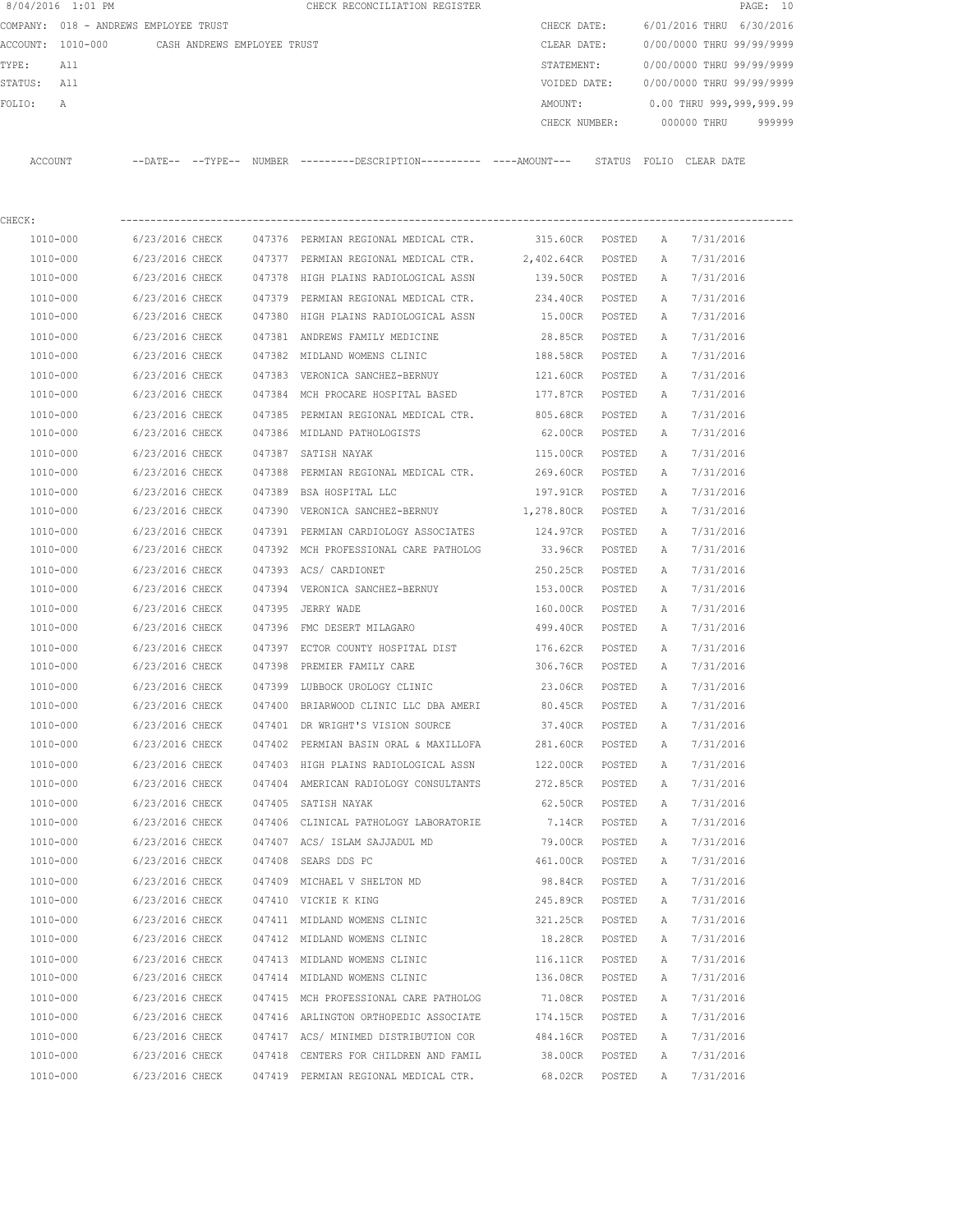8/04/2016 1:01 PM CHECK RECONCILIATION REGISTER

COMPANY: 018 - ANDREWS EMPLOYEE TRUST

ACCOUNT: 1010-000 CASH ANDREWS EMPLOYEE TRUST

TYPE: All

STATUS: All

FOLIO: A

CHECK DATE: 6/01/2016 THRU 6/30/2016

CLEAR DATE: 0/00/0000 THRU 99/99/9999

STATEMENT: 0/00/0000 THRU 99/99/9999

VOIDED DATE: 0/00/0000 THRU 99/99/9999

AMOUNT: 0.00 THRU 999,999,999.99

CHECK NUMBER: 000000 THRU 999999

CHECK:

| ACCOUNT | --DATE-- | --TYPE-- | NUMBER | ---------DESCRIPTION---------- | ----AMOUNT--- | STATUS | FOLIO | CLEAR DATE |
|---|---|---|---|---|---|---|---|---|
| 1010-000 | 6/23/2016 | CHECK | 047376 | PERMIAN REGIONAL MEDICAL CTR. | 315.60CR | POSTED | A | 7/31/2016 |
| 1010-000 | 6/23/2016 | CHECK | 047377 | PERMIAN REGIONAL MEDICAL CTR. | 2,402.64CR | POSTED | A | 7/31/2016 |
| 1010-000 | 6/23/2016 | CHECK | 047378 | HIGH PLAINS RADIOLOGICAL ASSN | 139.50CR | POSTED | A | 7/31/2016 |
| 1010-000 | 6/23/2016 | CHECK | 047379 | PERMIAN REGIONAL MEDICAL CTR. | 234.40CR | POSTED | A | 7/31/2016 |
| 1010-000 | 6/23/2016 | CHECK | 047380 | HIGH PLAINS RADIOLOGICAL ASSN | 15.00CR | POSTED | A | 7/31/2016 |
| 1010-000 | 6/23/2016 | CHECK | 047381 | ANDREWS FAMILY MEDICINE | 28.85CR | POSTED | A | 7/31/2016 |
| 1010-000 | 6/23/2016 | CHECK | 047382 | MIDLAND WOMENS CLINIC | 188.58CR | POSTED | A | 7/31/2016 |
| 1010-000 | 6/23/2016 | CHECK | 047383 | VERONICA SANCHEZ-BERNUY | 121.60CR | POSTED | A | 7/31/2016 |
| 1010-000 | 6/23/2016 | CHECK | 047384 | MCH PROCARE HOSPITAL BASED | 177.87CR | POSTED | A | 7/31/2016 |
| 1010-000 | 6/23/2016 | CHECK | 047385 | PERMIAN REGIONAL MEDICAL CTR. | 805.68CR | POSTED | A | 7/31/2016 |
| 1010-000 | 6/23/2016 | CHECK | 047386 | MIDLAND PATHOLOGISTS | 62.00CR | POSTED | A | 7/31/2016 |
| 1010-000 | 6/23/2016 | CHECK | 047387 | SATISH NAYAK | 115.00CR | POSTED | A | 7/31/2016 |
| 1010-000 | 6/23/2016 | CHECK | 047388 | PERMIAN REGIONAL MEDICAL CTR. | 269.60CR | POSTED | A | 7/31/2016 |
| 1010-000 | 6/23/2016 | CHECK | 047389 | BSA HOSPITAL LLC | 197.91CR | POSTED | A | 7/31/2016 |
| 1010-000 | 6/23/2016 | CHECK | 047390 | VERONICA SANCHEZ-BERNUY | 1,278.80CR | POSTED | A | 7/31/2016 |
| 1010-000 | 6/23/2016 | CHECK | 047391 | PERMIAN CARDIOLOGY ASSOCIATES | 124.97CR | POSTED | A | 7/31/2016 |
| 1010-000 | 6/23/2016 | CHECK | 047392 | MCH PROFESSIONAL CARE PATHOLOG | 33.96CR | POSTED | A | 7/31/2016 |
| 1010-000 | 6/23/2016 | CHECK | 047393 | ACS/ CARDIONET | 250.25CR | POSTED | A | 7/31/2016 |
| 1010-000 | 6/23/2016 | CHECK | 047394 | VERONICA SANCHEZ-BERNUY | 153.00CR | POSTED | A | 7/31/2016 |
| 1010-000 | 6/23/2016 | CHECK | 047395 | JERRY WADE | 160.00CR | POSTED | A | 7/31/2016 |
| 1010-000 | 6/23/2016 | CHECK | 047396 | FMC DESERT MILAGARO | 499.40CR | POSTED | A | 7/31/2016 |
| 1010-000 | 6/23/2016 | CHECK | 047397 | ECTOR COUNTY HOSPITAL DIST | 176.62CR | POSTED | A | 7/31/2016 |
| 1010-000 | 6/23/2016 | CHECK | 047398 | PREMIER FAMILY CARE | 306.76CR | POSTED | A | 7/31/2016 |
| 1010-000 | 6/23/2016 | CHECK | 047399 | LUBBOCK UROLOGY CLINIC | 23.06CR | POSTED | A | 7/31/2016 |
| 1010-000 | 6/23/2016 | CHECK | 047400 | BRIARWOOD CLINIC LLC DBA AMERI | 80.45CR | POSTED | A | 7/31/2016 |
| 1010-000 | 6/23/2016 | CHECK | 047401 | DR WRIGHT'S VISION SOURCE | 37.40CR | POSTED | A | 7/31/2016 |
| 1010-000 | 6/23/2016 | CHECK | 047402 | PERMIAN BASIN ORAL & MAXILLOFA | 281.60CR | POSTED | A | 7/31/2016 |
| 1010-000 | 6/23/2016 | CHECK | 047403 | HIGH PLAINS RADIOLOGICAL ASSN | 122.00CR | POSTED | A | 7/31/2016 |
| 1010-000 | 6/23/2016 | CHECK | 047404 | AMERICAN RADIOLOGY CONSULTANTS | 272.85CR | POSTED | A | 7/31/2016 |
| 1010-000 | 6/23/2016 | CHECK | 047405 | SATISH NAYAK | 62.50CR | POSTED | A | 7/31/2016 |
| 1010-000 | 6/23/2016 | CHECK | 047406 | CLINICAL PATHOLOGY LABORATORIE | 7.14CR | POSTED | A | 7/31/2016 |
| 1010-000 | 6/23/2016 | CHECK | 047407 | ACS/ ISLAM SAJJADUL MD | 79.00CR | POSTED | A | 7/31/2016 |
| 1010-000 | 6/23/2016 | CHECK | 047408 | SEARS DDS PC | 461.00CR | POSTED | A | 7/31/2016 |
| 1010-000 | 6/23/2016 | CHECK | 047409 | MICHAEL V SHELTON MD | 98.84CR | POSTED | A | 7/31/2016 |
| 1010-000 | 6/23/2016 | CHECK | 047410 | VICKIE K KING | 245.89CR | POSTED | A | 7/31/2016 |
| 1010-000 | 6/23/2016 | CHECK | 047411 | MIDLAND WOMENS CLINIC | 321.25CR | POSTED | A | 7/31/2016 |
| 1010-000 | 6/23/2016 | CHECK | 047412 | MIDLAND WOMENS CLINIC | 18.28CR | POSTED | A | 7/31/2016 |
| 1010-000 | 6/23/2016 | CHECK | 047413 | MIDLAND WOMENS CLINIC | 116.11CR | POSTED | A | 7/31/2016 |
| 1010-000 | 6/23/2016 | CHECK | 047414 | MIDLAND WOMENS CLINIC | 136.08CR | POSTED | A | 7/31/2016 |
| 1010-000 | 6/23/2016 | CHECK | 047415 | MCH PROFESSIONAL CARE PATHOLOG | 71.08CR | POSTED | A | 7/31/2016 |
| 1010-000 | 6/23/2016 | CHECK | 047416 | ARLINGTON ORTHOPEDIC ASSOCIATE | 174.15CR | POSTED | A | 7/31/2016 |
| 1010-000 | 6/23/2016 | CHECK | 047417 | ACS/ MINIMED DISTRIBUTION COR | 484.16CR | POSTED | A | 7/31/2016 |
| 1010-000 | 6/23/2016 | CHECK | 047418 | CENTERS FOR CHILDREN AND FAMIL | 38.00CR | POSTED | A | 7/31/2016 |
| 1010-000 | 6/23/2016 | CHECK | 047419 | PERMIAN REGIONAL MEDICAL CTR. | 68.02CR | POSTED | A | 7/31/2016 |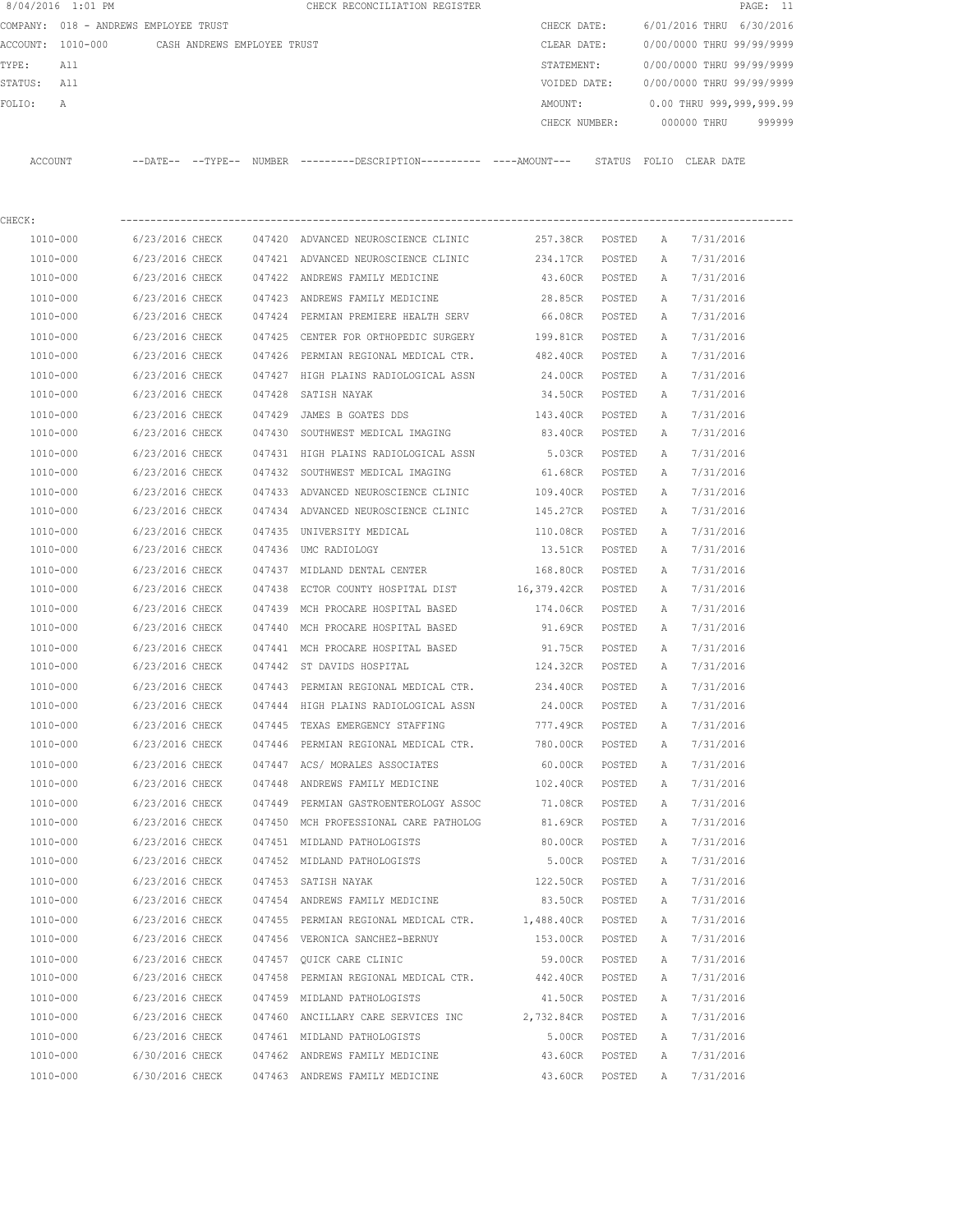8/04/2016 1:01 PM CHECK RECONCILIATION REGISTER

COMPANY: 018 - ANDREWS EMPLOYEE TRUST
ACCOUNT: 1010-000 CASH ANDREWS EMPLOYEE TRUST
TYPE: All
STATUS: All
FOLIO: A

CHECK DATE: 6/01/2016 THRU 6/30/2016
CLEAR DATE: 0/00/0000 THRU 99/99/9999
STATEMENT: 0/00/0000 THRU 99/99/9999
VOIDED DATE: 0/00/0000 THRU 99/99/9999
AMOUNT: 0.00 THRU 999,999,999.99
CHECK NUMBER: 000000 THRU 999999

CHECK:

| ACCOUNT | --DATE-- | --TYPE-- | NUMBER | ---------DESCRIPTION---------- | ----AMOUNT--- | STATUS | FOLIO | CLEAR DATE |
|---|---|---|---|---|---|---|---|---|
| 1010-000 | 6/23/2016 | CHECK | 047420 | ADVANCED NEUROSCIENCE CLINIC | 257.38CR | POSTED | A | 7/31/2016 |
| 1010-000 | 6/23/2016 | CHECK | 047421 | ADVANCED NEUROSCIENCE CLINIC | 234.17CR | POSTED | A | 7/31/2016 |
| 1010-000 | 6/23/2016 | CHECK | 047422 | ANDREWS FAMILY MEDICINE | 43.60CR | POSTED | A | 7/31/2016 |
| 1010-000 | 6/23/2016 | CHECK | 047423 | ANDREWS FAMILY MEDICINE | 28.85CR | POSTED | A | 7/31/2016 |
| 1010-000 | 6/23/2016 | CHECK | 047424 | PERMIAN PREMIERE HEALTH SERV | 66.08CR | POSTED | A | 7/31/2016 |
| 1010-000 | 6/23/2016 | CHECK | 047425 | CENTER FOR ORTHOPEDIC SURGERY | 199.81CR | POSTED | A | 7/31/2016 |
| 1010-000 | 6/23/2016 | CHECK | 047426 | PERMIAN REGIONAL MEDICAL CTR. | 482.40CR | POSTED | A | 7/31/2016 |
| 1010-000 | 6/23/2016 | CHECK | 047427 | HIGH PLAINS RADIOLOGICAL ASSN | 24.00CR | POSTED | A | 7/31/2016 |
| 1010-000 | 6/23/2016 | CHECK | 047428 | SATISH NAYAK | 34.50CR | POSTED | A | 7/31/2016 |
| 1010-000 | 6/23/2016 | CHECK | 047429 | JAMES B GOATES DDS | 143.40CR | POSTED | A | 7/31/2016 |
| 1010-000 | 6/23/2016 | CHECK | 047430 | SOUTHWEST MEDICAL IMAGING | 83.40CR | POSTED | A | 7/31/2016 |
| 1010-000 | 6/23/2016 | CHECK | 047431 | HIGH PLAINS RADIOLOGICAL ASSN | 5.03CR | POSTED | A | 7/31/2016 |
| 1010-000 | 6/23/2016 | CHECK | 047432 | SOUTHWEST MEDICAL IMAGING | 61.68CR | POSTED | A | 7/31/2016 |
| 1010-000 | 6/23/2016 | CHECK | 047433 | ADVANCED NEUROSCIENCE CLINIC | 109.40CR | POSTED | A | 7/31/2016 |
| 1010-000 | 6/23/2016 | CHECK | 047434 | ADVANCED NEUROSCIENCE CLINIC | 145.27CR | POSTED | A | 7/31/2016 |
| 1010-000 | 6/23/2016 | CHECK | 047435 | UNIVERSITY MEDICAL | 110.08CR | POSTED | A | 7/31/2016 |
| 1010-000 | 6/23/2016 | CHECK | 047436 | UMC RADIOLOGY | 13.51CR | POSTED | A | 7/31/2016 |
| 1010-000 | 6/23/2016 | CHECK | 047437 | MIDLAND DENTAL CENTER | 168.80CR | POSTED | A | 7/31/2016 |
| 1010-000 | 6/23/2016 | CHECK | 047438 | ECTOR COUNTY HOSPITAL DIST | 16,379.42CR | POSTED | A | 7/31/2016 |
| 1010-000 | 6/23/2016 | CHECK | 047439 | MCH PROCARE HOSPITAL BASED | 174.06CR | POSTED | A | 7/31/2016 |
| 1010-000 | 6/23/2016 | CHECK | 047440 | MCH PROCARE HOSPITAL BASED | 91.69CR | POSTED | A | 7/31/2016 |
| 1010-000 | 6/23/2016 | CHECK | 047441 | MCH PROCARE HOSPITAL BASED | 91.75CR | POSTED | A | 7/31/2016 |
| 1010-000 | 6/23/2016 | CHECK | 047442 | ST DAVIDS HOSPITAL | 124.32CR | POSTED | A | 7/31/2016 |
| 1010-000 | 6/23/2016 | CHECK | 047443 | PERMIAN REGIONAL MEDICAL CTR. | 234.40CR | POSTED | A | 7/31/2016 |
| 1010-000 | 6/23/2016 | CHECK | 047444 | HIGH PLAINS RADIOLOGICAL ASSN | 24.00CR | POSTED | A | 7/31/2016 |
| 1010-000 | 6/23/2016 | CHECK | 047445 | TEXAS EMERGENCY STAFFING | 777.49CR | POSTED | A | 7/31/2016 |
| 1010-000 | 6/23/2016 | CHECK | 047446 | PERMIAN REGIONAL MEDICAL CTR. | 780.00CR | POSTED | A | 7/31/2016 |
| 1010-000 | 6/23/2016 | CHECK | 047447 | ACS/ MORALES ASSOCIATES | 60.00CR | POSTED | A | 7/31/2016 |
| 1010-000 | 6/23/2016 | CHECK | 047448 | ANDREWS FAMILY MEDICINE | 102.40CR | POSTED | A | 7/31/2016 |
| 1010-000 | 6/23/2016 | CHECK | 047449 | PERMIAN GASTROENTEROLOGY ASSOC | 71.08CR | POSTED | A | 7/31/2016 |
| 1010-000 | 6/23/2016 | CHECK | 047450 | MCH PROFESSIONAL CARE PATHOLOG | 81.69CR | POSTED | A | 7/31/2016 |
| 1010-000 | 6/23/2016 | CHECK | 047451 | MIDLAND PATHOLOGISTS | 80.00CR | POSTED | A | 7/31/2016 |
| 1010-000 | 6/23/2016 | CHECK | 047452 | MIDLAND PATHOLOGISTS | 5.00CR | POSTED | A | 7/31/2016 |
| 1010-000 | 6/23/2016 | CHECK | 047453 | SATISH NAYAK | 122.50CR | POSTED | A | 7/31/2016 |
| 1010-000 | 6/23/2016 | CHECK | 047454 | ANDREWS FAMILY MEDICINE | 83.50CR | POSTED | A | 7/31/2016 |
| 1010-000 | 6/23/2016 | CHECK | 047455 | PERMIAN REGIONAL MEDICAL CTR. | 1,488.40CR | POSTED | A | 7/31/2016 |
| 1010-000 | 6/23/2016 | CHECK | 047456 | VERONICA SANCHEZ-BERNUY | 153.00CR | POSTED | A | 7/31/2016 |
| 1010-000 | 6/23/2016 | CHECK | 047457 | QUICK CARE CLINIC | 59.00CR | POSTED | A | 7/31/2016 |
| 1010-000 | 6/23/2016 | CHECK | 047458 | PERMIAN REGIONAL MEDICAL CTR. | 442.40CR | POSTED | A | 7/31/2016 |
| 1010-000 | 6/23/2016 | CHECK | 047459 | MIDLAND PATHOLOGISTS | 41.50CR | POSTED | A | 7/31/2016 |
| 1010-000 | 6/23/2016 | CHECK | 047460 | ANCILLARY CARE SERVICES INC | 2,732.84CR | POSTED | A | 7/31/2016 |
| 1010-000 | 6/23/2016 | CHECK | 047461 | MIDLAND PATHOLOGISTS | 5.00CR | POSTED | A | 7/31/2016 |
| 1010-000 | 6/30/2016 | CHECK | 047462 | ANDREWS FAMILY MEDICINE | 43.60CR | POSTED | A | 7/31/2016 |
| 1010-000 | 6/30/2016 | CHECK | 047463 | ANDREWS FAMILY MEDICINE | 43.60CR | POSTED | A | 7/31/2016 |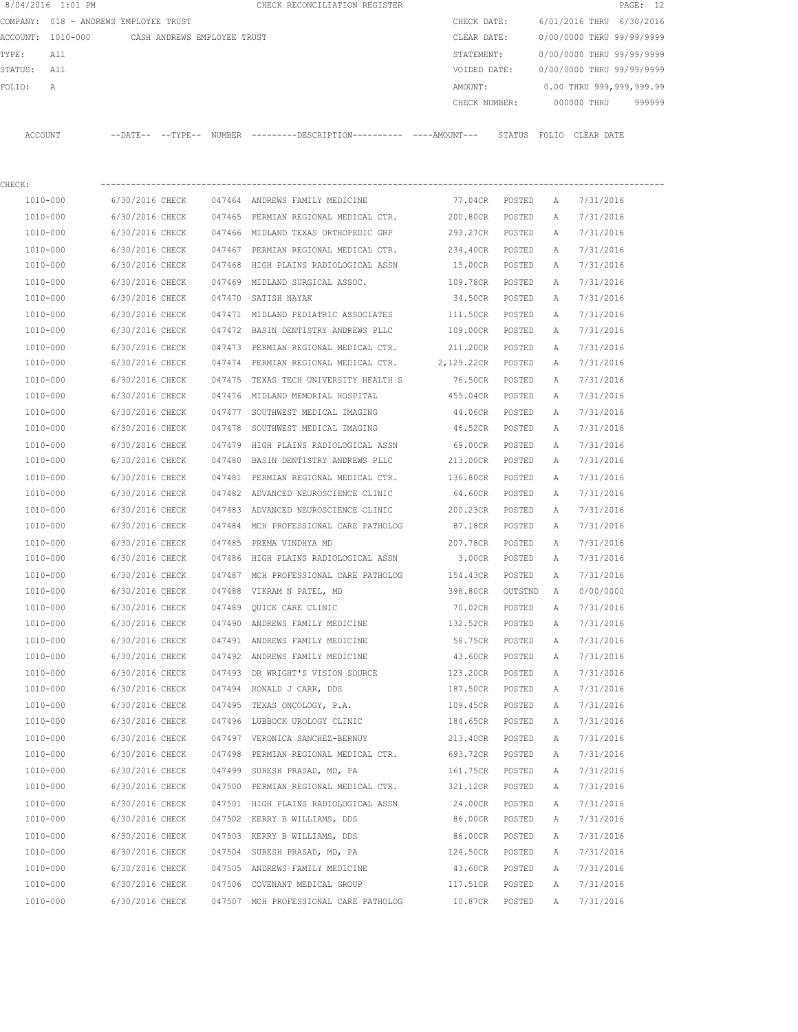8/04/2016 1:01 PM CHECK RECONCILIATION REGISTER

COMPANY: 018 - ANDREWS EMPLOYEE TRUST

ACCOUNT: 1010-000 CASH ANDREWS EMPLOYEE TRUST

TYPE: All

STATUS: All

FOLIO: A

CHECK DATE: 6/01/2016 THRU 6/30/2016

CLEAR DATE: 0/00/0000 THRU 99/99/9999

STATEMENT: 0/00/0000 THRU 99/99/9999

VOIDED DATE: 0/00/0000 THRU 99/99/9999

AMOUNT: 0.00 THRU 999,999,999.99

CHECK NUMBER: 000000 THRU 999999

CHECK:

| ACCOUNT | --DATE-- | --TYPE-- | NUMBER | ---------DESCRIPTION---------- | ----AMOUNT--- | STATUS | FOLIO | CLEAR DATE |
|---|---|---|---|---|---|---|---|---|
| 1010-000 | 6/30/2016 | CHECK | 047464 | ANDREWS FAMILY MEDICINE | 77.04CR | POSTED | A | 7/31/2016 |
| 1010-000 | 6/30/2016 | CHECK | 047465 | PERMIAN REGIONAL MEDICAL CTR. | 200.80CR | POSTED | A | 7/31/2016 |
| 1010-000 | 6/30/2016 | CHECK | 047466 | MIDLAND TEXAS ORTHOPEDIC GRP | 293.27CR | POSTED | A | 7/31/2016 |
| 1010-000 | 6/30/2016 | CHECK | 047467 | PERMIAN REGIONAL MEDICAL CTR. | 234.40CR | POSTED | A | 7/31/2016 |
| 1010-000 | 6/30/2016 | CHECK | 047468 | HIGH PLAINS RADIOLOGICAL ASSN | 15.00CR | POSTED | A | 7/31/2016 |
| 1010-000 | 6/30/2016 | CHECK | 047469 | MIDLAND SURGICAL ASSOC. | 109.78CR | POSTED | A | 7/31/2016 |
| 1010-000 | 6/30/2016 | CHECK | 047470 | SATISH NAYAK | 34.50CR | POSTED | A | 7/31/2016 |
| 1010-000 | 6/30/2016 | CHECK | 047471 | MIDLAND PEDIATRIC ASSOCIATES | 111.50CR | POSTED | A | 7/31/2016 |
| 1010-000 | 6/30/2016 | CHECK | 047472 | BASIN DENTISTRY ANDREWS PLLC | 109.00CR | POSTED | A | 7/31/2016 |
| 1010-000 | 6/30/2016 | CHECK | 047473 | PERMIAN REGIONAL MEDICAL CTR. | 211.20CR | POSTED | A | 7/31/2016 |
| 1010-000 | 6/30/2016 | CHECK | 047474 | PERMIAN REGIONAL MEDICAL CTR. | 2,129.22CR | POSTED | A | 7/31/2016 |
| 1010-000 | 6/30/2016 | CHECK | 047475 | TEXAS TECH UNIVERSITY HEALTH S | 76.50CR | POSTED | A | 7/31/2016 |
| 1010-000 | 6/30/2016 | CHECK | 047476 | MIDLAND MEMORIAL HOSPITAL | 455.04CR | POSTED | A | 7/31/2016 |
| 1010-000 | 6/30/2016 | CHECK | 047477 | SOUTHWEST MEDICAL IMAGING | 44.06CR | POSTED | A | 7/31/2016 |
| 1010-000 | 6/30/2016 | CHECK | 047478 | SOUTHWEST MEDICAL IMAGING | 46.52CR | POSTED | A | 7/31/2016 |
| 1010-000 | 6/30/2016 | CHECK | 047479 | HIGH PLAINS RADIOLOGICAL ASSN | 69.00CR | POSTED | A | 7/31/2016 |
| 1010-000 | 6/30/2016 | CHECK | 047480 | BASIN DENTISTRY ANDREWS PLLC | 213.00CR | POSTED | A | 7/31/2016 |
| 1010-000 | 6/30/2016 | CHECK | 047481 | PERMIAN REGIONAL MEDICAL CTR. | 136.80CR | POSTED | A | 7/31/2016 |
| 1010-000 | 6/30/2016 | CHECK | 047482 | ADVANCED NEUROSCIENCE CLINIC | 64.60CR | POSTED | A | 7/31/2016 |
| 1010-000 | 6/30/2016 | CHECK | 047483 | ADVANCED NEUROSCIENCE CLINIC | 200.23CR | POSTED | A | 7/31/2016 |
| 1010-000 | 6/30/2016 | CHECK | 047484 | MCH PROFESSIONAL CARE PATHOLOG | 87.18CR | POSTED | A | 7/31/2016 |
| 1010-000 | 6/30/2016 | CHECK | 047485 | PREMA VINDHYA MD | 207.78CR | POSTED | A | 7/31/2016 |
| 1010-000 | 6/30/2016 | CHECK | 047486 | HIGH PLAINS RADIOLOGICAL ASSN | 3.00CR | POSTED | A | 7/31/2016 |
| 1010-000 | 6/30/2016 | CHECK | 047487 | MCH PROFESSIONAL CARE PATHOLOG | 154.43CR | POSTED | A | 7/31/2016 |
| 1010-000 | 6/30/2016 | CHECK | 047488 | VIKRAM N PATEL, MD | 398.80CR | OUTSTND | A | 0/00/0000 |
| 1010-000 | 6/30/2016 | CHECK | 047489 | QUICK CARE CLINIC | 70.02CR | POSTED | A | 7/31/2016 |
| 1010-000 | 6/30/2016 | CHECK | 047490 | ANDREWS FAMILY MEDICINE | 132.52CR | POSTED | A | 7/31/2016 |
| 1010-000 | 6/30/2016 | CHECK | 047491 | ANDREWS FAMILY MEDICINE | 58.75CR | POSTED | A | 7/31/2016 |
| 1010-000 | 6/30/2016 | CHECK | 047492 | ANDREWS FAMILY MEDICINE | 43.60CR | POSTED | A | 7/31/2016 |
| 1010-000 | 6/30/2016 | CHECK | 047493 | DR WRIGHT'S VISION SOURCE | 123.20CR | POSTED | A | 7/31/2016 |
| 1010-000 | 6/30/2016 | CHECK | 047494 | RONALD J CARR, DDS | 187.50CR | POSTED | A | 7/31/2016 |
| 1010-000 | 6/30/2016 | CHECK | 047495 | TEXAS ONCOLOGY, P.A. | 109.45CR | POSTED | A | 7/31/2016 |
| 1010-000 | 6/30/2016 | CHECK | 047496 | LUBBOCK UROLOGY CLINIC | 184.65CR | POSTED | A | 7/31/2016 |
| 1010-000 | 6/30/2016 | CHECK | 047497 | VERONICA SANCHEZ-BERNUY | 213.40CR | POSTED | A | 7/31/2016 |
| 1010-000 | 6/30/2016 | CHECK | 047498 | PERMIAN REGIONAL MEDICAL CTR. | 693.72CR | POSTED | A | 7/31/2016 |
| 1010-000 | 6/30/2016 | CHECK | 047499 | SURESH PRASAD, MD, PA | 161.75CR | POSTED | A | 7/31/2016 |
| 1010-000 | 6/30/2016 | CHECK | 047500 | PERMIAN REGIONAL MEDICAL CTR. | 321.12CR | POSTED | A | 7/31/2016 |
| 1010-000 | 6/30/2016 | CHECK | 047501 | HIGH PLAINS RADIOLOGICAL ASSN | 24.00CR | POSTED | A | 7/31/2016 |
| 1010-000 | 6/30/2016 | CHECK | 047502 | KERRY B WILLIAMS, DDS | 86.00CR | POSTED | A | 7/31/2016 |
| 1010-000 | 6/30/2016 | CHECK | 047503 | KERRY B WILLIAMS, DDS | 86.00CR | POSTED | A | 7/31/2016 |
| 1010-000 | 6/30/2016 | CHECK | 047504 | SURESH PRASAD, MD, PA | 124.50CR | POSTED | A | 7/31/2016 |
| 1010-000 | 6/30/2016 | CHECK | 047505 | ANDREWS FAMILY MEDICINE | 43.60CR | POSTED | A | 7/31/2016 |
| 1010-000 | 6/30/2016 | CHECK | 047506 | COVENANT MEDICAL GROUP | 117.51CR | POSTED | A | 7/31/2016 |
| 1010-000 | 6/30/2016 | CHECK | 047507 | MCH PROFESSIONAL CARE PATHOLOG | 10.87CR | POSTED | A | 7/31/2016 |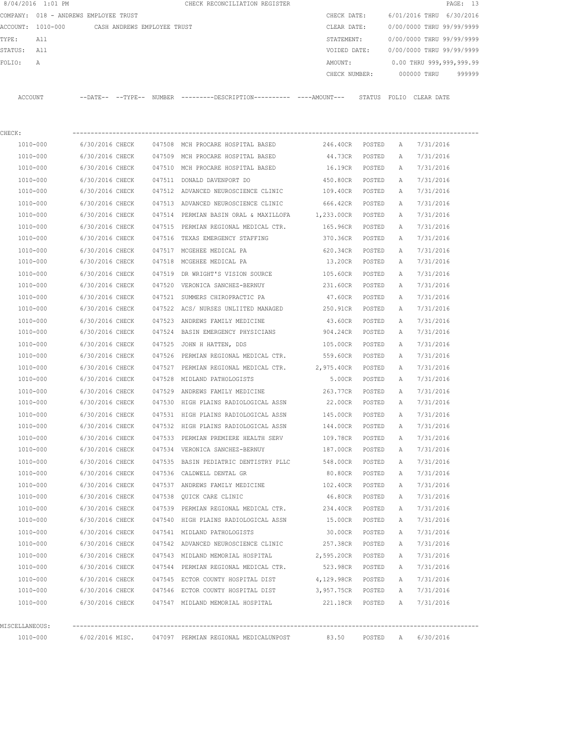8/04/2016 1:01 PM CHECK RECONCILIATION REGISTER PAGE: 13

COMPANY: 018 - ANDREWS EMPLOYEE TRUST

ACCOUNT: 1010-000 CASH ANDREWS EMPLOYEE TRUST

TYPE: All

STATUS: All

FOLIO: A

CHECK DATE: 6/01/2016 THRU 6/30/2016

CLEAR DATE: 0/00/0000 THRU 99/99/9999

STATEMENT: 0/00/0000 THRU 99/99/9999

VOIDED DATE: 0/00/0000 THRU 99/99/9999

AMOUNT: 0.00 THRU 999,999,999.99

CHECK NUMBER: 000000 THRU 999999

| ACCOUNT | --DATE-- | --TYPE-- | NUMBER | ---------DESCRIPTION---------- | ----AMOUNT--- | STATUS | FOLIO | CLEAR DATE |
|---|---|---|---|---|---|---|---|---|
| CHECK: | | | | | | | | |
| 1010-000 | 6/30/2016 | CHECK | 047508 | MCH PROCARE HOSPITAL BASED | 246.40CR | POSTED | A | 7/31/2016 |
| 1010-000 | 6/30/2016 | CHECK | 047509 | MCH PROCARE HOSPITAL BASED | 44.73CR | POSTED | A | 7/31/2016 |
| 1010-000 | 6/30/2016 | CHECK | 047510 | MCH PROCARE HOSPITAL BASED | 16.19CR | POSTED | A | 7/31/2016 |
| 1010-000 | 6/30/2016 | CHECK | 047511 | DONALD DAVENPORT DO | 450.80CR | POSTED | A | 7/31/2016 |
| 1010-000 | 6/30/2016 | CHECK | 047512 | ADVANCED NEUROSCIENCE CLINIC | 109.40CR | POSTED | A | 7/31/2016 |
| 1010-000 | 6/30/2016 | CHECK | 047513 | ADVANCED NEUROSCIENCE CLINIC | 666.42CR | POSTED | A | 7/31/2016 |
| 1010-000 | 6/30/2016 | CHECK | 047514 | PERMIAN BASIN ORAL & MAXILLOFA | 1,233.00CR | POSTED | A | 7/31/2016 |
| 1010-000 | 6/30/2016 | CHECK | 047515 | PERMIAN REGIONAL MEDICAL CTR. | 165.96CR | POSTED | A | 7/31/2016 |
| 1010-000 | 6/30/2016 | CHECK | 047516 | TEXAS EMERGENCY STAFFING | 370.36CR | POSTED | A | 7/31/2016 |
| 1010-000 | 6/30/2016 | CHECK | 047517 | MCGEHEE MEDICAL PA | 620.34CR | POSTED | A | 7/31/2016 |
| 1010-000 | 6/30/2016 | CHECK | 047518 | MCGEHEE MEDICAL PA | 13.20CR | POSTED | A | 7/31/2016 |
| 1010-000 | 6/30/2016 | CHECK | 047519 | DR WRIGHT'S VISION SOURCE | 105.60CR | POSTED | A | 7/31/2016 |
| 1010-000 | 6/30/2016 | CHECK | 047520 | VERONICA SANCHEZ-BERNUY | 231.60CR | POSTED | A | 7/31/2016 |
| 1010-000 | 6/30/2016 | CHECK | 047521 | SUMMERS CHIROPRACTIC PA | 47.60CR | POSTED | A | 7/31/2016 |
| 1010-000 | 6/30/2016 | CHECK | 047522 | ACS/ NURSES UNLIITED MANAGED | 250.91CR | POSTED | A | 7/31/2016 |
| 1010-000 | 6/30/2016 | CHECK | 047523 | ANDREWS FAMILY MEDICINE | 43.60CR | POSTED | A | 7/31/2016 |
| 1010-000 | 6/30/2016 | CHECK | 047524 | BASIN EMERGENCY PHYSICIANS | 904.24CR | POSTED | A | 7/31/2016 |
| 1010-000 | 6/30/2016 | CHECK | 047525 | JOHN H HATTEN, DDS | 105.00CR | POSTED | A | 7/31/2016 |
| 1010-000 | 6/30/2016 | CHECK | 047526 | PERMIAN REGIONAL MEDICAL CTR. | 559.60CR | POSTED | A | 7/31/2016 |
| 1010-000 | 6/30/2016 | CHECK | 047527 | PERMIAN REGIONAL MEDICAL CTR. | 2,975.40CR | POSTED | A | 7/31/2016 |
| 1010-000 | 6/30/2016 | CHECK | 047528 | MIDLAND PATHOLOGISTS | 5.00CR | POSTED | A | 7/31/2016 |
| 1010-000 | 6/30/2016 | CHECK | 047529 | ANDREWS FAMILY MEDICINE | 263.77CR | POSTED | A | 7/31/2016 |
| 1010-000 | 6/30/2016 | CHECK | 047530 | HIGH PLAINS RADIOLOGICAL ASSN | 22.00CR | POSTED | A | 7/31/2016 |
| 1010-000 | 6/30/2016 | CHECK | 047531 | HIGH PLAINS RADIOLOGICAL ASSN | 145.00CR | POSTED | A | 7/31/2016 |
| 1010-000 | 6/30/2016 | CHECK | 047532 | HIGH PLAINS RADIOLOGICAL ASSN | 144.00CR | POSTED | A | 7/31/2016 |
| 1010-000 | 6/30/2016 | CHECK | 047533 | PERMIAN PREMIERE HEALTH SERV | 109.78CR | POSTED | A | 7/31/2016 |
| 1010-000 | 6/30/2016 | CHECK | 047534 | VERONICA SANCHEZ-BERNUY | 187.00CR | POSTED | A | 7/31/2016 |
| 1010-000 | 6/30/2016 | CHECK | 047535 | BASIN PEDIATRIC DENTISTRY PLLC | 548.00CR | POSTED | A | 7/31/2016 |
| 1010-000 | 6/30/2016 | CHECK | 047536 | CALDWELL DENTAL GR | 80.80CR | POSTED | A | 7/31/2016 |
| 1010-000 | 6/30/2016 | CHECK | 047537 | ANDREWS FAMILY MEDICINE | 102.40CR | POSTED | A | 7/31/2016 |
| 1010-000 | 6/30/2016 | CHECK | 047538 | QUICK CARE CLINIC | 46.80CR | POSTED | A | 7/31/2016 |
| 1010-000 | 6/30/2016 | CHECK | 047539 | PERMIAN REGIONAL MEDICAL CTR. | 234.40CR | POSTED | A | 7/31/2016 |
| 1010-000 | 6/30/2016 | CHECK | 047540 | HIGH PLAINS RADIOLOGICAL ASSN | 15.00CR | POSTED | A | 7/31/2016 |
| 1010-000 | 6/30/2016 | CHECK | 047541 | MIDLAND PATHOLOGISTS | 30.00CR | POSTED | A | 7/31/2016 |
| 1010-000 | 6/30/2016 | CHECK | 047542 | ADVANCED NEUROSCIENCE CLINIC | 257.38CR | POSTED | A | 7/31/2016 |
| 1010-000 | 6/30/2016 | CHECK | 047543 | MIDLAND MEMORIAL HOSPITAL | 2,595.20CR | POSTED | A | 7/31/2016 |
| 1010-000 | 6/30/2016 | CHECK | 047544 | PERMIAN REGIONAL MEDICAL CTR. | 523.98CR | POSTED | A | 7/31/2016 |
| 1010-000 | 6/30/2016 | CHECK | 047545 | ECTOR COUNTY HOSPITAL DIST | 4,129.98CR | POSTED | A | 7/31/2016 |
| 1010-000 | 6/30/2016 | CHECK | 047546 | ECTOR COUNTY HOSPITAL DIST | 3,957.75CR | POSTED | A | 7/31/2016 |
| 1010-000 | 6/30/2016 | CHECK | 047547 | MIDLAND MEMORIAL HOSPITAL | 221.18CR | POSTED | A | 7/31/2016 |
| MISCELLANEOUS: | | | | | | | | |
| 1010-000 | 6/02/2016 | MISC. | 047097 | PERMIAN REGIONAL MEDICALUNPOST | 83.50 | POSTED | A | 6/30/2016 |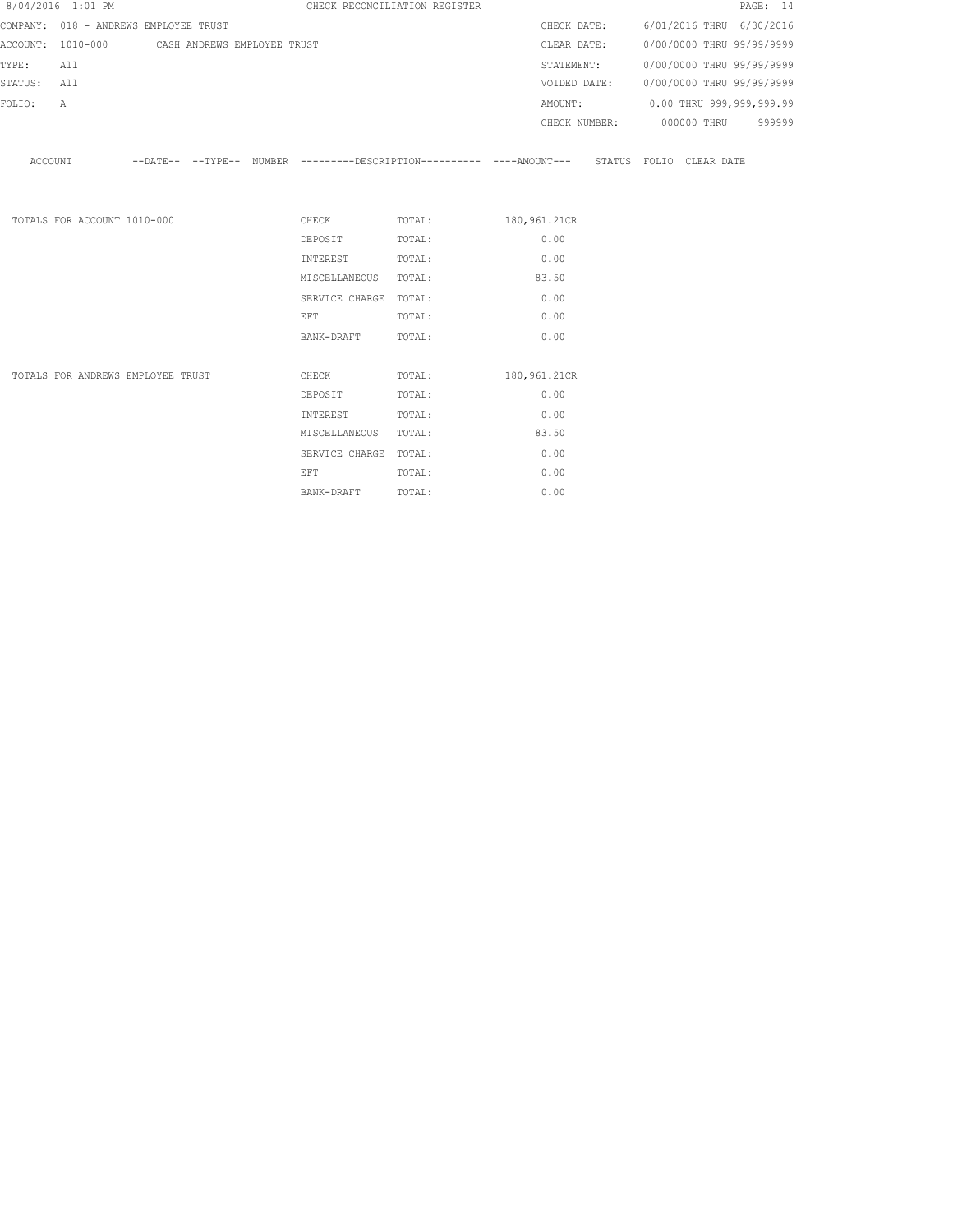8/04/2016 1:01 PM CHECK RECONCILIATION REGISTER

COMPANY: 018 - ANDREWS EMPLOYEE TRUST

ACCOUNT: 1010-000 CASH ANDREWS EMPLOYEE TRUST

TYPE: All

STATUS: All

FOLIO: A

CHECK DATE: 6/01/2016 THRU 6/30/2016

CLEAR DATE: 0/00/0000 THRU 99/99/9999

STATEMENT: 0/00/0000 THRU 99/99/9999

VOIDED DATE: 0/00/0000 THRU 99/99/9999

AMOUNT: 0.00 THRU 999,999,999.99

CHECK NUMBER: 000000 THRU 999999

| ACCOUNT | --DATE-- | --TYPE-- | NUMBER | ---------DESCRIPTION---------- | ----AMOUNT--- | STATUS | FOLIO | CLEAR DATE |
|---|---|---|---|---|---|---|---|---|

| | | | |
|---|---|---|---|
| TOTALS FOR ACCOUNT 1010-000 | CHECK | TOTAL: | 180,961.21CR |
| | DEPOSIT | TOTAL: | 0.00 |
| | INTEREST | TOTAL: | 0.00 |
| | MISCELLANEOUS | TOTAL: | 83.50 |
| | SERVICE CHARGE | TOTAL: | 0.00 |
| | EFT | TOTAL: | 0.00 |
| | BANK-DRAFT | TOTAL: | 0.00 |
| TOTALS FOR ANDREWS EMPLOYEE TRUST | CHECK | TOTAL: | 180,961.21CR |
| | DEPOSIT | TOTAL: | 0.00 |
| | INTEREST | TOTAL: | 0.00 |
| | MISCELLANEOUS | TOTAL: | 83.50 |
| | SERVICE CHARGE | TOTAL: | 0.00 |
| | EFT | TOTAL: | 0.00 |
| | BANK-DRAFT | TOTAL: | 0.00 |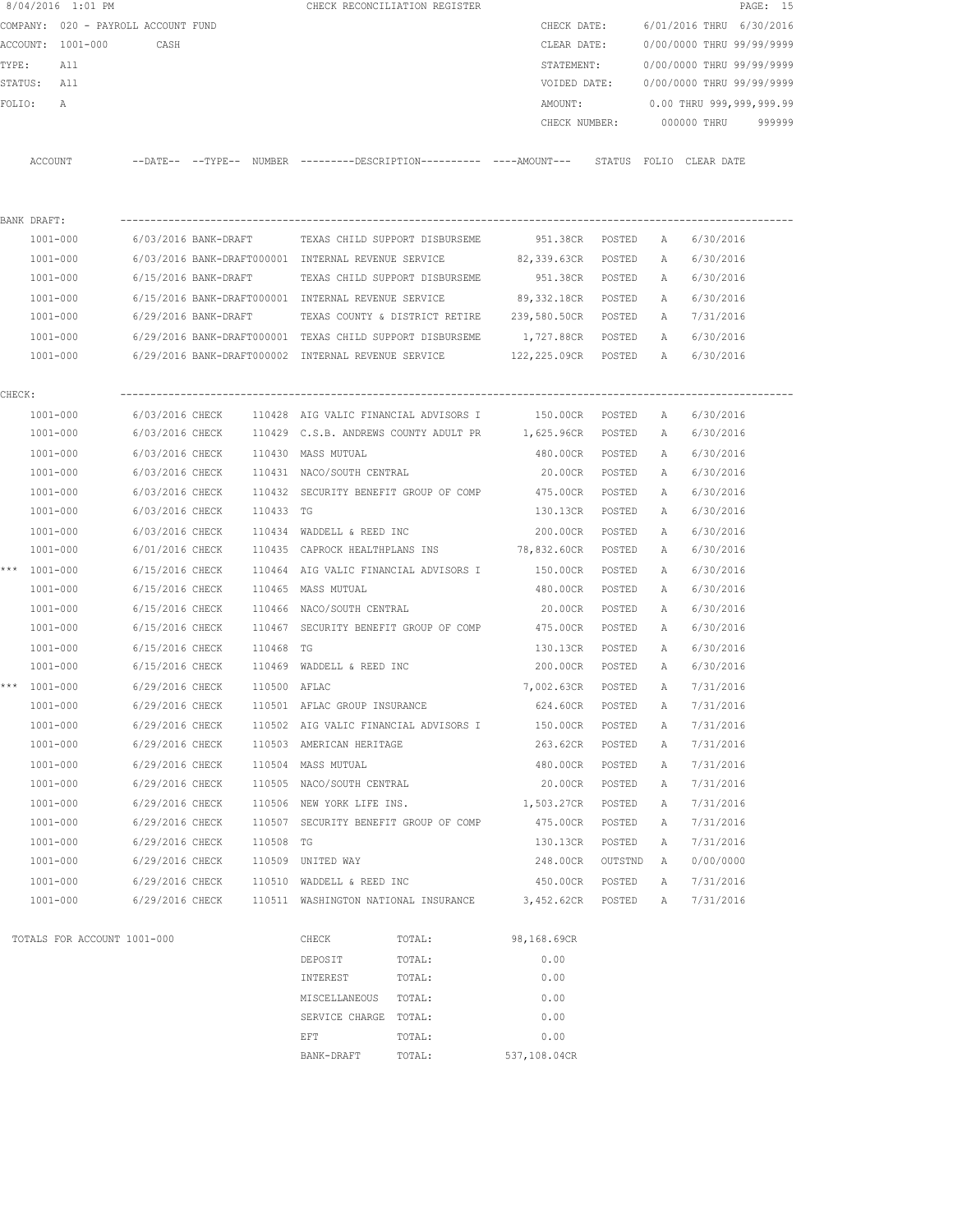8/04/2016 1:01 PM CHECK RECONCILIATION REGISTER

COMPANY: 020 - PAYROLL ACCOUNT FUND
ACCOUNT: 1001-000 CASH
TYPE: All
STATUS: All
FOLIO: A

CHECK DATE: 6/01/2016 THRU 6/30/2016
CLEAR DATE: 0/00/0000 THRU 99/99/9999
STATEMENT: 0/00/0000 THRU 99/99/9999
VOIDED DATE: 0/00/0000 THRU 99/99/9999
AMOUNT: 0.00 THRU 999,999,999.99
CHECK NUMBER: 000000 THRU 999999

| ACCOUNT | --DATE-- | --TYPE-- | NUMBER | ---------DESCRIPTION---------- | ----AMOUNT--- | STATUS | FOLIO | CLEAR DATE |
|---|---|---|---|---|---|---|---|---|
| **BANK DRAFT:** | | | | | | | | |
| 1001-000 | 6/03/2016 | BANK-DRAFT | | TEXAS CHILD SUPPORT DISBURSEME | 951.38CR | POSTED | A | 6/30/2016 |
| 1001-000 | 6/03/2016 | BANK-DRAFT | 000001 | INTERNAL REVENUE SERVICE | 82,339.63CR | POSTED | A | 6/30/2016 |
| 1001-000 | 6/15/2016 | BANK-DRAFT | | TEXAS CHILD SUPPORT DISBURSEME | 951.38CR | POSTED | A | 6/30/2016 |
| 1001-000 | 6/15/2016 | BANK-DRAFT | 000001 | INTERNAL REVENUE SERVICE | 89,332.18CR | POSTED | A | 6/30/2016 |
| 1001-000 | 6/29/2016 | BANK-DRAFT | | TEXAS COUNTY & DISTRICT RETIRE | 239,580.50CR | POSTED | A | 7/31/2016 |
| 1001-000 | 6/29/2016 | BANK-DRAFT | 000001 | TEXAS CHILD SUPPORT DISBURSEME | 1,727.88CR | POSTED | A | 6/30/2016 |
| 1001-000 | 6/29/2016 | BANK-DRAFT | 000002 | INTERNAL REVENUE SERVICE | 122,225.09CR | POSTED | A | 6/30/2016 |
| **CHECK:** | | | | | | | | |
| 1001-000 | 6/03/2016 | CHECK | 110428 | AIG VALIC FINANCIAL ADVISORS I | 150.00CR | POSTED | A | 6/30/2016 |
| 1001-000 | 6/03/2016 | CHECK | 110429 | C.S.B. ANDREWS COUNTY ADULT PR | 1,625.96CR | POSTED | A | 6/30/2016 |
| 1001-000 | 6/03/2016 | CHECK | 110430 | MASS MUTUAL | 480.00CR | POSTED | A | 6/30/2016 |
| 1001-000 | 6/03/2016 | CHECK | 110431 | NACO/SOUTH CENTRAL | 20.00CR | POSTED | A | 6/30/2016 |
| 1001-000 | 6/03/2016 | CHECK | 110432 | SECURITY BENEFIT GROUP OF COMP | 475.00CR | POSTED | A | 6/30/2016 |
| 1001-000 | 6/03/2016 | CHECK | 110433 | TG | 130.13CR | POSTED | A | 6/30/2016 |
| 1001-000 | 6/03/2016 | CHECK | 110434 | WADDELL & REED INC | 200.00CR | POSTED | A | 6/30/2016 |
| 1001-000 | 6/01/2016 | CHECK | 110435 | CAPROCK HEALTHPLANS INS | 78,832.60CR | POSTED | A | 6/30/2016 |
| *** 1001-000 | 6/15/2016 | CHECK | 110464 | AIG VALIC FINANCIAL ADVISORS I | 150.00CR | POSTED | A | 6/30/2016 |
| 1001-000 | 6/15/2016 | CHECK | 110465 | MASS MUTUAL | 480.00CR | POSTED | A | 6/30/2016 |
| 1001-000 | 6/15/2016 | CHECK | 110466 | NACO/SOUTH CENTRAL | 20.00CR | POSTED | A | 6/30/2016 |
| 1001-000 | 6/15/2016 | CHECK | 110467 | SECURITY BENEFIT GROUP OF COMP | 475.00CR | POSTED | A | 6/30/2016 |
| 1001-000 | 6/15/2016 | CHECK | 110468 | TG | 130.13CR | POSTED | A | 6/30/2016 |
| 1001-000 | 6/15/2016 | CHECK | 110469 | WADDELL & REED INC | 200.00CR | POSTED | A | 6/30/2016 |
| *** 1001-000 | 6/29/2016 | CHECK | 110500 | AFLAC | 7,002.63CR | POSTED | A | 7/31/2016 |
| 1001-000 | 6/29/2016 | CHECK | 110501 | AFLAC GROUP INSURANCE | 624.60CR | POSTED | A | 7/31/2016 |
| 1001-000 | 6/29/2016 | CHECK | 110502 | AIG VALIC FINANCIAL ADVISORS I | 150.00CR | POSTED | A | 7/31/2016 |
| 1001-000 | 6/29/2016 | CHECK | 110503 | AMERICAN HERITAGE | 263.62CR | POSTED | A | 7/31/2016 |
| 1001-000 | 6/29/2016 | CHECK | 110504 | MASS MUTUAL | 480.00CR | POSTED | A | 7/31/2016 |
| 1001-000 | 6/29/2016 | CHECK | 110505 | NACO/SOUTH CENTRAL | 20.00CR | POSTED | A | 7/31/2016 |
| 1001-000 | 6/29/2016 | CHECK | 110506 | NEW YORK LIFE INS. | 1,503.27CR | POSTED | A | 7/31/2016 |
| 1001-000 | 6/29/2016 | CHECK | 110507 | SECURITY BENEFIT GROUP OF COMP | 475.00CR | POSTED | A | 7/31/2016 |
| 1001-000 | 6/29/2016 | CHECK | 110508 | TG | 130.13CR | POSTED | A | 7/31/2016 |
| 1001-000 | 6/29/2016 | CHECK | 110509 | UNITED WAY | 248.00CR | OUTSTND | A | 0/00/0000 |
| 1001-000 | 6/29/2016 | CHECK | 110510 | WADDELL & REED INC | 450.00CR | POSTED | A | 7/31/2016 |
| 1001-000 | 6/29/2016 | CHECK | 110511 | WASHINGTON NATIONAL INSURANCE | 3,452.62CR | POSTED | A | 7/31/2016 |

TOTALS FOR ACCOUNT 1001-000

| | | |
|---|---|---|
| CHECK | TOTAL: | 98,168.69CR |
| DEPOSIT | TOTAL: | 0.00 |
| INTEREST | TOTAL: | 0.00 |
| MISCELLANEOUS | TOTAL: | 0.00 |
| SERVICE CHARGE | TOTAL: | 0.00 |
| EFT | TOTAL: | 0.00 |
| BANK-DRAFT | TOTAL: | 537,108.04CR |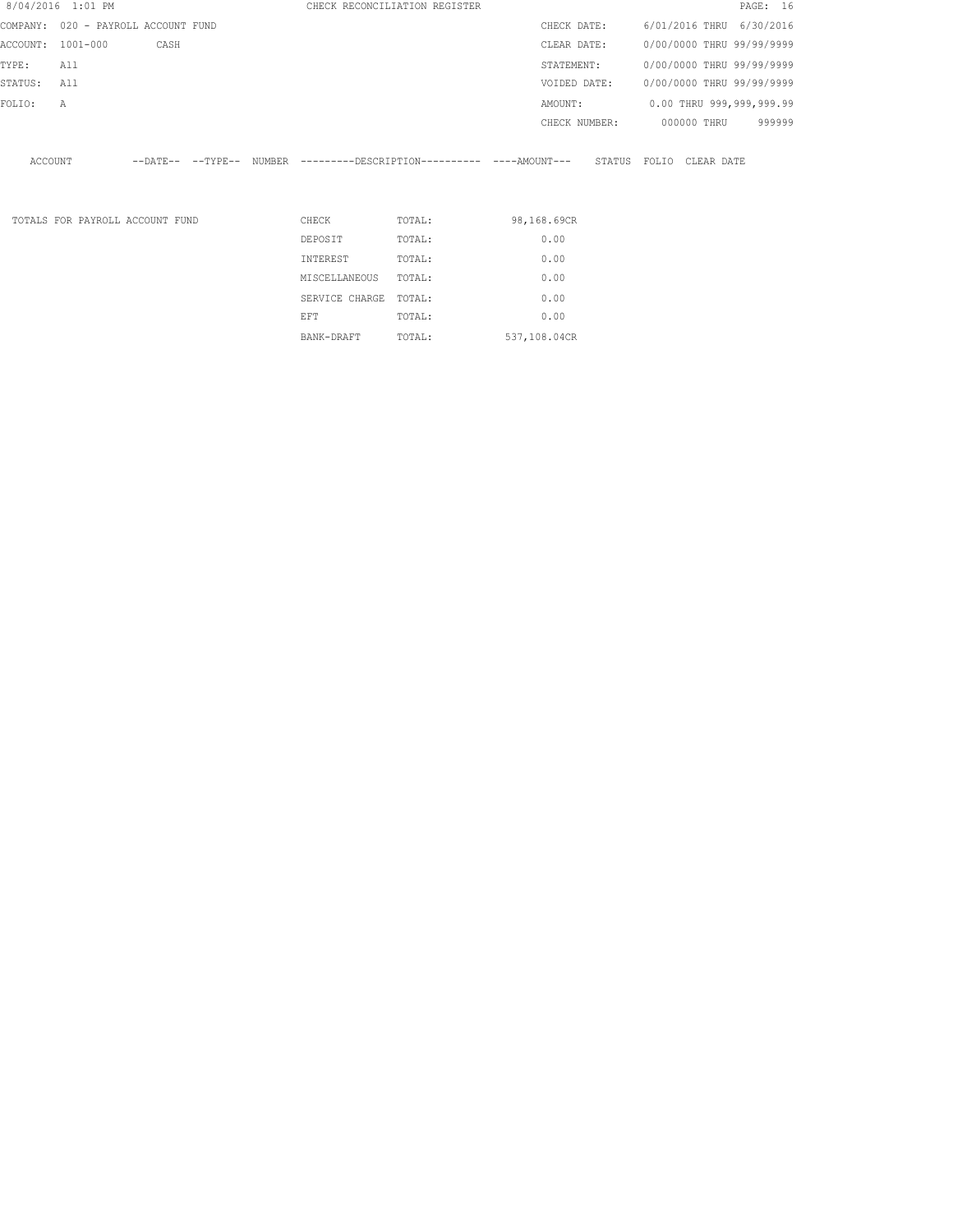8/04/2016 1:01 PM CHECK RECONCILIATION REGISTER

COMPANY: 020 - PAYROLL ACCOUNT FUND

ACCOUNT: 1001-000 CASH

TYPE: All

STATUS: All

FOLIO: A

CHECK DATE: 6/01/2016 THRU 6/30/2016

CLEAR DATE: 0/00/0000 THRU 99/99/9999

STATEMENT: 0/00/0000 THRU 99/99/9999

VOIDED DATE: 0/00/0000 THRU 99/99/9999

AMOUNT: 0.00 THRU 999,999,999.99

CHECK NUMBER: 000000 THRU 999999

| ACCOUNT | --DATE-- | --TYPE-- | NUMBER | ---------DESCRIPTION---------- | ----AMOUNT--- | STATUS | FOLIO | CLEAR DATE |
|---|---|---|---|---|---|---|---|---|

| TOTALS FOR PAYROLL ACCOUNT FUND | | | |
|---|---|---|---|
| | CHECK | TOTAL: | 98,168.69CR |
| | DEPOSIT | TOTAL: | 0.00 |
| | INTEREST | TOTAL: | 0.00 |
| | MISCELLANEOUS | TOTAL: | 0.00 |
| | SERVICE CHARGE | TOTAL: | 0.00 |
| | EFT | TOTAL: | 0.00 |
| | BANK-DRAFT | TOTAL: | 537,108.04CR |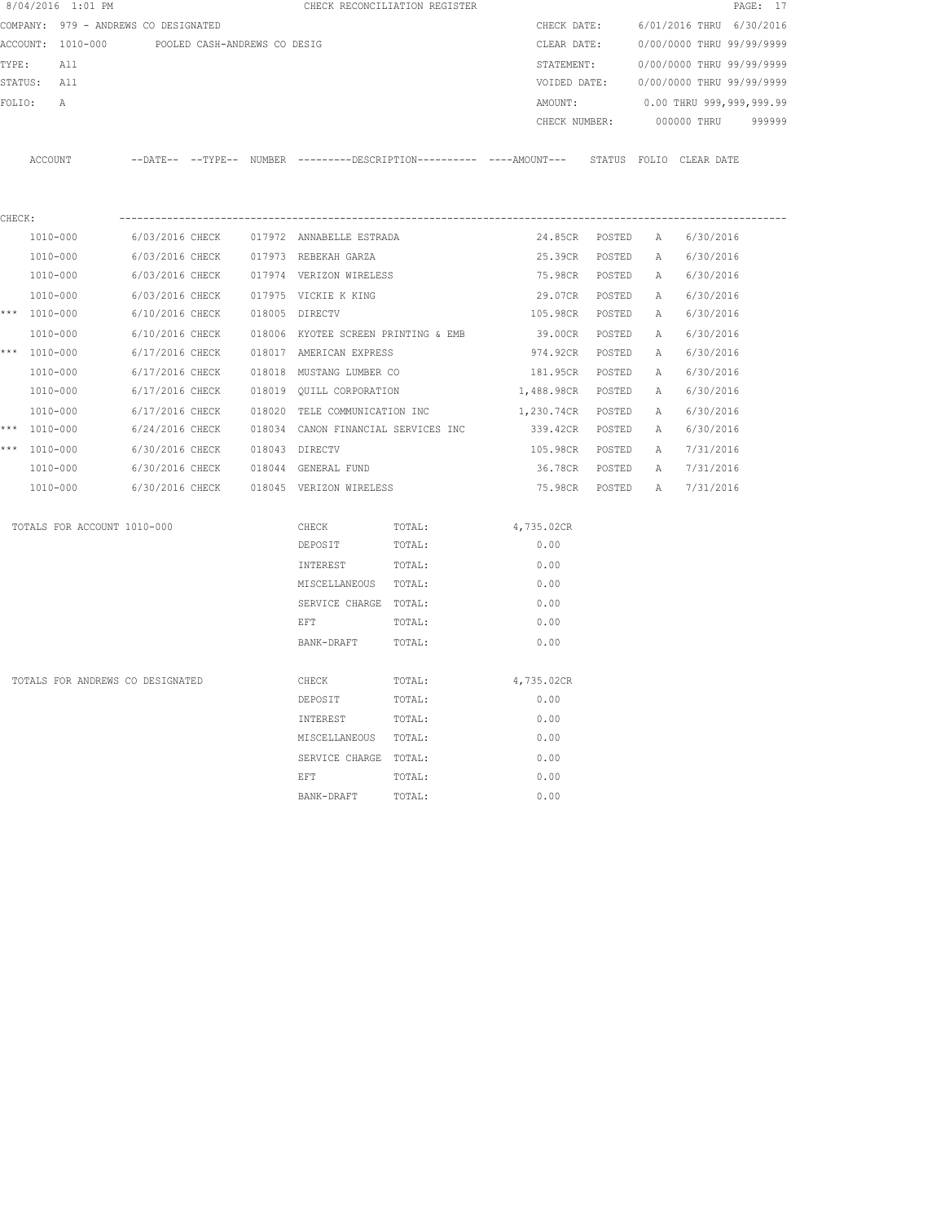8/04/2016 1:01 PM CHECK RECONCILIATION REGISTER

COMPANY: 979 - ANDREWS CO DESIGNATED
ACCOUNT: 1010-000 POOLED CASH-ANDREWS CO DESIG
TYPE: All
STATUS: All
FOLIO: A

CHECK DATE: 6/01/2016 THRU 6/30/2016
CLEAR DATE: 0/00/0000 THRU 99/99/9999
STATEMENT: 0/00/0000 THRU 99/99/9999
VOIDED DATE: 0/00/0000 THRU 99/99/9999
AMOUNT: 0.00 THRU 999,999,999.99
CHECK NUMBER: 000000 THRU 999999

CHECK:

| | ACCOUNT | DATE | TYPE | NUMBER | DESCRIPTION | AMOUNT | STATUS | FOLIO | CLEAR DATE |
|---|---|---|---|---|---|---|---|---|---|
| | 1010-000 | 6/03/2016 | CHECK | 017972 | ANNABELLE ESTRADA | 24.85CR | POSTED | A | 6/30/2016 |
| | 1010-000 | 6/03/2016 | CHECK | 017973 | REBEKAH GARZA | 25.39CR | POSTED | A | 6/30/2016 |
| | 1010-000 | 6/03/2016 | CHECK | 017974 | VERIZON WIRELESS | 75.98CR | POSTED | A | 6/30/2016 |
| | 1010-000 | 6/03/2016 | CHECK | 017975 | VICKIE K KING | 29.07CR | POSTED | A | 6/30/2016 |
| *** | 1010-000 | 6/10/2016 | CHECK | 018005 | DIRECTV | 105.98CR | POSTED | A | 6/30/2016 |
| | 1010-000 | 6/10/2016 | CHECK | 018006 | KYOTEE SCREEN PRINTING & EMB | 39.00CR | POSTED | A | 6/30/2016 |
| *** | 1010-000 | 6/17/2016 | CHECK | 018017 | AMERICAN EXPRESS | 974.92CR | POSTED | A | 6/30/2016 |
| | 1010-000 | 6/17/2016 | CHECK | 018018 | MUSTANG LUMBER CO | 181.95CR | POSTED | A | 6/30/2016 |
| | 1010-000 | 6/17/2016 | CHECK | 018019 | QUILL CORPORATION | 1,488.98CR | POSTED | A | 6/30/2016 |
| | 1010-000 | 6/17/2016 | CHECK | 018020 | TELE COMMUNICATION INC | 1,230.74CR | POSTED | A | 6/30/2016 |
| *** | 1010-000 | 6/24/2016 | CHECK | 018034 | CANON FINANCIAL SERVICES INC | 339.42CR | POSTED | A | 6/30/2016 |
| *** | 1010-000 | 6/30/2016 | CHECK | 018043 | DIRECTV | 105.98CR | POSTED | A | 7/31/2016 |
| | 1010-000 | 6/30/2016 | CHECK | 018044 | GENERAL FUND | 36.78CR | POSTED | A | 7/31/2016 |
| | 1010-000 | 6/30/2016 | CHECK | 018045 | VERIZON WIRELESS | 75.98CR | POSTED | A | 7/31/2016 |

| TOTALS FOR ACCOUNT 1010-000 | | | |
|---|---|---|---|
| | CHECK | TOTAL: | 4,735.02CR |
| | DEPOSIT | TOTAL: | 0.00 |
| | INTEREST | TOTAL: | 0.00 |
| | MISCELLANEOUS | TOTAL: | 0.00 |
| | SERVICE CHARGE | TOTAL: | 0.00 |
| | EFT | TOTAL: | 0.00 |
| | BANK-DRAFT | TOTAL: | 0.00 |

| TOTALS FOR ANDREWS CO DESIGNATED | | | |
|---|---|---|---|
| | CHECK | TOTAL: | 4,735.02CR |
| | DEPOSIT | TOTAL: | 0.00 |
| | INTEREST | TOTAL: | 0.00 |
| | MISCELLANEOUS | TOTAL: | 0.00 |
| | SERVICE CHARGE | TOTAL: | 0.00 |
| | EFT | TOTAL: | 0.00 |
| | BANK-DRAFT | TOTAL: | 0.00 |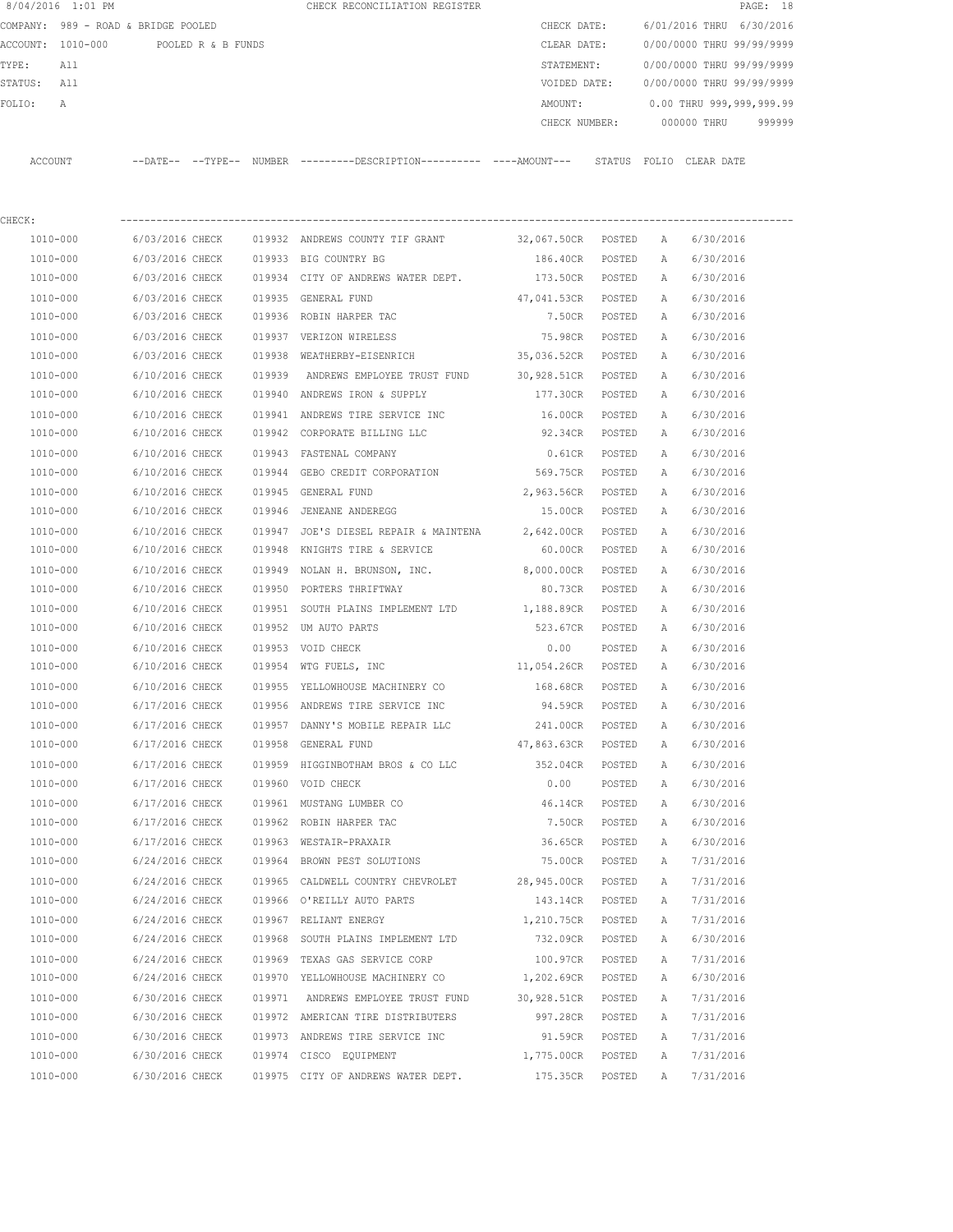8/04/2016 1:01 PM CHECK RECONCILIATION REGISTER

COMPANY: 989 - ROAD & BRIDGE POOLED

ACCOUNT: 1010-000 POOLED R & B FUNDS

TYPE: All

STATUS: All

FOLIO: A

CHECK DATE: 6/01/2016 THRU 6/30/2016

CLEAR DATE: 0/00/0000 THRU 99/99/9999

STATEMENT: 0/00/0000 THRU 99/99/9999

VOIDED DATE: 0/00/0000 THRU 99/99/9999

AMOUNT: 0.00 THRU 999,999,999.99

CHECK NUMBER: 000000 THRU 999999

CHECK:

| ACCOUNT | --DATE-- | --TYPE-- | NUMBER | ---------DESCRIPTION---------- | ----AMOUNT--- | STATUS | FOLIO | CLEAR DATE |
|---|---|---|---|---|---|---|---|---|
| 1010-000 | 6/03/2016 | CHECK | 019932 | ANDREWS COUNTY TIF GRANT | 32,067.50CR | POSTED | A | 6/30/2016 |
| 1010-000 | 6/03/2016 | CHECK | 019933 | BIG COUNTRY BG | 186.40CR | POSTED | A | 6/30/2016 |
| 1010-000 | 6/03/2016 | CHECK | 019934 | CITY OF ANDREWS WATER DEPT. | 173.50CR | POSTED | A | 6/30/2016 |
| 1010-000 | 6/03/2016 | CHECK | 019935 | GENERAL FUND | 47,041.53CR | POSTED | A | 6/30/2016 |
| 1010-000 | 6/03/2016 | CHECK | 019936 | ROBIN HARPER TAC | 7.50CR | POSTED | A | 6/30/2016 |
| 1010-000 | 6/03/2016 | CHECK | 019937 | VERIZON WIRELESS | 75.98CR | POSTED | A | 6/30/2016 |
| 1010-000 | 6/03/2016 | CHECK | 019938 | WEATHERBY-EISENRICH | 35,036.52CR | POSTED | A | 6/30/2016 |
| 1010-000 | 6/10/2016 | CHECK | 019939 | ANDREWS EMPLOYEE TRUST FUND | 30,928.51CR | POSTED | A | 6/30/2016 |
| 1010-000 | 6/10/2016 | CHECK | 019940 | ANDREWS IRON & SUPPLY | 177.30CR | POSTED | A | 6/30/2016 |
| 1010-000 | 6/10/2016 | CHECK | 019941 | ANDREWS TIRE SERVICE INC | 16.00CR | POSTED | A | 6/30/2016 |
| 1010-000 | 6/10/2016 | CHECK | 019942 | CORPORATE BILLING LLC | 92.34CR | POSTED | A | 6/30/2016 |
| 1010-000 | 6/10/2016 | CHECK | 019943 | FASTENAL COMPANY | 0.61CR | POSTED | A | 6/30/2016 |
| 1010-000 | 6/10/2016 | CHECK | 019944 | GEBO CREDIT CORPORATION | 569.75CR | POSTED | A | 6/30/2016 |
| 1010-000 | 6/10/2016 | CHECK | 019945 | GENERAL FUND | 2,963.56CR | POSTED | A | 6/30/2016 |
| 1010-000 | 6/10/2016 | CHECK | 019946 | JENEANE ANDEREGG | 15.00CR | POSTED | A | 6/30/2016 |
| 1010-000 | 6/10/2016 | CHECK | 019947 | JOE'S DIESEL REPAIR & MAINTENA | 2,642.00CR | POSTED | A | 6/30/2016 |
| 1010-000 | 6/10/2016 | CHECK | 019948 | KNIGHTS TIRE & SERVICE | 60.00CR | POSTED | A | 6/30/2016 |
| 1010-000 | 6/10/2016 | CHECK | 019949 | NOLAN H. BRUNSON, INC. | 8,000.00CR | POSTED | A | 6/30/2016 |
| 1010-000 | 6/10/2016 | CHECK | 019950 | PORTERS THRIFTWAY | 80.73CR | POSTED | A | 6/30/2016 |
| 1010-000 | 6/10/2016 | CHECK | 019951 | SOUTH PLAINS IMPLEMENT LTD | 1,188.89CR | POSTED | A | 6/30/2016 |
| 1010-000 | 6/10/2016 | CHECK | 019952 | UM AUTO PARTS | 523.67CR | POSTED | A | 6/30/2016 |
| 1010-000 | 6/10/2016 | CHECK | 019953 | VOID CHECK | 0.00 | POSTED | A | 6/30/2016 |
| 1010-000 | 6/10/2016 | CHECK | 019954 | WTG FUELS, INC | 11,054.26CR | POSTED | A | 6/30/2016 |
| 1010-000 | 6/10/2016 | CHECK | 019955 | YELLOWHOUSE MACHINERY CO | 168.68CR | POSTED | A | 6/30/2016 |
| 1010-000 | 6/17/2016 | CHECK | 019956 | ANDREWS TIRE SERVICE INC | 94.59CR | POSTED | A | 6/30/2016 |
| 1010-000 | 6/17/2016 | CHECK | 019957 | DANNY'S MOBILE REPAIR LLC | 241.00CR | POSTED | A | 6/30/2016 |
| 1010-000 | 6/17/2016 | CHECK | 019958 | GENERAL FUND | 47,863.63CR | POSTED | A | 6/30/2016 |
| 1010-000 | 6/17/2016 | CHECK | 019959 | HIGGINBOTHAM BROS & CO LLC | 352.04CR | POSTED | A | 6/30/2016 |
| 1010-000 | 6/17/2016 | CHECK | 019960 | VOID CHECK | 0.00 | POSTED | A | 6/30/2016 |
| 1010-000 | 6/17/2016 | CHECK | 019961 | MUSTANG LUMBER CO | 46.14CR | POSTED | A | 6/30/2016 |
| 1010-000 | 6/17/2016 | CHECK | 019962 | ROBIN HARPER TAC | 7.50CR | POSTED | A | 6/30/2016 |
| 1010-000 | 6/17/2016 | CHECK | 019963 | WESTAIR-PRAXAIR | 36.65CR | POSTED | A | 6/30/2016 |
| 1010-000 | 6/24/2016 | CHECK | 019964 | BROWN PEST SOLUTIONS | 75.00CR | POSTED | A | 7/31/2016 |
| 1010-000 | 6/24/2016 | CHECK | 019965 | CALDWELL COUNTRY CHEVROLET | 28,945.00CR | POSTED | A | 7/31/2016 |
| 1010-000 | 6/24/2016 | CHECK | 019966 | O'REILLY AUTO PARTS | 143.14CR | POSTED | A | 7/31/2016 |
| 1010-000 | 6/24/2016 | CHECK | 019967 | RELIANT ENERGY | 1,210.75CR | POSTED | A | 7/31/2016 |
| 1010-000 | 6/24/2016 | CHECK | 019968 | SOUTH PLAINS IMPLEMENT LTD | 732.09CR | POSTED | A | 6/30/2016 |
| 1010-000 | 6/24/2016 | CHECK | 019969 | TEXAS GAS SERVICE CORP | 100.97CR | POSTED | A | 7/31/2016 |
| 1010-000 | 6/24/2016 | CHECK | 019970 | YELLOWHOUSE MACHINERY CO | 1,202.69CR | POSTED | A | 6/30/2016 |
| 1010-000 | 6/30/2016 | CHECK | 019971 | ANDREWS EMPLOYEE TRUST FUND | 30,928.51CR | POSTED | A | 7/31/2016 |
| 1010-000 | 6/30/2016 | CHECK | 019972 | AMERICAN TIRE DISTRIBUTERS | 997.28CR | POSTED | A | 7/31/2016 |
| 1010-000 | 6/30/2016 | CHECK | 019973 | ANDREWS TIRE SERVICE INC | 91.59CR | POSTED | A | 7/31/2016 |
| 1010-000 | 6/30/2016 | CHECK | 019974 | CISCO EQUIPMENT | 1,775.00CR | POSTED | A | 7/31/2016 |
| 1010-000 | 6/30/2016 | CHECK | 019975 | CITY OF ANDREWS WATER DEPT. | 175.35CR | POSTED | A | 7/31/2016 |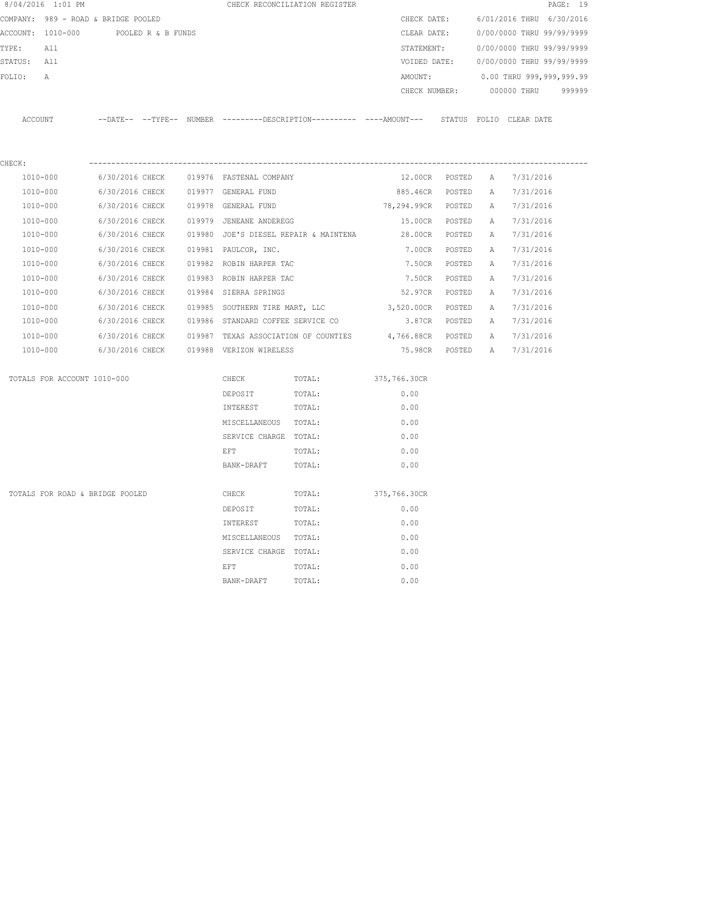8/04/2016 1:01 PM CHECK RECONCILIATION REGISTER

COMPANY: 989 - ROAD & BRIDGE POOLED
ACCOUNT: 1010-000 POOLED R & B FUNDS
TYPE: All
STATUS: All
FOLIO: A

CHECK DATE: 6/01/2016 THRU 6/30/2016
CLEAR DATE: 0/00/0000 THRU 99/99/9999
STATEMENT: 0/00/0000 THRU 99/99/9999
VOIDED DATE: 0/00/0000 THRU 99/99/9999
AMOUNT: 0.00 THRU 999,999,999.99
CHECK NUMBER: 000000 THRU 999999

CHECK:

| ACCOUNT | DATE | TYPE | NUMBER | DESCRIPTION | AMOUNT | STATUS | FOLIO | CLEAR DATE |
|---|---|---|---|---|---|---|---|---|
| 1010-000 | 6/30/2016 | CHECK | 019976 | FASTENAL COMPANY | 12.00CR | POSTED | A | 7/31/2016 |
| 1010-000 | 6/30/2016 | CHECK | 019977 | GENERAL FUND | 885.46CR | POSTED | A | 7/31/2016 |
| 1010-000 | 6/30/2016 | CHECK | 019978 | GENERAL FUND | 78,294.99CR | POSTED | A | 7/31/2016 |
| 1010-000 | 6/30/2016 | CHECK | 019979 | JENEANE ANDEREGG | 15.00CR | POSTED | A | 7/31/2016 |
| 1010-000 | 6/30/2016 | CHECK | 019980 | JOE'S DIESEL REPAIR & MAINTENA | 28.00CR | POSTED | A | 7/31/2016 |
| 1010-000 | 6/30/2016 | CHECK | 019981 | PAULCOR, INC. | 7.00CR | POSTED | A | 7/31/2016 |
| 1010-000 | 6/30/2016 | CHECK | 019982 | ROBIN HARPER TAC | 7.50CR | POSTED | A | 7/31/2016 |
| 1010-000 | 6/30/2016 | CHECK | 019983 | ROBIN HARPER TAC | 7.50CR | POSTED | A | 7/31/2016 |
| 1010-000 | 6/30/2016 | CHECK | 019984 | SIERRA SPRINGS | 52.97CR | POSTED | A | 7/31/2016 |
| 1010-000 | 6/30/2016 | CHECK | 019985 | SOUTHERN TIRE MART, LLC | 3,520.00CR | POSTED | A | 7/31/2016 |
| 1010-000 | 6/30/2016 | CHECK | 019986 | STANDARD COFFEE SERVICE CO | 3.87CR | POSTED | A | 7/31/2016 |
| 1010-000 | 6/30/2016 | CHECK | 019987 | TEXAS ASSOCIATION OF COUNTIES | 4,766.88CR | POSTED | A | 7/31/2016 |
| 1010-000 | 6/30/2016 | CHECK | 019988 | VERIZON WIRELESS | 75.98CR | POSTED | A | 7/31/2016 |

TOTALS FOR ACCOUNT 1010-000

| Type | | Amount |
|---|---|---|
| CHECK | TOTAL: | 375,766.30CR |
| DEPOSIT | TOTAL: | 0.00 |
| INTEREST | TOTAL: | 0.00 |
| MISCELLANEOUS | TOTAL: | 0.00 |
| SERVICE CHARGE | TOTAL: | 0.00 |
| EFT | TOTAL: | 0.00 |
| BANK-DRAFT | TOTAL: | 0.00 |

TOTALS FOR ROAD & BRIDGE POOLED

| Type | | Amount |
|---|---|---|
| CHECK | TOTAL: | 375,766.30CR |
| DEPOSIT | TOTAL: | 0.00 |
| INTEREST | TOTAL: | 0.00 |
| MISCELLANEOUS | TOTAL: | 0.00 |
| SERVICE CHARGE | TOTAL: | 0.00 |
| EFT | TOTAL: | 0.00 |
| BANK-DRAFT | TOTAL: | 0.00 |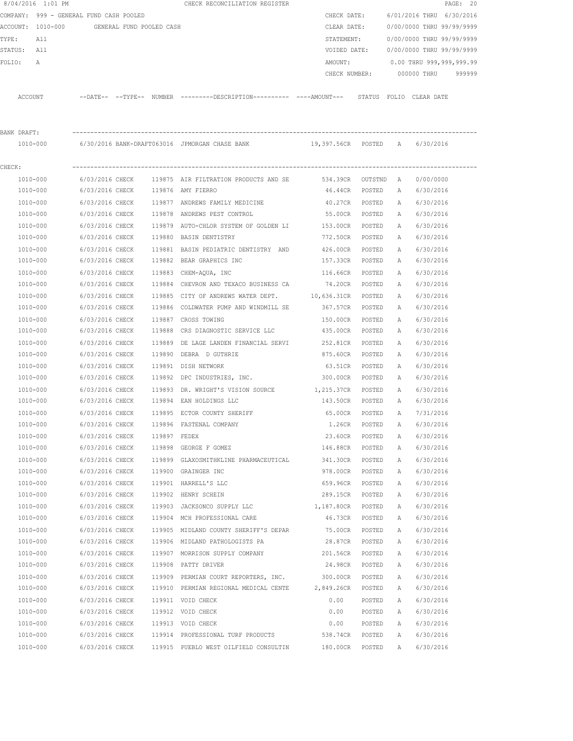8/04/2016 1:01 PM CHECK RECONCILIATION REGISTER

COMPANY: 999 - GENERAL FUND CASH POOLED
ACCOUNT: 1010-000 GENERAL FUND POOLED CASH
TYPE: All
STATUS: All
FOLIO: A

CHECK DATE: 6/01/2016 THRU 6/30/2016
CLEAR DATE: 0/00/0000 THRU 99/99/9999
STATEMENT: 0/00/0000 THRU 99/99/9999
VOIDED DATE: 0/00/0000 THRU 99/99/9999
AMOUNT: 0.00 THRU 999,999,999.99
CHECK NUMBER: 000000 THRU 999999

BANK DRAFT:

| ACCOUNT | DATE | TYPE | NUMBER | DESCRIPTION | AMOUNT | STATUS | FOLIO | CLEAR DATE |
|---|---|---|---|---|---|---|---|---|
| 1010-000 | 6/30/2016 | BANK-DRAFT | 063016 | JPMORGAN CHASE BANK | 19,397.56CR | POSTED | A | 6/30/2016 |

CHECK:

| ACCOUNT | DATE | TYPE | NUMBER | DESCRIPTION | AMOUNT | STATUS | FOLIO | CLEAR DATE |
|---|---|---|---|---|---|---|---|---|
| 1010-000 | 6/03/2016 | CHECK | 119875 | AIR FILTRATION PRODUCTS AND SE | 534.39CR | OUTSTND | A | 0/00/0000 |
| 1010-000 | 6/03/2016 | CHECK | 119876 | AMY FIERRO | 46.44CR | POSTED | A | 6/30/2016 |
| 1010-000 | 6/03/2016 | CHECK | 119877 | ANDREWS FAMILY MEDICINE | 40.27CR | POSTED | A | 6/30/2016 |
| 1010-000 | 6/03/2016 | CHECK | 119878 | ANDREWS PEST CONTROL | 55.00CR | POSTED | A | 6/30/2016 |
| 1010-000 | 6/03/2016 | CHECK | 119879 | AUTO-CHLOR SYSTEM OF GOLDEN LI | 153.00CR | POSTED | A | 6/30/2016 |
| 1010-000 | 6/03/2016 | CHECK | 119880 | BASIN DENTISTRY | 772.50CR | POSTED | A | 6/30/2016 |
| 1010-000 | 6/03/2016 | CHECK | 119881 | BASIN PEDIATRIC DENTISTRY AND | 426.00CR | POSTED | A | 6/30/2016 |
| 1010-000 | 6/03/2016 | CHECK | 119882 | BEAR GRAPHICS INC | 157.33CR | POSTED | A | 6/30/2016 |
| 1010-000 | 6/03/2016 | CHECK | 119883 | CHEM-AQUA, INC | 116.66CR | POSTED | A | 6/30/2016 |
| 1010-000 | 6/03/2016 | CHECK | 119884 | CHEVRON AND TEXACO BUSINESS CA | 74.20CR | POSTED | A | 6/30/2016 |
| 1010-000 | 6/03/2016 | CHECK | 119885 | CITY OF ANDREWS WATER DEPT. | 10,636.31CR | POSTED | A | 6/30/2016 |
| 1010-000 | 6/03/2016 | CHECK | 119886 | COLDWATER PUMP AND WINDMILL SE | 367.57CR | POSTED | A | 6/30/2016 |
| 1010-000 | 6/03/2016 | CHECK | 119887 | CROSS TOWING | 150.00CR | POSTED | A | 6/30/2016 |
| 1010-000 | 6/03/2016 | CHECK | 119888 | CRS DIAGNOSTIC SERVICE LLC | 435.00CR | POSTED | A | 6/30/2016 |
| 1010-000 | 6/03/2016 | CHECK | 119889 | DE LAGE LANDEN FINANCIAL SERVI | 252.81CR | POSTED | A | 6/30/2016 |
| 1010-000 | 6/03/2016 | CHECK | 119890 | DEBRA D GUTHRIE | 875.60CR | POSTED | A | 6/30/2016 |
| 1010-000 | 6/03/2016 | CHECK | 119891 | DISH NETWORK | 63.51CR | POSTED | A | 6/30/2016 |
| 1010-000 | 6/03/2016 | CHECK | 119892 | DPC INDUSTRIES, INC. | 300.00CR | POSTED | A | 6/30/2016 |
| 1010-000 | 6/03/2016 | CHECK | 119893 | DR. WRIGHT'S VISION SOURCE | 1,215.37CR | POSTED | A | 6/30/2016 |
| 1010-000 | 6/03/2016 | CHECK | 119894 | EAN HOLDINGS LLC | 143.50CR | POSTED | A | 6/30/2016 |
| 1010-000 | 6/03/2016 | CHECK | 119895 | ECTOR COUNTY SHERIFF | 65.00CR | POSTED | A | 7/31/2016 |
| 1010-000 | 6/03/2016 | CHECK | 119896 | FASTENAL COMPANY | 1.26CR | POSTED | A | 6/30/2016 |
| 1010-000 | 6/03/2016 | CHECK | 119897 | FEDEX | 23.60CR | POSTED | A | 6/30/2016 |
| 1010-000 | 6/03/2016 | CHECK | 119898 | GEORGE F GOMEZ | 146.88CR | POSTED | A | 6/30/2016 |
| 1010-000 | 6/03/2016 | CHECK | 119899 | GLAXOSMITHKLINE PHARMACEUTICAL | 341.30CR | POSTED | A | 6/30/2016 |
| 1010-000 | 6/03/2016 | CHECK | 119900 | GRAINGER INC | 978.00CR | POSTED | A | 6/30/2016 |
| 1010-000 | 6/03/2016 | CHECK | 119901 | HARRELL'S LLC | 659.96CR | POSTED | A | 6/30/2016 |
| 1010-000 | 6/03/2016 | CHECK | 119902 | HENRY SCHEIN | 289.15CR | POSTED | A | 6/30/2016 |
| 1010-000 | 6/03/2016 | CHECK | 119903 | JACKSONCO SUPPLY LLC | 1,187.80CR | POSTED | A | 6/30/2016 |
| 1010-000 | 6/03/2016 | CHECK | 119904 | MCH PROFESSIONAL CARE | 46.73CR | POSTED | A | 6/30/2016 |
| 1010-000 | 6/03/2016 | CHECK | 119905 | MIDLAND COUNTY SHERIFF'S DEPAR | 75.00CR | POSTED | A | 6/30/2016 |
| 1010-000 | 6/03/2016 | CHECK | 119906 | MIDLAND PATHOLOGISTS PA | 28.87CR | POSTED | A | 6/30/2016 |
| 1010-000 | 6/03/2016 | CHECK | 119907 | MORRISON SUPPLY COMPANY | 201.56CR | POSTED | A | 6/30/2016 |
| 1010-000 | 6/03/2016 | CHECK | 119908 | PATTY DRIVER | 24.98CR | POSTED | A | 6/30/2016 |
| 1010-000 | 6/03/2016 | CHECK | 119909 | PERMIAN COURT REPORTERS, INC. | 300.00CR | POSTED | A | 6/30/2016 |
| 1010-000 | 6/03/2016 | CHECK | 119910 | PERMIAN REGIONAL MEDICAL CENTE | 2,849.26CR | POSTED | A | 6/30/2016 |
| 1010-000 | 6/03/2016 | CHECK | 119911 | VOID CHECK | 0.00 | POSTED | A | 6/30/2016 |
| 1010-000 | 6/03/2016 | CHECK | 119912 | VOID CHECK | 0.00 | POSTED | A | 6/30/2016 |
| 1010-000 | 6/03/2016 | CHECK | 119913 | VOID CHECK | 0.00 | POSTED | A | 6/30/2016 |
| 1010-000 | 6/03/2016 | CHECK | 119914 | PROFESSIONAL TURF PRODUCTS | 538.74CR | POSTED | A | 6/30/2016 |
| 1010-000 | 6/03/2016 | CHECK | 119915 | PUEBLO WEST OILFIELD CONSULTIN | 180.00CR | POSTED | A | 6/30/2016 |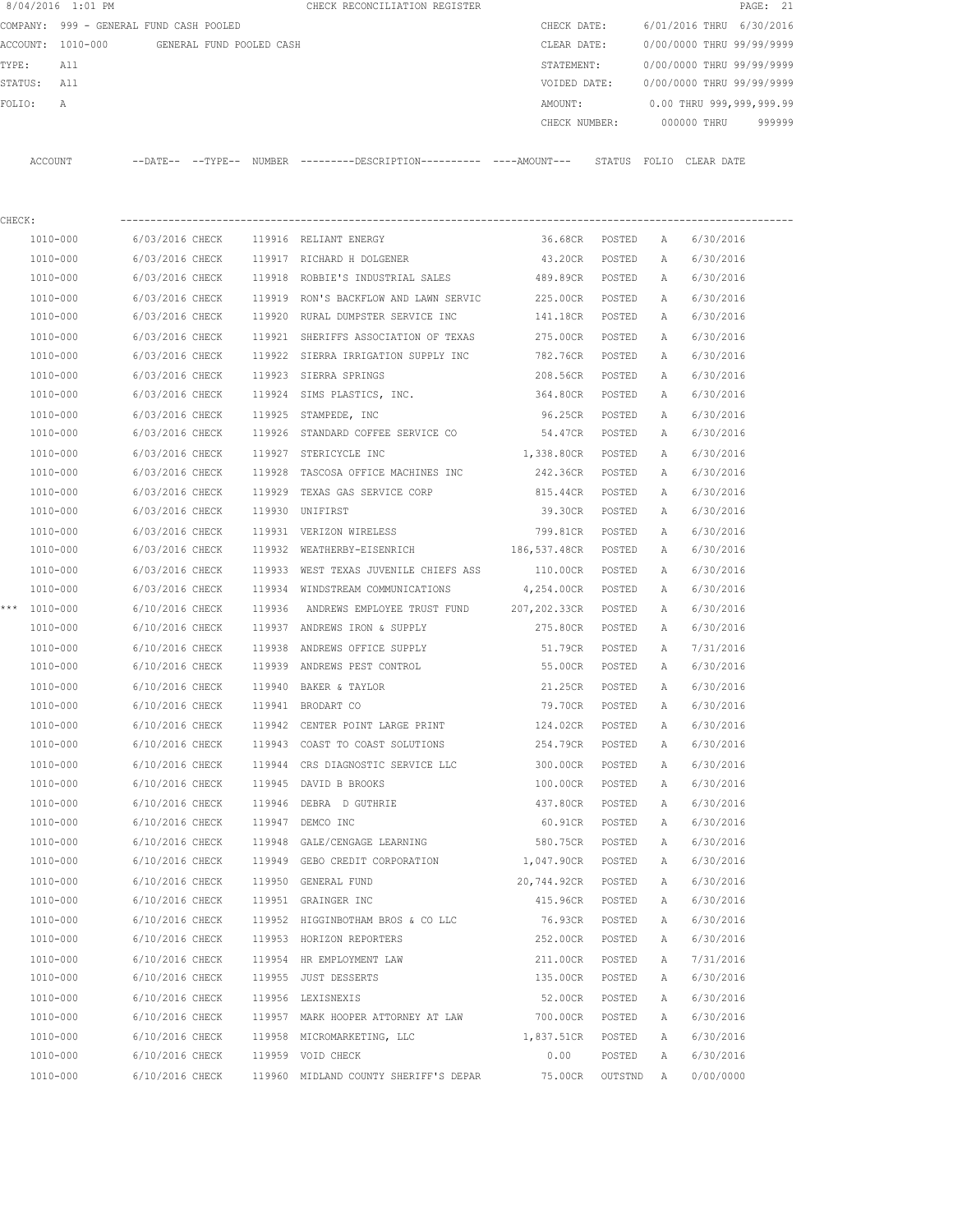8/04/2016 1:01 PM CHECK RECONCILIATION REGISTER

COMPANY: 999 - GENERAL FUND CASH POOLED

ACCOUNT: 1010-000 GENERAL FUND POOLED CASH

TYPE: All

STATUS: All

FOLIO: A

CHECK DATE: 6/01/2016 THRU 6/30/2016

CLEAR DATE: 0/00/0000 THRU 99/99/9999

STATEMENT: 0/00/0000 THRU 99/99/9999

VOIDED DATE: 0/00/0000 THRU 99/99/9999

AMOUNT: 0.00 THRU 999,999,999.99

CHECK NUMBER: 000000 THRU 999999

CHECK:

| ACCOUNT | DATE | TYPE | NUMBER | DESCRIPTION | AMOUNT | STATUS | FOLIO | CLEAR DATE |
|---|---|---|---|---|---|---|---|---|
| 1010-000 | 6/03/2016 | CHECK | 119916 | RELIANT ENERGY | 36.68CR | POSTED | A | 6/30/2016 |
| 1010-000 | 6/03/2016 | CHECK | 119917 | RICHARD H DOLGENER | 43.20CR | POSTED | A | 6/30/2016 |
| 1010-000 | 6/03/2016 | CHECK | 119918 | ROBBIE'S INDUSTRIAL SALES | 489.89CR | POSTED | A | 6/30/2016 |
| 1010-000 | 6/03/2016 | CHECK | 119919 | RON'S BACKFLOW AND LAWN SERVIC | 225.00CR | POSTED | A | 6/30/2016 |
| 1010-000 | 6/03/2016 | CHECK | 119920 | RURAL DUMPSTER SERVICE INC | 141.18CR | POSTED | A | 6/30/2016 |
| 1010-000 | 6/03/2016 | CHECK | 119921 | SHERIFFS ASSOCIATION OF TEXAS | 275.00CR | POSTED | A | 6/30/2016 |
| 1010-000 | 6/03/2016 | CHECK | 119922 | SIERRA IRRIGATION SUPPLY INC | 782.76CR | POSTED | A | 6/30/2016 |
| 1010-000 | 6/03/2016 | CHECK | 119923 | SIERRA SPRINGS | 208.56CR | POSTED | A | 6/30/2016 |
| 1010-000 | 6/03/2016 | CHECK | 119924 | SIMS PLASTICS, INC. | 364.80CR | POSTED | A | 6/30/2016 |
| 1010-000 | 6/03/2016 | CHECK | 119925 | STAMPEDE, INC | 96.25CR | POSTED | A | 6/30/2016 |
| 1010-000 | 6/03/2016 | CHECK | 119926 | STANDARD COFFEE SERVICE CO | 54.47CR | POSTED | A | 6/30/2016 |
| 1010-000 | 6/03/2016 | CHECK | 119927 | STERICYCLE INC | 1,338.80CR | POSTED | A | 6/30/2016 |
| 1010-000 | 6/03/2016 | CHECK | 119928 | TASCOSA OFFICE MACHINES INC | 242.36CR | POSTED | A | 6/30/2016 |
| 1010-000 | 6/03/2016 | CHECK | 119929 | TEXAS GAS SERVICE CORP | 815.44CR | POSTED | A | 6/30/2016 |
| 1010-000 | 6/03/2016 | CHECK | 119930 | UNIFIRST | 39.30CR | POSTED | A | 6/30/2016 |
| 1010-000 | 6/03/2016 | CHECK | 119931 | VERIZON WIRELESS | 799.81CR | POSTED | A | 6/30/2016 |
| 1010-000 | 6/03/2016 | CHECK | 119932 | WEATHERBY-EISENRICH | 186,537.48CR | POSTED | A | 6/30/2016 |
| 1010-000 | 6/03/2016 | CHECK | 119933 | WEST TEXAS JUVENILE CHIEFS ASS | 110.00CR | POSTED | A | 6/30/2016 |
| 1010-000 | 6/03/2016 | CHECK | 119934 | WINDSTREAM COMMUNICATIONS | 4,254.00CR | POSTED | A | 6/30/2016 |
| *** 1010-000 | 6/10/2016 | CHECK | 119936 | ANDREWS EMPLOYEE TRUST FUND | 207,202.33CR | POSTED | A | 6/30/2016 |
| 1010-000 | 6/10/2016 | CHECK | 119937 | ANDREWS IRON & SUPPLY | 275.80CR | POSTED | A | 6/30/2016 |
| 1010-000 | 6/10/2016 | CHECK | 119938 | ANDREWS OFFICE SUPPLY | 51.79CR | POSTED | A | 7/31/2016 |
| 1010-000 | 6/10/2016 | CHECK | 119939 | ANDREWS PEST CONTROL | 55.00CR | POSTED | A | 6/30/2016 |
| 1010-000 | 6/10/2016 | CHECK | 119940 | BAKER & TAYLOR | 21.25CR | POSTED | A | 6/30/2016 |
| 1010-000 | 6/10/2016 | CHECK | 119941 | BRODART CO | 79.70CR | POSTED | A | 6/30/2016 |
| 1010-000 | 6/10/2016 | CHECK | 119942 | CENTER POINT LARGE PRINT | 124.02CR | POSTED | A | 6/30/2016 |
| 1010-000 | 6/10/2016 | CHECK | 119943 | COAST TO COAST SOLUTIONS | 254.79CR | POSTED | A | 6/30/2016 |
| 1010-000 | 6/10/2016 | CHECK | 119944 | CRS DIAGNOSTIC SERVICE LLC | 300.00CR | POSTED | A | 6/30/2016 |
| 1010-000 | 6/10/2016 | CHECK | 119945 | DAVID B BROOKS | 100.00CR | POSTED | A | 6/30/2016 |
| 1010-000 | 6/10/2016 | CHECK | 119946 | DEBRA D GUTHRIE | 437.80CR | POSTED | A | 6/30/2016 |
| 1010-000 | 6/10/2016 | CHECK | 119947 | DEMCO INC | 60.91CR | POSTED | A | 6/30/2016 |
| 1010-000 | 6/10/2016 | CHECK | 119948 | GALE/CENGAGE LEARNING | 580.75CR | POSTED | A | 6/30/2016 |
| 1010-000 | 6/10/2016 | CHECK | 119949 | GEBO CREDIT CORPORATION | 1,047.90CR | POSTED | A | 6/30/2016 |
| 1010-000 | 6/10/2016 | CHECK | 119950 | GENERAL FUND | 20,744.92CR | POSTED | A | 6/30/2016 |
| 1010-000 | 6/10/2016 | CHECK | 119951 | GRAINGER INC | 415.96CR | POSTED | A | 6/30/2016 |
| 1010-000 | 6/10/2016 | CHECK | 119952 | HIGGINBOTHAM BROS & CO LLC | 76.93CR | POSTED | A | 6/30/2016 |
| 1010-000 | 6/10/2016 | CHECK | 119953 | HORIZON REPORTERS | 252.00CR | POSTED | A | 6/30/2016 |
| 1010-000 | 6/10/2016 | CHECK | 119954 | HR EMPLOYMENT LAW | 211.00CR | POSTED | A | 7/31/2016 |
| 1010-000 | 6/10/2016 | CHECK | 119955 | JUST DESSERTS | 135.00CR | POSTED | A | 6/30/2016 |
| 1010-000 | 6/10/2016 | CHECK | 119956 | LEXISNEXIS | 52.00CR | POSTED | A | 6/30/2016 |
| 1010-000 | 6/10/2016 | CHECK | 119957 | MARK HOOPER ATTORNEY AT LAW | 700.00CR | POSTED | A | 6/30/2016 |
| 1010-000 | 6/10/2016 | CHECK | 119958 | MICROMARKETING, LLC | 1,837.51CR | POSTED | A | 6/30/2016 |
| 1010-000 | 6/10/2016 | CHECK | 119959 | VOID CHECK | 0.00 | POSTED | A | 6/30/2016 |
| 1010-000 | 6/10/2016 | CHECK | 119960 | MIDLAND COUNTY SHERIFF'S DEPAR | 75.00CR | OUTSTND | A | 0/00/0000 |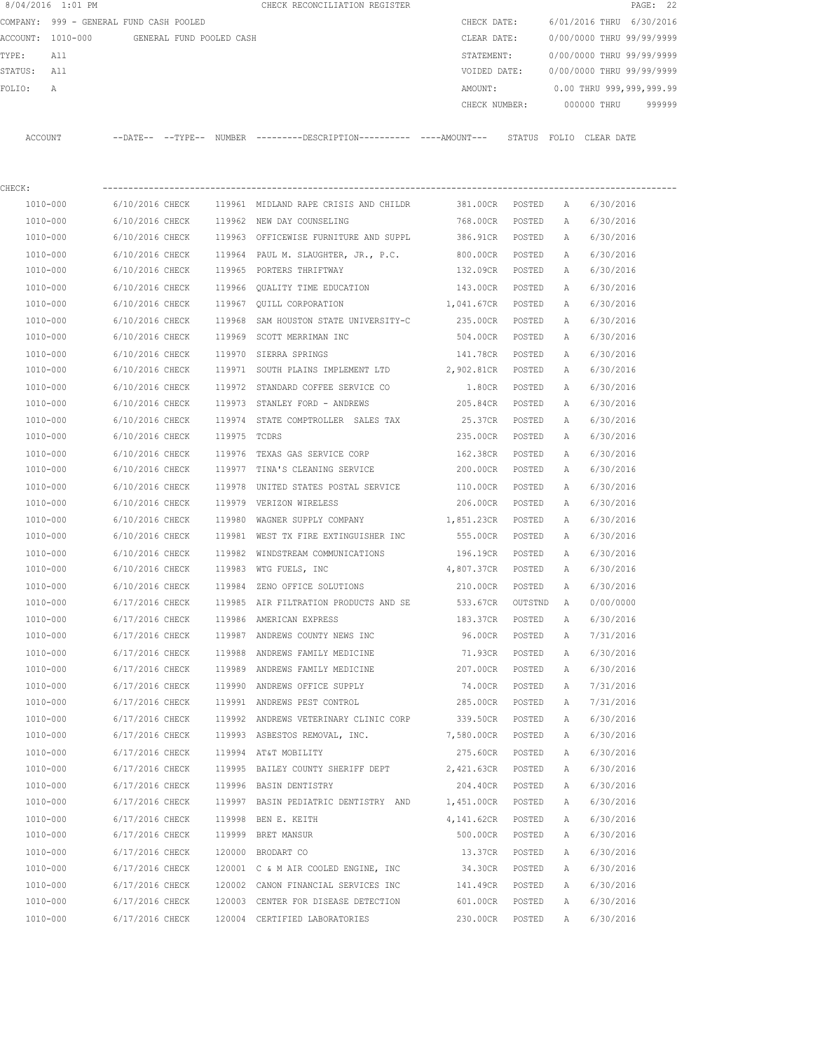8/04/2016 1:01 PM CHECK RECONCILIATION REGISTER PAGE: 22

COMPANY: 999 - GENERAL FUND CASH POOLED CHECK DATE: 6/01/2016 THRU 6/30/2016

ACCOUNT: 1010-000 GENERAL FUND POOLED CASH CLEAR DATE: 0/00/0000 THRU 99/99/9999

TYPE: All STATEMENT: 0/00/0000 THRU 99/99/9999

STATUS: All VOIDED DATE: 0/00/0000 THRU 99/99/9999

FOLIO: A AMOUNT: 0.00 THRU 999,999,999.99

CHECK NUMBER: 000000 THRU 999999

CHECK:

| ACCOUNT | --DATE-- | --TYPE-- | NUMBER | ---------DESCRIPTION---------- | ----AMOUNT--- | STATUS | FOLIO | CLEAR DATE |
|---|---|---|---|---|---|---|---|---|
| 1010-000 | 6/10/2016 | CHECK | 119961 | MIDLAND RAPE CRISIS AND CHILDR | 381.00CR | POSTED | A | 6/30/2016 |
| 1010-000 | 6/10/2016 | CHECK | 119962 | NEW DAY COUNSELING | 768.00CR | POSTED | A | 6/30/2016 |
| 1010-000 | 6/10/2016 | CHECK | 119963 | OFFICEWISE FURNITURE AND SUPPL | 386.91CR | POSTED | A | 6/30/2016 |
| 1010-000 | 6/10/2016 | CHECK | 119964 | PAUL M. SLAUGHTER, JR., P.C. | 800.00CR | POSTED | A | 6/30/2016 |
| 1010-000 | 6/10/2016 | CHECK | 119965 | PORTERS THRIFTWAY | 132.09CR | POSTED | A | 6/30/2016 |
| 1010-000 | 6/10/2016 | CHECK | 119966 | QUALITY TIME EDUCATION | 143.00CR | POSTED | A | 6/30/2016 |
| 1010-000 | 6/10/2016 | CHECK | 119967 | QUILL CORPORATION | 1,041.67CR | POSTED | A | 6/30/2016 |
| 1010-000 | 6/10/2016 | CHECK | 119968 | SAM HOUSTON STATE UNIVERSITY-C | 235.00CR | POSTED | A | 6/30/2016 |
| 1010-000 | 6/10/2016 | CHECK | 119969 | SCOTT MERRIMAN INC | 504.00CR | POSTED | A | 6/30/2016 |
| 1010-000 | 6/10/2016 | CHECK | 119970 | SIERRA SPRINGS | 141.78CR | POSTED | A | 6/30/2016 |
| 1010-000 | 6/10/2016 | CHECK | 119971 | SOUTH PLAINS IMPLEMENT LTD | 2,902.81CR | POSTED | A | 6/30/2016 |
| 1010-000 | 6/10/2016 | CHECK | 119972 | STANDARD COFFEE SERVICE CO | 1.80CR | POSTED | A | 6/30/2016 |
| 1010-000 | 6/10/2016 | CHECK | 119973 | STANLEY FORD - ANDREWS | 205.84CR | POSTED | A | 6/30/2016 |
| 1010-000 | 6/10/2016 | CHECK | 119974 | STATE COMPTROLLER SALES TAX | 25.37CR | POSTED | A | 6/30/2016 |
| 1010-000 | 6/10/2016 | CHECK | 119975 | TCDRS | 235.00CR | POSTED | A | 6/30/2016 |
| 1010-000 | 6/10/2016 | CHECK | 119976 | TEXAS GAS SERVICE CORP | 162.38CR | POSTED | A | 6/30/2016 |
| 1010-000 | 6/10/2016 | CHECK | 119977 | TINA'S CLEANING SERVICE | 200.00CR | POSTED | A | 6/30/2016 |
| 1010-000 | 6/10/2016 | CHECK | 119978 | UNITED STATES POSTAL SERVICE | 110.00CR | POSTED | A | 6/30/2016 |
| 1010-000 | 6/10/2016 | CHECK | 119979 | VERIZON WIRELESS | 206.00CR | POSTED | A | 6/30/2016 |
| 1010-000 | 6/10/2016 | CHECK | 119980 | WAGNER SUPPLY COMPANY | 1,851.23CR | POSTED | A | 6/30/2016 |
| 1010-000 | 6/10/2016 | CHECK | 119981 | WEST TX FIRE EXTINGUISHER INC | 555.00CR | POSTED | A | 6/30/2016 |
| 1010-000 | 6/10/2016 | CHECK | 119982 | WINDSTREAM COMMUNICATIONS | 196.19CR | POSTED | A | 6/30/2016 |
| 1010-000 | 6/10/2016 | CHECK | 119983 | WTG FUELS, INC | 4,807.37CR | POSTED | A | 6/30/2016 |
| 1010-000 | 6/10/2016 | CHECK | 119984 | ZENO OFFICE SOLUTIONS | 210.00CR | POSTED | A | 6/30/2016 |
| 1010-000 | 6/17/2016 | CHECK | 119985 | AIR FILTRATION PRODUCTS AND SE | 533.67CR | OUTSTND | A | 0/00/0000 |
| 1010-000 | 6/17/2016 | CHECK | 119986 | AMERICAN EXPRESS | 183.37CR | POSTED | A | 6/30/2016 |
| 1010-000 | 6/17/2016 | CHECK | 119987 | ANDREWS COUNTY NEWS INC | 96.00CR | POSTED | A | 7/31/2016 |
| 1010-000 | 6/17/2016 | CHECK | 119988 | ANDREWS FAMILY MEDICINE | 71.93CR | POSTED | A | 6/30/2016 |
| 1010-000 | 6/17/2016 | CHECK | 119989 | ANDREWS FAMILY MEDICINE | 207.00CR | POSTED | A | 6/30/2016 |
| 1010-000 | 6/17/2016 | CHECK | 119990 | ANDREWS OFFICE SUPPLY | 74.00CR | POSTED | A | 7/31/2016 |
| 1010-000 | 6/17/2016 | CHECK | 119991 | ANDREWS PEST CONTROL | 285.00CR | POSTED | A | 7/31/2016 |
| 1010-000 | 6/17/2016 | CHECK | 119992 | ANDREWS VETERINARY CLINIC CORP | 339.50CR | POSTED | A | 6/30/2016 |
| 1010-000 | 6/17/2016 | CHECK | 119993 | ASBESTOS REMOVAL, INC. | 7,580.00CR | POSTED | A | 6/30/2016 |
| 1010-000 | 6/17/2016 | CHECK | 119994 | AT&T MOBILITY | 275.60CR | POSTED | A | 6/30/2016 |
| 1010-000 | 6/17/2016 | CHECK | 119995 | BAILEY COUNTY SHERIFF DEPT | 2,421.63CR | POSTED | A | 6/30/2016 |
| 1010-000 | 6/17/2016 | CHECK | 119996 | BASIN DENTISTRY | 204.40CR | POSTED | A | 6/30/2016 |
| 1010-000 | 6/17/2016 | CHECK | 119997 | BASIN PEDIATRIC DENTISTRY AND | 1,451.00CR | POSTED | A | 6/30/2016 |
| 1010-000 | 6/17/2016 | CHECK | 119998 | BEN E. KEITH | 4,141.62CR | POSTED | A | 6/30/2016 |
| 1010-000 | 6/17/2016 | CHECK | 119999 | BRET MANSUR | 500.00CR | POSTED | A | 6/30/2016 |
| 1010-000 | 6/17/2016 | CHECK | 120000 | BRODART CO | 13.37CR | POSTED | A | 6/30/2016 |
| 1010-000 | 6/17/2016 | CHECK | 120001 | C & M AIR COOLED ENGINE, INC | 34.30CR | POSTED | A | 6/30/2016 |
| 1010-000 | 6/17/2016 | CHECK | 120002 | CANON FINANCIAL SERVICES INC | 141.49CR | POSTED | A | 6/30/2016 |
| 1010-000 | 6/17/2016 | CHECK | 120003 | CENTER FOR DISEASE DETECTION | 601.00CR | POSTED | A | 6/30/2016 |
| 1010-000 | 6/17/2016 | CHECK | 120004 | CERTIFIED LABORATORIES | 230.00CR | POSTED | A | 6/30/2016 |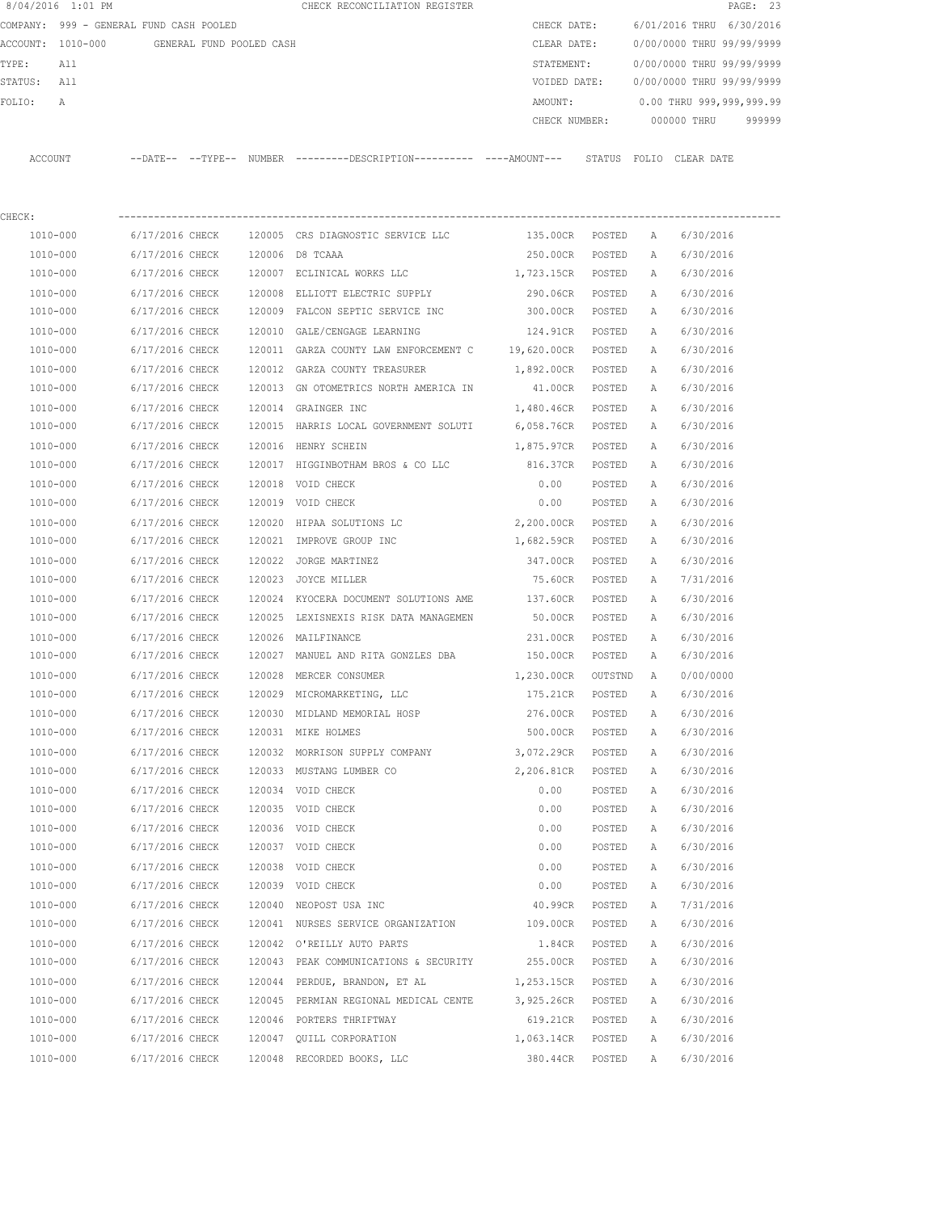8/04/2016 1:01 PM CHECK RECONCILIATION REGISTER

COMPANY: 999 - GENERAL FUND CASH POOLED
ACCOUNT: 1010-000 GENERAL FUND POOLED CASH
TYPE: All
STATUS: All
FOLIO: A

CHECK DATE: 6/01/2016 THRU 6/30/2016
CLEAR DATE: 0/00/0000 THRU 99/99/9999
STATEMENT: 0/00/0000 THRU 99/99/9999
VOIDED DATE: 0/00/0000 THRU 99/99/9999
AMOUNT: 0.00 THRU 999,999,999.99
CHECK NUMBER: 000000 THRU 999999

CHECK:

| ACCOUNT | --DATE-- | --TYPE-- | NUMBER | ---------DESCRIPTION---------- | ----AMOUNT--- | STATUS | FOLIO | CLEAR DATE |
|---|---|---|---|---|---|---|---|---|
| 1010-000 | 6/17/2016 | CHECK | 120005 | CRS DIAGNOSTIC SERVICE LLC | 135.00CR | POSTED | A | 6/30/2016 |
| 1010-000 | 6/17/2016 | CHECK | 120006 | D8 TCAAA | 250.00CR | POSTED | A | 6/30/2016 |
| 1010-000 | 6/17/2016 | CHECK | 120007 | ECLINICAL WORKS LLC | 1,723.15CR | POSTED | A | 6/30/2016 |
| 1010-000 | 6/17/2016 | CHECK | 120008 | ELLIOTT ELECTRIC SUPPLY | 290.06CR | POSTED | A | 6/30/2016 |
| 1010-000 | 6/17/2016 | CHECK | 120009 | FALCON SEPTIC SERVICE INC | 300.00CR | POSTED | A | 6/30/2016 |
| 1010-000 | 6/17/2016 | CHECK | 120010 | GALE/CENGAGE LEARNING | 124.91CR | POSTED | A | 6/30/2016 |
| 1010-000 | 6/17/2016 | CHECK | 120011 | GARZA COUNTY LAW ENFORCEMENT C | 19,620.00CR | POSTED | A | 6/30/2016 |
| 1010-000 | 6/17/2016 | CHECK | 120012 | GARZA COUNTY TREASURER | 1,892.00CR | POSTED | A | 6/30/2016 |
| 1010-000 | 6/17/2016 | CHECK | 120013 | GN OTOMETRICS NORTH AMERICA IN | 41.00CR | POSTED | A | 6/30/2016 |
| 1010-000 | 6/17/2016 | CHECK | 120014 | GRAINGER INC | 1,480.46CR | POSTED | A | 6/30/2016 |
| 1010-000 | 6/17/2016 | CHECK | 120015 | HARRIS LOCAL GOVERNMENT SOLUTI | 6,058.76CR | POSTED | A | 6/30/2016 |
| 1010-000 | 6/17/2016 | CHECK | 120016 | HENRY SCHEIN | 1,875.97CR | POSTED | A | 6/30/2016 |
| 1010-000 | 6/17/2016 | CHECK | 120017 | HIGGINBOTHAM BROS & CO LLC | 816.37CR | POSTED | A | 6/30/2016 |
| 1010-000 | 6/17/2016 | CHECK | 120018 | VOID CHECK | 0.00 | POSTED | A | 6/30/2016 |
| 1010-000 | 6/17/2016 | CHECK | 120019 | VOID CHECK | 0.00 | POSTED | A | 6/30/2016 |
| 1010-000 | 6/17/2016 | CHECK | 120020 | HIPAA SOLUTIONS LC | 2,200.00CR | POSTED | A | 6/30/2016 |
| 1010-000 | 6/17/2016 | CHECK | 120021 | IMPROVE GROUP INC | 1,682.59CR | POSTED | A | 6/30/2016 |
| 1010-000 | 6/17/2016 | CHECK | 120022 | JORGE MARTINEZ | 347.00CR | POSTED | A | 6/30/2016 |
| 1010-000 | 6/17/2016 | CHECK | 120023 | JOYCE MILLER | 75.60CR | POSTED | A | 7/31/2016 |
| 1010-000 | 6/17/2016 | CHECK | 120024 | KYOCERA DOCUMENT SOLUTIONS AME | 137.60CR | POSTED | A | 6/30/2016 |
| 1010-000 | 6/17/2016 | CHECK | 120025 | LEXISNEXIS RISK DATA MANAGEMEN | 50.00CR | POSTED | A | 6/30/2016 |
| 1010-000 | 6/17/2016 | CHECK | 120026 | MAILFINANCE | 231.00CR | POSTED | A | 6/30/2016 |
| 1010-000 | 6/17/2016 | CHECK | 120027 | MANUEL AND RITA GONZLES DBA | 150.00CR | POSTED | A | 6/30/2016 |
| 1010-000 | 6/17/2016 | CHECK | 120028 | MERCER CONSUMER | 1,230.00CR | OUTSTND | A | 0/00/0000 |
| 1010-000 | 6/17/2016 | CHECK | 120029 | MICROMARKETING, LLC | 175.21CR | POSTED | A | 6/30/2016 |
| 1010-000 | 6/17/2016 | CHECK | 120030 | MIDLAND MEMORIAL HOSP | 276.00CR | POSTED | A | 6/30/2016 |
| 1010-000 | 6/17/2016 | CHECK | 120031 | MIKE HOLMES | 500.00CR | POSTED | A | 6/30/2016 |
| 1010-000 | 6/17/2016 | CHECK | 120032 | MORRISON SUPPLY COMPANY | 3,072.29CR | POSTED | A | 6/30/2016 |
| 1010-000 | 6/17/2016 | CHECK | 120033 | MUSTANG LUMBER CO | 2,206.81CR | POSTED | A | 6/30/2016 |
| 1010-000 | 6/17/2016 | CHECK | 120034 | VOID CHECK | 0.00 | POSTED | A | 6/30/2016 |
| 1010-000 | 6/17/2016 | CHECK | 120035 | VOID CHECK | 0.00 | POSTED | A | 6/30/2016 |
| 1010-000 | 6/17/2016 | CHECK | 120036 | VOID CHECK | 0.00 | POSTED | A | 6/30/2016 |
| 1010-000 | 6/17/2016 | CHECK | 120037 | VOID CHECK | 0.00 | POSTED | A | 6/30/2016 |
| 1010-000 | 6/17/2016 | CHECK | 120038 | VOID CHECK | 0.00 | POSTED | A | 6/30/2016 |
| 1010-000 | 6/17/2016 | CHECK | 120039 | VOID CHECK | 0.00 | POSTED | A | 6/30/2016 |
| 1010-000 | 6/17/2016 | CHECK | 120040 | NEOPOST USA INC | 40.99CR | POSTED | A | 7/31/2016 |
| 1010-000 | 6/17/2016 | CHECK | 120041 | NURSES SERVICE ORGANIZATION | 109.00CR | POSTED | A | 6/30/2016 |
| 1010-000 | 6/17/2016 | CHECK | 120042 | O'REILLY AUTO PARTS | 1.84CR | POSTED | A | 6/30/2016 |
| 1010-000 | 6/17/2016 | CHECK | 120043 | PEAK COMMUNICATIONS & SECURITY | 255.00CR | POSTED | A | 6/30/2016 |
| 1010-000 | 6/17/2016 | CHECK | 120044 | PERDUE, BRANDON, ET AL | 1,253.15CR | POSTED | A | 6/30/2016 |
| 1010-000 | 6/17/2016 | CHECK | 120045 | PERMIAN REGIONAL MEDICAL CENTE | 3,925.26CR | POSTED | A | 6/30/2016 |
| 1010-000 | 6/17/2016 | CHECK | 120046 | PORTERS THRIFTWAY | 619.21CR | POSTED | A | 6/30/2016 |
| 1010-000 | 6/17/2016 | CHECK | 120047 | QUILL CORPORATION | 1,063.14CR | POSTED | A | 6/30/2016 |
| 1010-000 | 6/17/2016 | CHECK | 120048 | RECORDED BOOKS, LLC | 380.44CR | POSTED | A | 6/30/2016 |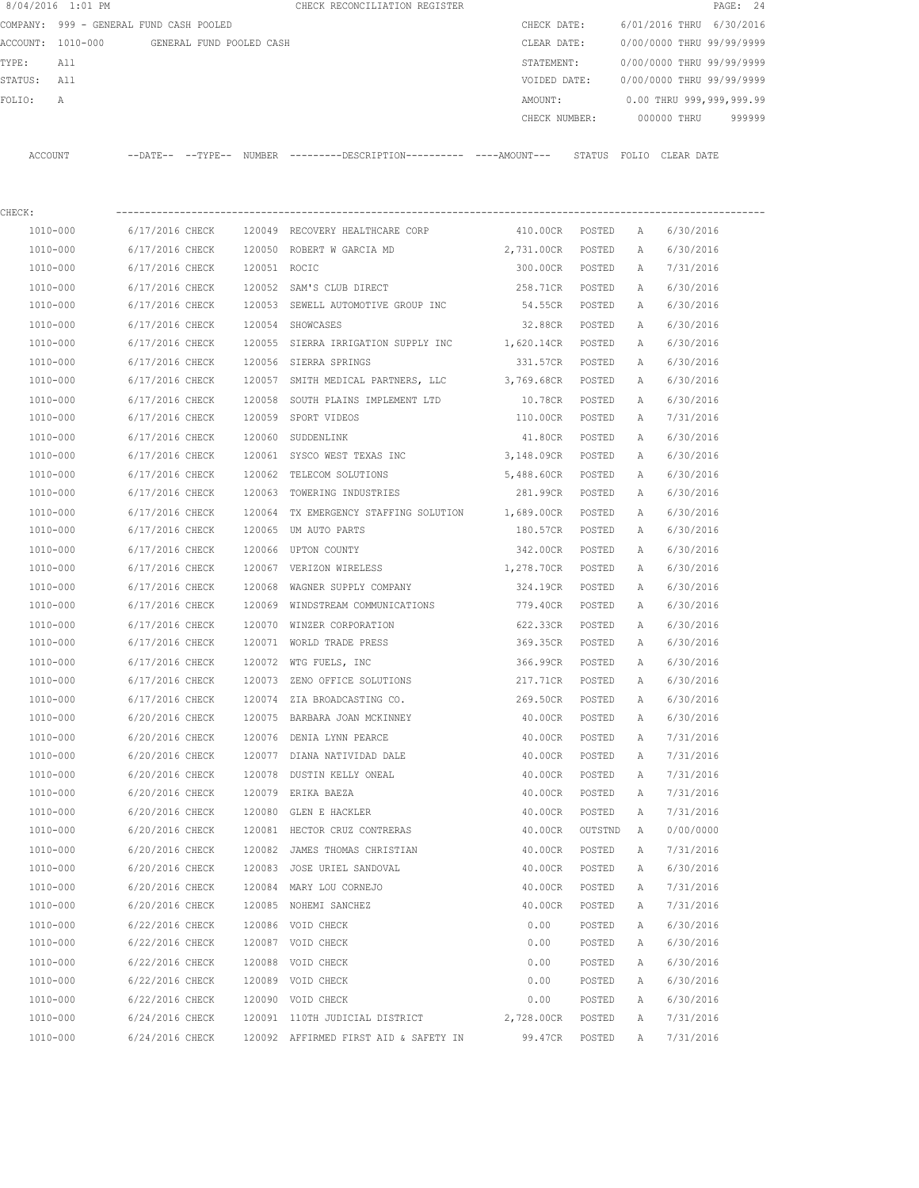8/04/2016 1:01 PM CHECK RECONCILIATION REGISTER

COMPANY: 999 - GENERAL FUND CASH POOLED  CHECK DATE: 6/01/2016 THRU 6/30/2016
ACCOUNT: 1010-000 GENERAL FUND POOLED CASH  CLEAR DATE: 0/00/0000 THRU 99/99/9999
TYPE: All  STATEMENT: 0/00/0000 THRU 99/99/9999
STATUS: All  VOIDED DATE: 0/00/0000 THRU 99/99/9999
FOLIO: A  AMOUNT: 0.00 THRU 999,999,999.99
CHECK NUMBER: 000000 THRU 999999

CHECK:

| ACCOUNT | --DATE-- | --TYPE-- | NUMBER | ---------DESCRIPTION---------- | ----AMOUNT--- | STATUS | FOLIO | CLEAR DATE |
|---|---|---|---|---|---|---|---|---|
| 1010-000 | 6/17/2016 | CHECK | 120049 | RECOVERY HEALTHCARE CORP | 410.00CR | POSTED | A | 6/30/2016 |
| 1010-000 | 6/17/2016 | CHECK | 120050 | ROBERT W GARCIA MD | 2,731.00CR | POSTED | A | 6/30/2016 |
| 1010-000 | 6/17/2016 | CHECK | 120051 | ROCIC | 300.00CR | POSTED | A | 7/31/2016 |
| 1010-000 | 6/17/2016 | CHECK | 120052 | SAM'S CLUB DIRECT | 258.71CR | POSTED | A | 6/30/2016 |
| 1010-000 | 6/17/2016 | CHECK | 120053 | SEWELL AUTOMOTIVE GROUP INC | 54.55CR | POSTED | A | 6/30/2016 |
| 1010-000 | 6/17/2016 | CHECK | 120054 | SHOWCASES | 32.88CR | POSTED | A | 6/30/2016 |
| 1010-000 | 6/17/2016 | CHECK | 120055 | SIERRA IRRIGATION SUPPLY INC | 1,620.14CR | POSTED | A | 6/30/2016 |
| 1010-000 | 6/17/2016 | CHECK | 120056 | SIERRA SPRINGS | 331.57CR | POSTED | A | 6/30/2016 |
| 1010-000 | 6/17/2016 | CHECK | 120057 | SMITH MEDICAL PARTNERS, LLC | 3,769.68CR | POSTED | A | 6/30/2016 |
| 1010-000 | 6/17/2016 | CHECK | 120058 | SOUTH PLAINS IMPLEMENT LTD | 10.78CR | POSTED | A | 6/30/2016 |
| 1010-000 | 6/17/2016 | CHECK | 120059 | SPORT VIDEOS | 110.00CR | POSTED | A | 7/31/2016 |
| 1010-000 | 6/17/2016 | CHECK | 120060 | SUDDENLINK | 41.80CR | POSTED | A | 6/30/2016 |
| 1010-000 | 6/17/2016 | CHECK | 120061 | SYSCO WEST TEXAS INC | 3,148.09CR | POSTED | A | 6/30/2016 |
| 1010-000 | 6/17/2016 | CHECK | 120062 | TELECOM SOLUTIONS | 5,488.60CR | POSTED | A | 6/30/2016 |
| 1010-000 | 6/17/2016 | CHECK | 120063 | TOWERING INDUSTRIES | 281.99CR | POSTED | A | 6/30/2016 |
| 1010-000 | 6/17/2016 | CHECK | 120064 | TX EMERGENCY STAFFING SOLUTION | 1,689.00CR | POSTED | A | 6/30/2016 |
| 1010-000 | 6/17/2016 | CHECK | 120065 | UM AUTO PARTS | 180.57CR | POSTED | A | 6/30/2016 |
| 1010-000 | 6/17/2016 | CHECK | 120066 | UPTON COUNTY | 342.00CR | POSTED | A | 6/30/2016 |
| 1010-000 | 6/17/2016 | CHECK | 120067 | VERIZON WIRELESS | 1,278.70CR | POSTED | A | 6/30/2016 |
| 1010-000 | 6/17/2016 | CHECK | 120068 | WAGNER SUPPLY COMPANY | 324.19CR | POSTED | A | 6/30/2016 |
| 1010-000 | 6/17/2016 | CHECK | 120069 | WINDSTREAM COMMUNICATIONS | 779.40CR | POSTED | A | 6/30/2016 |
| 1010-000 | 6/17/2016 | CHECK | 120070 | WINZER CORPORATION | 622.33CR | POSTED | A | 6/30/2016 |
| 1010-000 | 6/17/2016 | CHECK | 120071 | WORLD TRADE PRESS | 369.35CR | POSTED | A | 6/30/2016 |
| 1010-000 | 6/17/2016 | CHECK | 120072 | WTG FUELS, INC | 366.99CR | POSTED | A | 6/30/2016 |
| 1010-000 | 6/17/2016 | CHECK | 120073 | ZENO OFFICE SOLUTIONS | 217.71CR | POSTED | A | 6/30/2016 |
| 1010-000 | 6/17/2016 | CHECK | 120074 | ZIA BROADCASTING CO. | 269.50CR | POSTED | A | 6/30/2016 |
| 1010-000 | 6/20/2016 | CHECK | 120075 | BARBARA JOAN MCKINNEY | 40.00CR | POSTED | A | 6/30/2016 |
| 1010-000 | 6/20/2016 | CHECK | 120076 | DENIA LYNN PEARCE | 40.00CR | POSTED | A | 7/31/2016 |
| 1010-000 | 6/20/2016 | CHECK | 120077 | DIANA NATIVIDAD DALE | 40.00CR | POSTED | A | 7/31/2016 |
| 1010-000 | 6/20/2016 | CHECK | 120078 | DUSTIN KELLY ONEAL | 40.00CR | POSTED | A | 7/31/2016 |
| 1010-000 | 6/20/2016 | CHECK | 120079 | ERIKA BAEZA | 40.00CR | POSTED | A | 7/31/2016 |
| 1010-000 | 6/20/2016 | CHECK | 120080 | GLEN E HACKLER | 40.00CR | POSTED | A | 7/31/2016 |
| 1010-000 | 6/20/2016 | CHECK | 120081 | HECTOR CRUZ CONTRERAS | 40.00CR | OUTSTND | A | 0/00/0000 |
| 1010-000 | 6/20/2016 | CHECK | 120082 | JAMES THOMAS CHRISTIAN | 40.00CR | POSTED | A | 7/31/2016 |
| 1010-000 | 6/20/2016 | CHECK | 120083 | JOSE URIEL SANDOVAL | 40.00CR | POSTED | A | 6/30/2016 |
| 1010-000 | 6/20/2016 | CHECK | 120084 | MARY LOU CORNEJO | 40.00CR | POSTED | A | 7/31/2016 |
| 1010-000 | 6/20/2016 | CHECK | 120085 | NOHEMI SANCHEZ | 40.00CR | POSTED | A | 7/31/2016 |
| 1010-000 | 6/22/2016 | CHECK | 120086 | VOID CHECK | 0.00 | POSTED | A | 6/30/2016 |
| 1010-000 | 6/22/2016 | CHECK | 120087 | VOID CHECK | 0.00 | POSTED | A | 6/30/2016 |
| 1010-000 | 6/22/2016 | CHECK | 120088 | VOID CHECK | 0.00 | POSTED | A | 6/30/2016 |
| 1010-000 | 6/22/2016 | CHECK | 120089 | VOID CHECK | 0.00 | POSTED | A | 6/30/2016 |
| 1010-000 | 6/22/2016 | CHECK | 120090 | VOID CHECK | 0.00 | POSTED | A | 6/30/2016 |
| 1010-000 | 6/24/2016 | CHECK | 120091 | 110TH JUDICIAL DISTRICT | 2,728.00CR | POSTED | A | 7/31/2016 |
| 1010-000 | 6/24/2016 | CHECK | 120092 | AFFIRMED FIRST AID & SAFETY IN | 99.47CR | POSTED | A | 7/31/2016 |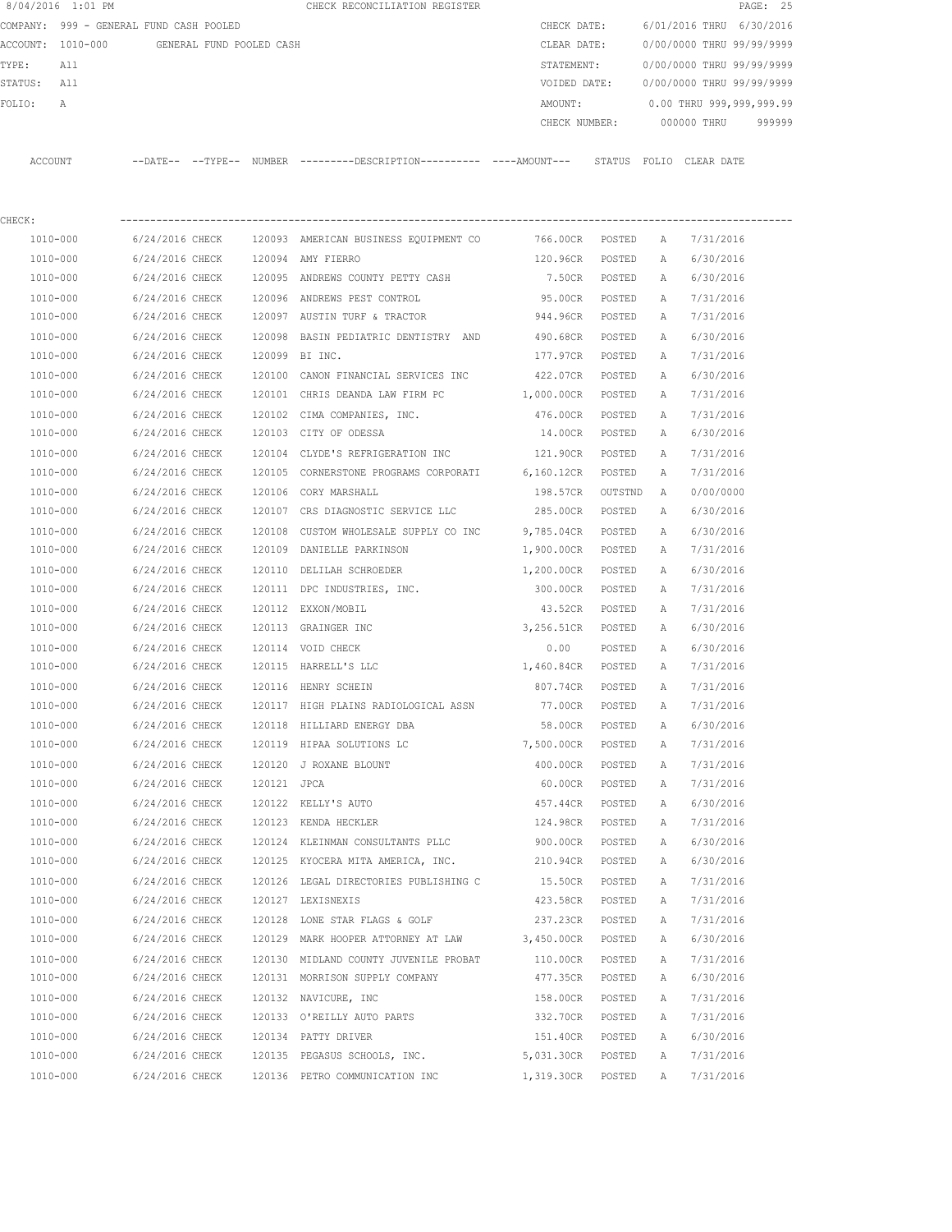8/04/2016 1:01 PM CHECK RECONCILIATION REGISTER

COMPANY: 999 - GENERAL FUND CASH POOLED  CHECK DATE: 6/01/2016 THRU 6/30/2016
ACCOUNT: 1010-000 GENERAL FUND POOLED CASH  CLEAR DATE: 0/00/0000 THRU 99/99/9999
TYPE: All  STATEMENT: 0/00/0000 THRU 99/99/9999
STATUS: All  VOIDED DATE: 0/00/0000 THRU 99/99/9999
FOLIO: A  AMOUNT: 0.00 THRU 999,999,999.99
CHECK NUMBER: 000000 THRU 999999

CHECK:

| ACCOUNT | --DATE-- | --TYPE-- | NUMBER | ---------DESCRIPTION---------- | ----AMOUNT--- | STATUS | FOLIO | CLEAR DATE |
|---|---|---|---|---|---|---|---|---|
| 1010-000 | 6/24/2016 | CHECK | 120093 | AMERICAN BUSINESS EQUIPMENT CO | 766.00CR | POSTED | A | 7/31/2016 |
| 1010-000 | 6/24/2016 | CHECK | 120094 | AMY FIERRO | 120.96CR | POSTED | A | 6/30/2016 |
| 1010-000 | 6/24/2016 | CHECK | 120095 | ANDREWS COUNTY PETTY CASH | 7.50CR | POSTED | A | 6/30/2016 |
| 1010-000 | 6/24/2016 | CHECK | 120096 | ANDREWS PEST CONTROL | 95.00CR | POSTED | A | 7/31/2016 |
| 1010-000 | 6/24/2016 | CHECK | 120097 | AUSTIN TURF & TRACTOR | 944.96CR | POSTED | A | 7/31/2016 |
| 1010-000 | 6/24/2016 | CHECK | 120098 | BASIN PEDIATRIC DENTISTRY AND | 490.68CR | POSTED | A | 6/30/2016 |
| 1010-000 | 6/24/2016 | CHECK | 120099 | BI INC. | 177.97CR | POSTED | A | 7/31/2016 |
| 1010-000 | 6/24/2016 | CHECK | 120100 | CANON FINANCIAL SERVICES INC | 422.07CR | POSTED | A | 6/30/2016 |
| 1010-000 | 6/24/2016 | CHECK | 120101 | CHRIS DEANDA LAW FIRM PC | 1,000.00CR | POSTED | A | 7/31/2016 |
| 1010-000 | 6/24/2016 | CHECK | 120102 | CIMA COMPANIES, INC. | 476.00CR | POSTED | A | 7/31/2016 |
| 1010-000 | 6/24/2016 | CHECK | 120103 | CITY OF ODESSA | 14.00CR | POSTED | A | 6/30/2016 |
| 1010-000 | 6/24/2016 | CHECK | 120104 | CLYDE'S REFRIGERATION INC | 121.90CR | POSTED | A | 7/31/2016 |
| 1010-000 | 6/24/2016 | CHECK | 120105 | CORNERSTONE PROGRAMS CORPORATI | 6,160.12CR | POSTED | A | 7/31/2016 |
| 1010-000 | 6/24/2016 | CHECK | 120106 | CORY MARSHALL | 198.57CR | OUTSTND | A | 0/00/0000 |
| 1010-000 | 6/24/2016 | CHECK | 120107 | CRS DIAGNOSTIC SERVICE LLC | 285.00CR | POSTED | A | 6/30/2016 |
| 1010-000 | 6/24/2016 | CHECK | 120108 | CUSTOM WHOLESALE SUPPLY CO INC | 9,785.04CR | POSTED | A | 6/30/2016 |
| 1010-000 | 6/24/2016 | CHECK | 120109 | DANIELLE PARKINSON | 1,900.00CR | POSTED | A | 7/31/2016 |
| 1010-000 | 6/24/2016 | CHECK | 120110 | DELILAH SCHROEDER | 1,200.00CR | POSTED | A | 6/30/2016 |
| 1010-000 | 6/24/2016 | CHECK | 120111 | DPC INDUSTRIES, INC. | 300.00CR | POSTED | A | 7/31/2016 |
| 1010-000 | 6/24/2016 | CHECK | 120112 | EXXON/MOBIL | 43.52CR | POSTED | A | 7/31/2016 |
| 1010-000 | 6/24/2016 | CHECK | 120113 | GRAINGER INC | 3,256.51CR | POSTED | A | 6/30/2016 |
| 1010-000 | 6/24/2016 | CHECK | 120114 | VOID CHECK | 0.00 | POSTED | A | 6/30/2016 |
| 1010-000 | 6/24/2016 | CHECK | 120115 | HARRELL'S LLC | 1,460.84CR | POSTED | A | 7/31/2016 |
| 1010-000 | 6/24/2016 | CHECK | 120116 | HENRY SCHEIN | 807.74CR | POSTED | A | 7/31/2016 |
| 1010-000 | 6/24/2016 | CHECK | 120117 | HIGH PLAINS RADIOLOGICAL ASSN | 77.00CR | POSTED | A | 7/31/2016 |
| 1010-000 | 6/24/2016 | CHECK | 120118 | HILLIARD ENERGY DBA | 58.00CR | POSTED | A | 6/30/2016 |
| 1010-000 | 6/24/2016 | CHECK | 120119 | HIPAA SOLUTIONS LC | 7,500.00CR | POSTED | A | 7/31/2016 |
| 1010-000 | 6/24/2016 | CHECK | 120120 | J ROXANE BLOUNT | 400.00CR | POSTED | A | 7/31/2016 |
| 1010-000 | 6/24/2016 | CHECK | 120121 | JPCA | 60.00CR | POSTED | A | 7/31/2016 |
| 1010-000 | 6/24/2016 | CHECK | 120122 | KELLY'S AUTO | 457.44CR | POSTED | A | 6/30/2016 |
| 1010-000 | 6/24/2016 | CHECK | 120123 | KENDA HECKLER | 124.98CR | POSTED | A | 7/31/2016 |
| 1010-000 | 6/24/2016 | CHECK | 120124 | KLEINMAN CONSULTANTS PLLC | 900.00CR | POSTED | A | 6/30/2016 |
| 1010-000 | 6/24/2016 | CHECK | 120125 | KYOCERA MITA AMERICA, INC. | 210.94CR | POSTED | A | 6/30/2016 |
| 1010-000 | 6/24/2016 | CHECK | 120126 | LEGAL DIRECTORIES PUBLISHING C | 15.50CR | POSTED | A | 7/31/2016 |
| 1010-000 | 6/24/2016 | CHECK | 120127 | LEXISNEXIS | 423.58CR | POSTED | A | 7/31/2016 |
| 1010-000 | 6/24/2016 | CHECK | 120128 | LONE STAR FLAGS & GOLF | 237.23CR | POSTED | A | 7/31/2016 |
| 1010-000 | 6/24/2016 | CHECK | 120129 | MARK HOOPER ATTORNEY AT LAW | 3,450.00CR | POSTED | A | 6/30/2016 |
| 1010-000 | 6/24/2016 | CHECK | 120130 | MIDLAND COUNTY JUVENILE PROBAT | 110.00CR | POSTED | A | 7/31/2016 |
| 1010-000 | 6/24/2016 | CHECK | 120131 | MORRISON SUPPLY COMPANY | 477.35CR | POSTED | A | 6/30/2016 |
| 1010-000 | 6/24/2016 | CHECK | 120132 | NAVICURE, INC | 158.00CR | POSTED | A | 7/31/2016 |
| 1010-000 | 6/24/2016 | CHECK | 120133 | O'REILLY AUTO PARTS | 332.70CR | POSTED | A | 7/31/2016 |
| 1010-000 | 6/24/2016 | CHECK | 120134 | PATTY DRIVER | 151.40CR | POSTED | A | 6/30/2016 |
| 1010-000 | 6/24/2016 | CHECK | 120135 | PEGASUS SCHOOLS, INC. | 5,031.30CR | POSTED | A | 7/31/2016 |
| 1010-000 | 6/24/2016 | CHECK | 120136 | PETRO COMMUNICATION INC | 1,319.30CR | POSTED | A | 7/31/2016 |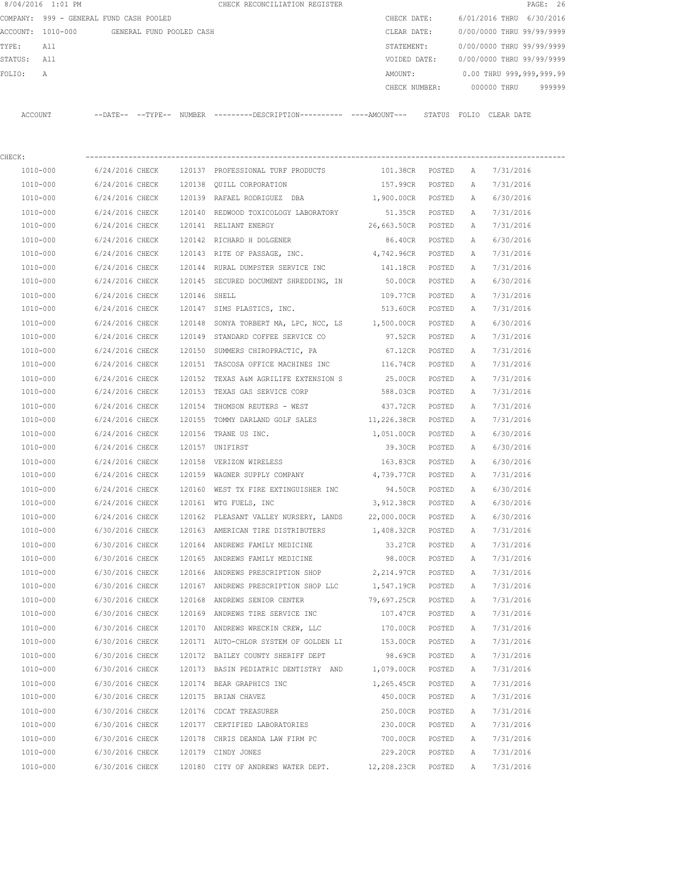8/04/2016 1:01 PM CHECK RECONCILIATION REGISTER

COMPANY: 999 - GENERAL FUND CASH POOLED
ACCOUNT: 1010-000 GENERAL FUND POOLED CASH
TYPE: All
STATUS: All
FOLIO: A

CHECK DATE: 6/01/2016 THRU 6/30/2016
CLEAR DATE: 0/00/0000 THRU 99/99/9999
STATEMENT: 0/00/0000 THRU 99/99/9999
VOIDED DATE: 0/00/0000 THRU 99/99/9999
AMOUNT: 0.00 THRU 999,999,999.99
CHECK NUMBER: 000000 THRU 999999

CHECK:

| ACCOUNT | --DATE-- | --TYPE-- | NUMBER | ---------DESCRIPTION---------- | ----AMOUNT--- | STATUS | FOLIO | CLEAR DATE |
|---|---|---|---|---|---|---|---|---|
| 1010-000 | 6/24/2016 | CHECK | 120137 | PROFESSIONAL TURF PRODUCTS | 101.38CR | POSTED | A | 7/31/2016 |
| 1010-000 | 6/24/2016 | CHECK | 120138 | QUILL CORPORATION | 157.99CR | POSTED | A | 7/31/2016 |
| 1010-000 | 6/24/2016 | CHECK | 120139 | RAFAEL RODRIGUEZ DBA | 1,900.00CR | POSTED | A | 6/30/2016 |
| 1010-000 | 6/24/2016 | CHECK | 120140 | REDWOOD TOXICOLOGY LABORATORY | 51.35CR | POSTED | A | 7/31/2016 |
| 1010-000 | 6/24/2016 | CHECK | 120141 | RELIANT ENERGY | 26,663.50CR | POSTED | A | 7/31/2016 |
| 1010-000 | 6/24/2016 | CHECK | 120142 | RICHARD H DOLGENER | 86.40CR | POSTED | A | 6/30/2016 |
| 1010-000 | 6/24/2016 | CHECK | 120143 | RITE OF PASSAGE, INC. | 4,742.96CR | POSTED | A | 7/31/2016 |
| 1010-000 | 6/24/2016 | CHECK | 120144 | RURAL DUMPSTER SERVICE INC | 141.18CR | POSTED | A | 7/31/2016 |
| 1010-000 | 6/24/2016 | CHECK | 120145 | SECURED DOCUMENT SHREDDING, IN | 50.00CR | POSTED | A | 6/30/2016 |
| 1010-000 | 6/24/2016 | CHECK | 120146 | SHELL | 109.77CR | POSTED | A | 7/31/2016 |
| 1010-000 | 6/24/2016 | CHECK | 120147 | SIMS PLASTICS, INC. | 513.60CR | POSTED | A | 7/31/2016 |
| 1010-000 | 6/24/2016 | CHECK | 120148 | SONYA TORBERT MA, LPC, NCC, LS | 1,500.00CR | POSTED | A | 6/30/2016 |
| 1010-000 | 6/24/2016 | CHECK | 120149 | STANDARD COFFEE SERVICE CO | 97.52CR | POSTED | A | 7/31/2016 |
| 1010-000 | 6/24/2016 | CHECK | 120150 | SUMMERS CHIROPRACTIC, PA | 67.12CR | POSTED | A | 7/31/2016 |
| 1010-000 | 6/24/2016 | CHECK | 120151 | TASCOSA OFFICE MACHINES INC | 116.74CR | POSTED | A | 7/31/2016 |
| 1010-000 | 6/24/2016 | CHECK | 120152 | TEXAS A&M AGRILIFE EXTENSION S | 25.00CR | POSTED | A | 7/31/2016 |
| 1010-000 | 6/24/2016 | CHECK | 120153 | TEXAS GAS SERVICE CORP | 588.03CR | POSTED | A | 7/31/2016 |
| 1010-000 | 6/24/2016 | CHECK | 120154 | THOMSON REUTERS - WEST | 437.72CR | POSTED | A | 7/31/2016 |
| 1010-000 | 6/24/2016 | CHECK | 120155 | TOMMY DARLAND GOLF SALES | 11,226.38CR | POSTED | A | 7/31/2016 |
| 1010-000 | 6/24/2016 | CHECK | 120156 | TRANE US INC. | 1,051.00CR | POSTED | A | 6/30/2016 |
| 1010-000 | 6/24/2016 | CHECK | 120157 | UNIFIRST | 39.30CR | POSTED | A | 6/30/2016 |
| 1010-000 | 6/24/2016 | CHECK | 120158 | VERIZON WIRELESS | 163.83CR | POSTED | A | 6/30/2016 |
| 1010-000 | 6/24/2016 | CHECK | 120159 | WAGNER SUPPLY COMPANY | 4,739.77CR | POSTED | A | 7/31/2016 |
| 1010-000 | 6/24/2016 | CHECK | 120160 | WEST TX FIRE EXTINGUISHER INC | 94.50CR | POSTED | A | 6/30/2016 |
| 1010-000 | 6/24/2016 | CHECK | 120161 | WTG FUELS, INC | 3,912.38CR | POSTED | A | 6/30/2016 |
| 1010-000 | 6/24/2016 | CHECK | 120162 | PLEASANT VALLEY NURSERY, LANDS | 22,000.00CR | POSTED | A | 6/30/2016 |
| 1010-000 | 6/30/2016 | CHECK | 120163 | AMERICAN TIRE DISTRIBUTERS | 1,408.32CR | POSTED | A | 7/31/2016 |
| 1010-000 | 6/30/2016 | CHECK | 120164 | ANDREWS FAMILY MEDICINE | 33.27CR | POSTED | A | 7/31/2016 |
| 1010-000 | 6/30/2016 | CHECK | 120165 | ANDREWS FAMILY MEDICINE | 98.00CR | POSTED | A | 7/31/2016 |
| 1010-000 | 6/30/2016 | CHECK | 120166 | ANDREWS PRESCRIPTION SHOP | 2,214.97CR | POSTED | A | 7/31/2016 |
| 1010-000 | 6/30/2016 | CHECK | 120167 | ANDREWS PRESCRIPTION SHOP LLC | 1,547.19CR | POSTED | A | 7/31/2016 |
| 1010-000 | 6/30/2016 | CHECK | 120168 | ANDREWS SENIOR CENTER | 79,697.25CR | POSTED | A | 7/31/2016 |
| 1010-000 | 6/30/2016 | CHECK | 120169 | ANDREWS TIRE SERVICE INC | 107.47CR | POSTED | A | 7/31/2016 |
| 1010-000 | 6/30/2016 | CHECK | 120170 | ANDREWS WRECKIN CREW, LLC | 170.00CR | POSTED | A | 7/31/2016 |
| 1010-000 | 6/30/2016 | CHECK | 120171 | AUTO-CHLOR SYSTEM OF GOLDEN LI | 153.00CR | POSTED | A | 7/31/2016 |
| 1010-000 | 6/30/2016 | CHECK | 120172 | BAILEY COUNTY SHERIFF DEPT | 98.69CR | POSTED | A | 7/31/2016 |
| 1010-000 | 6/30/2016 | CHECK | 120173 | BASIN PEDIATRIC DENTISTRY AND | 1,079.00CR | POSTED | A | 7/31/2016 |
| 1010-000 | 6/30/2016 | CHECK | 120174 | BEAR GRAPHICS INC | 1,265.45CR | POSTED | A | 7/31/2016 |
| 1010-000 | 6/30/2016 | CHECK | 120175 | BRIAN CHAVEZ | 450.00CR | POSTED | A | 7/31/2016 |
| 1010-000 | 6/30/2016 | CHECK | 120176 | CDCAT TREASURER | 250.00CR | POSTED | A | 7/31/2016 |
| 1010-000 | 6/30/2016 | CHECK | 120177 | CERTIFIED LABORATORIES | 230.00CR | POSTED | A | 7/31/2016 |
| 1010-000 | 6/30/2016 | CHECK | 120178 | CHRIS DEANDA LAW FIRM PC | 700.00CR | POSTED | A | 7/31/2016 |
| 1010-000 | 6/30/2016 | CHECK | 120179 | CINDY JONES | 229.20CR | POSTED | A | 7/31/2016 |
| 1010-000 | 6/30/2016 | CHECK | 120180 | CITY OF ANDREWS WATER DEPT. | 12,208.23CR | POSTED | A | 7/31/2016 |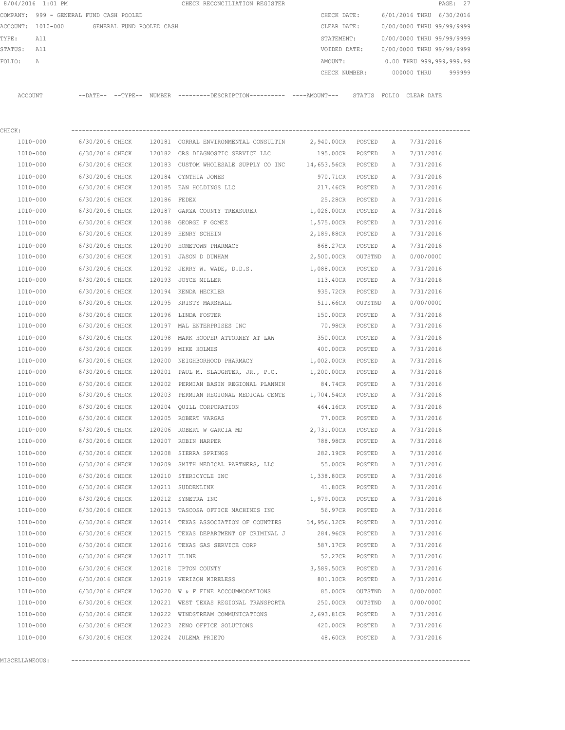8/04/2016 1:01 PM CHECK RECONCILIATION REGISTER

COMPANY: 999 - GENERAL FUND CASH POOLED
ACCOUNT: 1010-000 GENERAL FUND POOLED CASH
TYPE: All
STATUS: All
FOLIO: A

CHECK DATE: 6/01/2016 THRU 6/30/2016
CLEAR DATE: 0/00/0000 THRU 99/99/9999
STATEMENT: 0/00/0000 THRU 99/99/9999
VOIDED DATE: 0/00/0000 THRU 99/99/9999
AMOUNT: 0.00 THRU 999,999,999.99
CHECK NUMBER: 000000 THRU 999999

CHECK:

| ACCOUNT | --DATE-- | --TYPE-- | NUMBER | ---------DESCRIPTION---------- | ----AMOUNT--- | STATUS | FOLIO | CLEAR DATE |
|---|---|---|---|---|---|---|---|---|
| 1010-000 | 6/30/2016 | CHECK | 120181 | CORRAL ENVIRONMENTAL CONSULTIN | 2,940.00CR | POSTED | A | 7/31/2016 |
| 1010-000 | 6/30/2016 | CHECK | 120182 | CRS DIAGNOSTIC SERVICE LLC | 195.00CR | POSTED | A | 7/31/2016 |
| 1010-000 | 6/30/2016 | CHECK | 120183 | CUSTOM WHOLESALE SUPPLY CO INC | 14,653.56CR | POSTED | A | 7/31/2016 |
| 1010-000 | 6/30/2016 | CHECK | 120184 | CYNTHIA JONES | 970.71CR | POSTED | A | 7/31/2016 |
| 1010-000 | 6/30/2016 | CHECK | 120185 | EAN HOLDINGS LLC | 217.46CR | POSTED | A | 7/31/2016 |
| 1010-000 | 6/30/2016 | CHECK | 120186 | FEDEX | 25.28CR | POSTED | A | 7/31/2016 |
| 1010-000 | 6/30/2016 | CHECK | 120187 | GARZA COUNTY TREASURER | 1,026.00CR | POSTED | A | 7/31/2016 |
| 1010-000 | 6/30/2016 | CHECK | 120188 | GEORGE F GOMEZ | 1,575.00CR | POSTED | A | 7/31/2016 |
| 1010-000 | 6/30/2016 | CHECK | 120189 | HENRY SCHEIN | 2,189.88CR | POSTED | A | 7/31/2016 |
| 1010-000 | 6/30/2016 | CHECK | 120190 | HOMETOWN PHARMACY | 868.27CR | POSTED | A | 7/31/2016 |
| 1010-000 | 6/30/2016 | CHECK | 120191 | JASON D DUNHAM | 2,500.00CR | OUTSTND | A | 0/00/0000 |
| 1010-000 | 6/30/2016 | CHECK | 120192 | JERRY W. WADE, D.D.S. | 1,088.00CR | POSTED | A | 7/31/2016 |
| 1010-000 | 6/30/2016 | CHECK | 120193 | JOYCE MILLER | 113.40CR | POSTED | A | 7/31/2016 |
| 1010-000 | 6/30/2016 | CHECK | 120194 | KENDA HECKLER | 935.72CR | POSTED | A | 7/31/2016 |
| 1010-000 | 6/30/2016 | CHECK | 120195 | KRISTY MARSHALL | 511.66CR | OUTSTND | A | 0/00/0000 |
| 1010-000 | 6/30/2016 | CHECK | 120196 | LINDA FOSTER | 150.00CR | POSTED | A | 7/31/2016 |
| 1010-000 | 6/30/2016 | CHECK | 120197 | MAL ENTERPRISES INC | 70.98CR | POSTED | A | 7/31/2016 |
| 1010-000 | 6/30/2016 | CHECK | 120198 | MARK HOOPER ATTORNEY AT LAW | 350.00CR | POSTED | A | 7/31/2016 |
| 1010-000 | 6/30/2016 | CHECK | 120199 | MIKE HOLMES | 400.00CR | POSTED | A | 7/31/2016 |
| 1010-000 | 6/30/2016 | CHECK | 120200 | NEIGHBORHOOD PHARMACY | 1,002.00CR | POSTED | A | 7/31/2016 |
| 1010-000 | 6/30/2016 | CHECK | 120201 | PAUL M. SLAUGHTER, JR., P.C. | 1,200.00CR | POSTED | A | 7/31/2016 |
| 1010-000 | 6/30/2016 | CHECK | 120202 | PERMIAN BASIN REGIONAL PLANNIN | 84.74CR | POSTED | A | 7/31/2016 |
| 1010-000 | 6/30/2016 | CHECK | 120203 | PERMIAN REGIONAL MEDICAL CENTE | 1,704.54CR | POSTED | A | 7/31/2016 |
| 1010-000 | 6/30/2016 | CHECK | 120204 | QUILL CORPORATION | 464.16CR | POSTED | A | 7/31/2016 |
| 1010-000 | 6/30/2016 | CHECK | 120205 | ROBERT VARGAS | 77.00CR | POSTED | A | 7/31/2016 |
| 1010-000 | 6/30/2016 | CHECK | 120206 | ROBERT W GARCIA MD | 2,731.00CR | POSTED | A | 7/31/2016 |
| 1010-000 | 6/30/2016 | CHECK | 120207 | ROBIN HARPER | 788.98CR | POSTED | A | 7/31/2016 |
| 1010-000 | 6/30/2016 | CHECK | 120208 | SIERRA SPRINGS | 282.19CR | POSTED | A | 7/31/2016 |
| 1010-000 | 6/30/2016 | CHECK | 120209 | SMITH MEDICAL PARTNERS, LLC | 55.00CR | POSTED | A | 7/31/2016 |
| 1010-000 | 6/30/2016 | CHECK | 120210 | STERICYCLE INC | 1,338.80CR | POSTED | A | 7/31/2016 |
| 1010-000 | 6/30/2016 | CHECK | 120211 | SUDDENLINK | 41.80CR | POSTED | A | 7/31/2016 |
| 1010-000 | 6/30/2016 | CHECK | 120212 | SYNETRA INC | 1,979.00CR | POSTED | A | 7/31/2016 |
| 1010-000 | 6/30/2016 | CHECK | 120213 | TASCOSA OFFICE MACHINES INC | 56.97CR | POSTED | A | 7/31/2016 |
| 1010-000 | 6/30/2016 | CHECK | 120214 | TEXAS ASSOCIATION OF COUNTIES | 34,956.12CR | POSTED | A | 7/31/2016 |
| 1010-000 | 6/30/2016 | CHECK | 120215 | TEXAS DEPARTMENT OF CRIMINAL J | 284.96CR | POSTED | A | 7/31/2016 |
| 1010-000 | 6/30/2016 | CHECK | 120216 | TEXAS GAS SERVICE CORP | 587.17CR | POSTED | A | 7/31/2016 |
| 1010-000 | 6/30/2016 | CHECK | 120217 | ULINE | 52.27CR | POSTED | A | 7/31/2016 |
| 1010-000 | 6/30/2016 | CHECK | 120218 | UPTON COUNTY | 3,589.50CR | POSTED | A | 7/31/2016 |
| 1010-000 | 6/30/2016 | CHECK | 120219 | VERIZON WIRELESS | 801.10CR | POSTED | A | 7/31/2016 |
| 1010-000 | 6/30/2016 | CHECK | 120220 | W & F FINE ACCOUMMODATIONS | 85.00CR | OUTSTND | A | 0/00/0000 |
| 1010-000 | 6/30/2016 | CHECK | 120221 | WEST TEXAS REGIONAL TRANSPORTA | 250.00CR | OUTSTND | A | 0/00/0000 |
| 1010-000 | 6/30/2016 | CHECK | 120222 | WINDSTREAM COMMUNICATIONS | 2,693.81CR | POSTED | A | 7/31/2016 |
| 1010-000 | 6/30/2016 | CHECK | 120223 | ZENO OFFICE SOLUTIONS | 420.00CR | POSTED | A | 7/31/2016 |
| 1010-000 | 6/30/2016 | CHECK | 120224 | ZULEMA PRIETO | 48.60CR | POSTED | A | 7/31/2016 |

MISCELLANEOUS: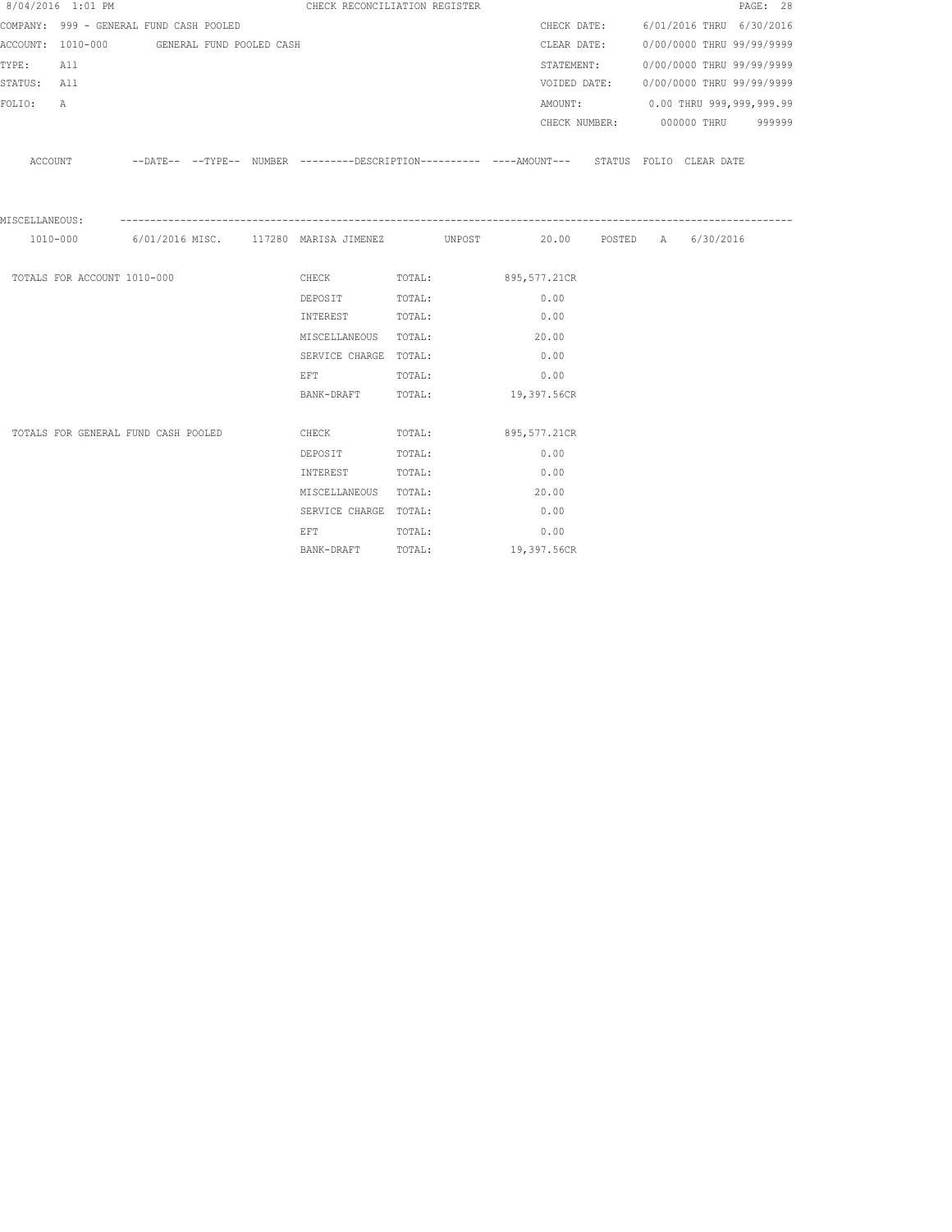8/04/2016 1:01 PM CHECK RECONCILIATION REGISTER

COMPANY: 999 - GENERAL FUND CASH POOLED

ACCOUNT: 1010-000 GENERAL FUND POOLED CASH

TYPE: All

STATUS: All

FOLIO: A

CHECK DATE: 6/01/2016 THRU 6/30/2016

CLEAR DATE: 0/00/0000 THRU 99/99/9999

STATEMENT: 0/00/0000 THRU 99/99/9999

VOIDED DATE: 0/00/0000 THRU 99/99/9999

AMOUNT: 0.00 THRU 999,999,999.99

CHECK NUMBER: 000000 THRU 999999

| ACCOUNT | --DATE-- | --TYPE-- | NUMBER | ---------DESCRIPTION---------- | ----AMOUNT--- | STATUS | FOLIO | CLEAR DATE |
|---|---|---|---|---|---|---|---|---|
| MISCELLANEOUS: | | | | | | | | |
| 1010-000 | 6/01/2016 | MISC. | 117280 | MARISA JIMENEZ UNPOST | 20.00 | POSTED | A | 6/30/2016 |

| | | | |
|---|---|---|---|
| TOTALS FOR ACCOUNT 1010-000 | CHECK | TOTAL: | 895,577.21CR |
| | DEPOSIT | TOTAL: | 0.00 |
| | INTEREST | TOTAL: | 0.00 |
| | MISCELLANEOUS | TOTAL: | 20.00 |
| | SERVICE CHARGE | TOTAL: | 0.00 |
| | EFT | TOTAL: | 0.00 |
| | BANK-DRAFT | TOTAL: | 19,397.56CR |
| TOTALS FOR GENERAL FUND CASH POOLED | CHECK | TOTAL: | 895,577.21CR |
| | DEPOSIT | TOTAL: | 0.00 |
| | INTEREST | TOTAL: | 0.00 |
| | MISCELLANEOUS | TOTAL: | 20.00 |
| | SERVICE CHARGE | TOTAL: | 0.00 |
| | EFT | TOTAL: | 0.00 |
| | BANK-DRAFT | TOTAL: | 19,397.56CR |